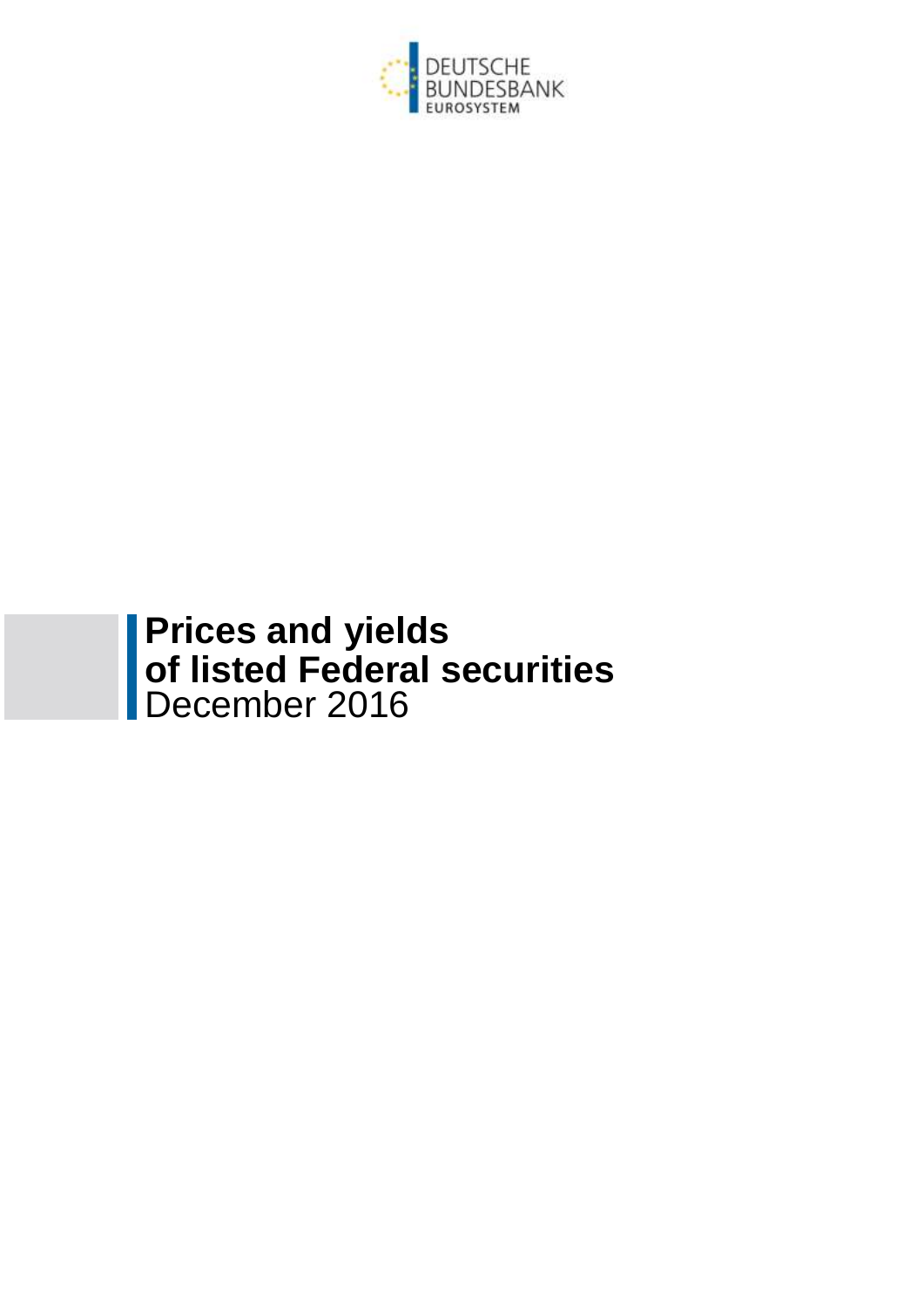DEUTSCHE BUNDESBANK
EUROSYSTEM

# Prices and yields of listed Federal securities

December 2016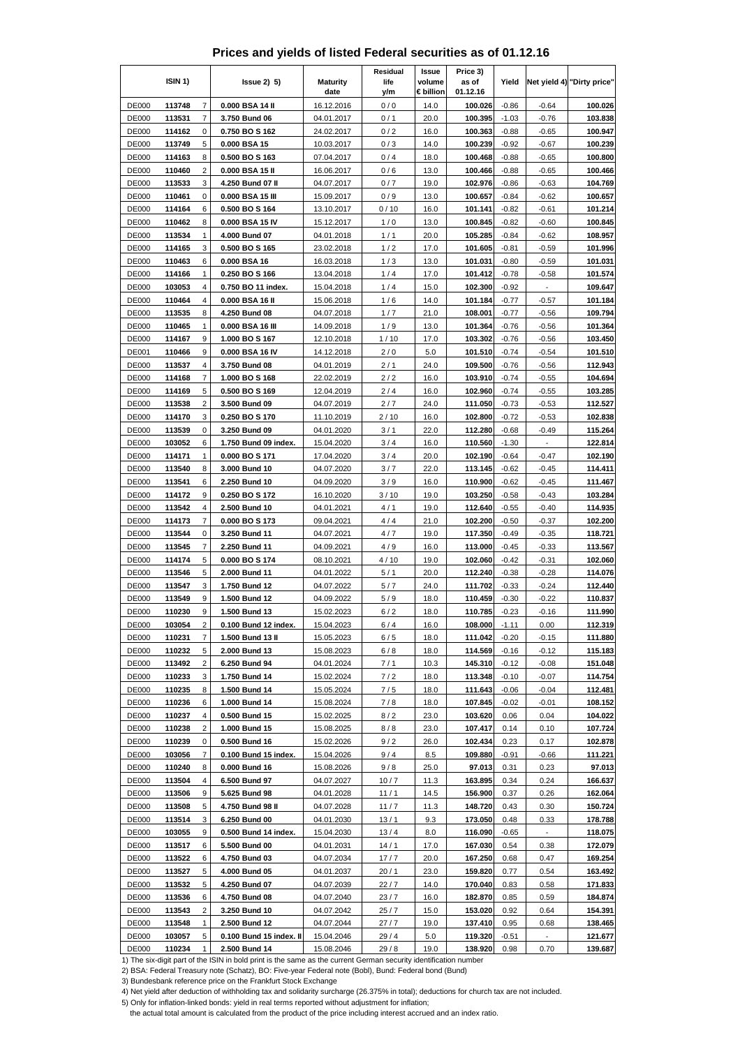# Prices and yields of listed Federal securities as of 01.12.16

| ISIN 1) | | | Issue 2) 5) | Maturity date | Residual life y/m | Issue volume € billion | Price 3) as of 01.12.16 | Yield | Net yield 4) | "Dirty price" |
|---|---|---|---|---|---|---|---|---|---|---|
| DE000 | 113748 | 7 | 0.000 BSA 14 II | 16.12.2016 | 0 / 0 | 14.0 | 100.026 | -0.86 | -0.64 | 100.026 |
| DE000 | 113531 | 7 | 3.750 Bund 06 | 04.01.2017 | 0 / 1 | 20.0 | 100.395 | -1.03 | -0.76 | 103.838 |
| DE000 | 114162 | 0 | 0.750 BO S 162 | 24.02.2017 | 0 / 2 | 16.0 | 100.363 | -0.88 | -0.65 | 100.947 |
| DE000 | 113749 | 5 | 0.000 BSA 15 | 10.03.2017 | 0 / 3 | 14.0 | 100.239 | -0.92 | -0.67 | 100.239 |
| DE000 | 114163 | 8 | 0.500 BO S 163 | 07.04.2017 | 0 / 4 | 18.0 | 100.468 | -0.88 | -0.65 | 100.800 |
| DE000 | 110460 | 2 | 0.000 BSA 15 II | 16.06.2017 | 0 / 6 | 13.0 | 100.466 | -0.88 | -0.65 | 100.466 |
| DE000 | 113533 | 3 | 4.250 Bund 07 II | 04.07.2017 | 0 / 7 | 19.0 | 102.976 | -0.86 | -0.63 | 104.769 |
| DE000 | 110461 | 0 | 0.000 BSA 15 III | 15.09.2017 | 0 / 9 | 13.0 | 100.657 | -0.84 | -0.62 | 100.657 |
| DE000 | 114164 | 6 | 0.500 BO S 164 | 13.10.2017 | 0 / 10 | 16.0 | 101.141 | -0.82 | -0.61 | 101.214 |
| DE000 | 110462 | 8 | 0.000 BSA 15 IV | 15.12.2017 | 1 / 0 | 13.0 | 100.845 | -0.82 | -0.60 | 100.845 |
| DE000 | 113534 | 1 | 4.000 Bund 07 | 04.01.2018 | 1 / 1 | 20.0 | 105.285 | -0.84 | -0.62 | 108.957 |
| DE000 | 114165 | 3 | 0.500 BO S 165 | 23.02.2018 | 1 / 2 | 17.0 | 101.605 | -0.81 | -0.59 | 101.996 |
| DE000 | 110463 | 6 | 0.000 BSA 16 | 16.03.2018 | 1 / 3 | 13.0 | 101.031 | -0.80 | -0.59 | 101.031 |
| DE000 | 114166 | 1 | 0.250 BO S 166 | 13.04.2018 | 1 / 4 | 17.0 | 101.412 | -0.78 | -0.58 | 101.574 |
| DE000 | 103053 | 4 | 0.750 BO 11 index. | 15.04.2018 | 1 / 4 | 15.0 | 102.300 | -0.92 | - | 109.647 |
| DE000 | 110464 | 4 | 0.000 BSA 16 II | 15.06.2018 | 1 / 6 | 14.0 | 101.184 | -0.77 | -0.57 | 101.184 |
| DE000 | 113535 | 8 | 4.250 Bund 08 | 04.07.2018 | 1 / 7 | 21.0 | 108.001 | -0.77 | -0.56 | 109.794 |
| DE000 | 110465 | 1 | 0.000 BSA 16 III | 14.09.2018 | 1 / 9 | 13.0 | 101.364 | -0.76 | -0.56 | 101.364 |
| DE000 | 114167 | 9 | 1.000 BO S 167 | 12.10.2018 | 1 / 10 | 17.0 | 103.302 | -0.76 | -0.56 | 103.450 |
| DE001 | 110466 | 9 | 0.000 BSA 16 IV | 14.12.2018 | 2 / 0 | 5.0 | 101.510 | -0.74 | -0.54 | 101.510 |
| DE000 | 113537 | 4 | 3.750 Bund 08 | 04.01.2019 | 2 / 1 | 24.0 | 109.500 | -0.76 | -0.56 | 112.943 |
| DE000 | 114168 | 7 | 1.000 BO S 168 | 22.02.2019 | 2 / 2 | 16.0 | 103.910 | -0.74 | -0.55 | 104.694 |
| DE000 | 114169 | 5 | 0.500 BO S 169 | 12.04.2019 | 2 / 4 | 16.0 | 102.960 | -0.74 | -0.55 | 103.285 |
| DE000 | 113538 | 2 | 3.500 Bund 09 | 04.07.2019 | 2 / 7 | 24.0 | 111.050 | -0.73 | -0.53 | 112.527 |
| DE000 | 114170 | 3 | 0.250 BO S 170 | 11.10.2019 | 2 / 10 | 16.0 | 102.800 | -0.72 | -0.53 | 102.838 |
| DE000 | 113539 | 0 | 3.250 Bund 09 | 04.01.2020 | 3 / 1 | 22.0 | 112.280 | -0.68 | -0.49 | 115.264 |
| DE000 | 103052 | 6 | 1.750 Bund 09 index. | 15.04.2020 | 3 / 4 | 16.0 | 110.560 | -1.30 | - | 122.814 |
| DE000 | 114171 | 1 | 0.000 BO S 171 | 17.04.2020 | 3 / 4 | 20.0 | 102.190 | -0.64 | -0.47 | 102.190 |
| DE000 | 113540 | 8 | 3.000 Bund 10 | 04.07.2020 | 3 / 7 | 22.0 | 113.145 | -0.62 | -0.45 | 114.411 |
| DE000 | 113541 | 6 | 2.250 Bund 10 | 04.09.2020 | 3 / 9 | 16.0 | 110.900 | -0.62 | -0.45 | 111.467 |
| DE000 | 114172 | 9 | 0.250 BO S 172 | 16.10.2020 | 3 / 10 | 19.0 | 103.250 | -0.58 | -0.43 | 103.284 |
| DE000 | 113542 | 4 | 2.500 Bund 10 | 04.01.2021 | 4 / 1 | 19.0 | 112.640 | -0.55 | -0.40 | 114.935 |
| DE000 | 114173 | 7 | 0.000 BO S 173 | 09.04.2021 | 4 / 4 | 21.0 | 102.200 | -0.50 | -0.37 | 102.200 |
| DE000 | 113544 | 0 | 3.250 Bund 11 | 04.07.2021 | 4 / 7 | 19.0 | 117.350 | -0.49 | -0.35 | 118.721 |
| DE000 | 113545 | 7 | 2.250 Bund 11 | 04.09.2021 | 4 / 9 | 16.0 | 113.000 | -0.45 | -0.33 | 113.567 |
| DE000 | 114174 | 5 | 0.000 BO S 174 | 08.10.2021 | 4 / 10 | 19.0 | 102.060 | -0.42 | -0.31 | 102.060 |
| DE000 | 113546 | 5 | 2.000 Bund 11 | 04.01.2022 | 5 / 1 | 20.0 | 112.240 | -0.38 | -0.28 | 114.076 |
| DE000 | 113547 | 3 | 1.750 Bund 12 | 04.07.2022 | 5 / 7 | 24.0 | 111.702 | -0.33 | -0.24 | 112.440 |
| DE000 | 113549 | 9 | 1.500 Bund 12 | 04.09.2022 | 5 / 9 | 18.0 | 110.459 | -0.30 | -0.22 | 110.837 |
| DE000 | 110230 | 9 | 1.500 Bund 13 | 15.02.2023 | 6 / 2 | 18.0 | 110.785 | -0.23 | -0.16 | 111.990 |
| DE000 | 103054 | 2 | 0.100 Bund 12 index. | 15.04.2023 | 6 / 4 | 16.0 | 108.000 | -1.11 | 0.00 | 112.319 |
| DE000 | 110231 | 7 | 1.500 Bund 13 II | 15.05.2023 | 6 / 5 | 18.0 | 111.042 | -0.20 | -0.15 | 111.880 |
| DE000 | 110232 | 5 | 2.000 Bund 13 | 15.08.2023 | 6 / 8 | 18.0 | 114.569 | -0.16 | -0.12 | 115.183 |
| DE000 | 113492 | 2 | 6.250 Bund 94 | 04.01.2024 | 7 / 1 | 10.3 | 145.310 | -0.12 | -0.08 | 151.048 |
| DE000 | 110233 | 3 | 1.750 Bund 14 | 15.02.2024 | 7 / 2 | 18.0 | 113.348 | -0.10 | -0.07 | 114.754 |
| DE000 | 110235 | 8 | 1.500 Bund 14 | 15.05.2024 | 7 / 5 | 18.0 | 111.643 | -0.06 | -0.04 | 112.481 |
| DE000 | 110236 | 6 | 1.000 Bund 14 | 15.08.2024 | 7 / 8 | 18.0 | 107.845 | -0.02 | -0.01 | 108.152 |
| DE000 | 110237 | 4 | 0.500 Bund 15 | 15.02.2025 | 8 / 2 | 23.0 | 103.620 | 0.06 | 0.04 | 104.022 |
| DE000 | 110238 | 2 | 1.000 Bund 15 | 15.08.2025 | 8 / 8 | 23.0 | 107.417 | 0.14 | 0.10 | 107.724 |
| DE000 | 110239 | 0 | 0.500 Bund 16 | 15.02.2026 | 9 / 2 | 26.0 | 102.434 | 0.23 | 0.17 | 102.878 |
| DE000 | 103056 | 7 | 0.100 Bund 15 index. | 15.04.2026 | 9 / 4 | 8.5 | 109.880 | -0.91 | -0.66 | 111.221 |
| DE000 | 110240 | 8 | 0.000 Bund 16 | 15.08.2026 | 9 / 8 | 25.0 | 97.013 | 0.31 | 0.23 | 97.013 |
| DE000 | 113504 | 4 | 6.500 Bund 97 | 04.07.2027 | 10 / 7 | 11.3 | 163.895 | 0.34 | 0.24 | 166.637 |
| DE000 | 113506 | 9 | 5.625 Bund 98 | 04.01.2028 | 11 / 1 | 14.5 | 156.900 | 0.37 | 0.26 | 162.064 |
| DE000 | 113508 | 5 | 4.750 Bund 98 II | 04.07.2028 | 11 / 7 | 11.3 | 148.720 | 0.43 | 0.30 | 150.724 |
| DE000 | 113514 | 3 | 6.250 Bund 00 | 04.01.2030 | 13 / 1 | 9.3 | 173.050 | 0.48 | 0.33 | 178.788 |
| DE000 | 103055 | 9 | 0.500 Bund 14 index. | 15.04.2030 | 13 / 4 | 8.0 | 116.090 | -0.65 | - | 118.075 |
| DE000 | 113517 | 6 | 5.500 Bund 00 | 04.01.2031 | 14 / 1 | 17.0 | 167.030 | 0.54 | 0.38 | 172.079 |
| DE000 | 113522 | 6 | 4.750 Bund 03 | 04.07.2034 | 17 / 7 | 20.0 | 167.250 | 0.68 | 0.47 | 169.254 |
| DE000 | 113527 | 5 | 4.000 Bund 05 | 04.01.2037 | 20 / 1 | 23.0 | 159.820 | 0.77 | 0.54 | 163.492 |
| DE000 | 113532 | 5 | 4.250 Bund 07 | 04.07.2039 | 22 / 7 | 14.0 | 170.040 | 0.83 | 0.58 | 171.833 |
| DE000 | 113536 | 6 | 4.750 Bund 08 | 04.07.2040 | 23 / 7 | 16.0 | 182.870 | 0.85 | 0.59 | 184.874 |
| DE000 | 113543 | 2 | 3.250 Bund 10 | 04.07.2042 | 25 / 7 | 15.0 | 153.020 | 0.92 | 0.64 | 154.391 |
| DE000 | 113548 | 1 | 2.500 Bund 12 | 04.07.2044 | 27 / 7 | 19.0 | 137.410 | 0.95 | 0.68 | 138.465 |
| DE000 | 103057 | 5 | 0.100 Bund 15 index. II | 15.04.2046 | 29 / 4 | 5.0 | 119.320 | -0.51 | - | 121.677 |
| DE000 | 110234 | 1 | 2.500 Bund 14 | 15.08.2046 | 29 / 8 | 19.0 | 138.920 | 0.98 | 0.70 | 139.687 |

1) The six-digit part of the ISIN in bold print is the same as the current German security identification number

2) BSA: Federal Treasury note (Schatz), BO: Five-year Federal note (Bobl), Bund: Federal bond (Bund)

3) Bundesbank reference price on the Frankfurt Stock Exchange

4) Net yield after deduction of withholding tax and solidarity surcharge (26.375% in total); deductions for church tax are not included.

5) Only for inflation-linked bonds: yield in real terms reported without adjustment for inflation;
the actual total amount is calculated from the product of the price including interest accrued and an index ratio.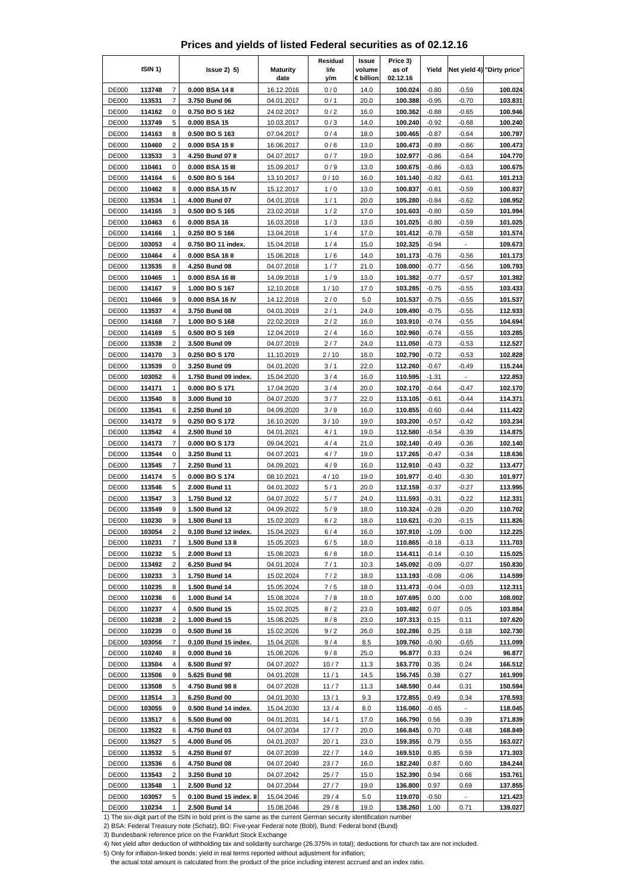# Prices and yields of listed Federal securities as of 02.12.16

| ISIN 1) | | | Issue 2) 5) | Maturity date | Residual life y/m | Issue volume € billion | Price 3) as of 02.12.16 | Yield | Net yield 4) | "Dirty price" |
|---|---|---|---|---|---|---|---|---|---|---|
| DE000 | **113748** | 7 | **0.000 BSA 14 II** | 16.12.2016 | 0 / 0 | 14.0 | **100.024** | -0.80 | -0.59 | **100.024** |
| DE000 | **113531** | 7 | **3.750 Bund 06** | 04.01.2017 | 0 / 1 | 20.0 | **100.388** | -0.95 | -0.70 | **103.831** |
| DE000 | **114162** | 0 | **0.750 BO S 162** | 24.02.2017 | 0 / 2 | 16.0 | **100.362** | -0.88 | -0.65 | **100.946** |
| DE000 | **113749** | 5 | **0.000 BSA 15** | 10.03.2017 | 0 / 3 | 14.0 | **100.240** | -0.92 | -0.68 | **100.240** |
| DE000 | **114163** | 8 | **0.500 BO S 163** | 07.04.2017 | 0 / 4 | 18.0 | **100.465** | -0.87 | -0.64 | **100.797** |
| DE000 | **110460** | 2 | **0.000 BSA 15 II** | 16.06.2017 | 0 / 6 | 13.0 | **100.473** | -0.89 | -0.66 | **100.473** |
| DE000 | **113533** | 3 | **4.250 Bund 07 II** | 04.07.2017 | 0 / 7 | 19.0 | **102.977** | -0.86 | -0.64 | **104.770** |
| DE000 | **110461** | 0 | **0.000 BSA 15 III** | 15.09.2017 | 0 / 9 | 13.0 | **100.675** | -0.86 | -0.63 | **100.675** |
| DE000 | **114164** | 6 | **0.500 BO S 164** | 13.10.2017 | 0 / 10 | 16.0 | **101.140** | -0.82 | -0.61 | **101.213** |
| DE000 | **110462** | 8 | **0.000 BSA 15 IV** | 15.12.2017 | 1 / 0 | 13.0 | **100.837** | -0.81 | -0.59 | **100.837** |
| DE000 | **113534** | 1 | **4.000 Bund 07** | 04.01.2018 | 1 / 1 | 20.0 | **105.280** | -0.84 | -0.62 | **108.952** |
| DE000 | **114165** | 3 | **0.500 BO S 165** | 23.02.2018 | 1 / 2 | 17.0 | **101.603** | -0.80 | -0.59 | **101.994** |
| DE000 | **110463** | 6 | **0.000 BSA 16** | 16.03.2018 | 1 / 3 | 13.0 | **101.025** | -0.80 | -0.59 | **101.025** |
| DE000 | **114166** | 1 | **0.250 BO S 166** | 13.04.2018 | 1 / 4 | 17.0 | **101.412** | -0.78 | -0.58 | **101.574** |
| DE000 | **103053** | 4 | **0.750 BO 11 index.** | 15.04.2018 | 1 / 4 | 15.0 | **102.325** | -0.94 | - | **109.673** |
| DE000 | **110464** | 4 | **0.000 BSA 16 II** | 15.06.2018 | 1 / 6 | 14.0 | **101.173** | -0.76 | -0.56 | **101.173** |
| DE000 | **113535** | 8 | **4.250 Bund 08** | 04.07.2018 | 1 / 7 | 21.0 | **108.000** | -0.77 | -0.56 | **109.793** |
| DE000 | **110465** | 1 | **0.000 BSA 16 III** | 14.09.2018 | 1 / 9 | 13.0 | **101.382** | -0.77 | -0.57 | **101.382** |
| DE000 | **114167** | 9 | **1.000 BO S 167** | 12.10.2018 | 1 / 10 | 17.0 | **103.285** | -0.75 | -0.55 | **103.433** |
| DE001 | **110466** | 9 | **0.000 BSA 16 IV** | 14.12.2018 | 2 / 0 | 5.0 | **101.537** | -0.75 | -0.55 | **101.537** |
| DE000 | **113537** | 4 | **3.750 Bund 08** | 04.01.2019 | 2 / 1 | 24.0 | **109.490** | -0.75 | -0.55 | **112.933** |
| DE000 | **114168** | 7 | **1.000 BO S 168** | 22.02.2019 | 2 / 2 | 16.0 | **103.910** | -0.74 | -0.55 | **104.694** |
| DE000 | **114169** | 5 | **0.500 BO S 169** | 12.04.2019 | 2 / 4 | 16.0 | **102.960** | -0.74 | -0.55 | **103.285** |
| DE000 | **113538** | 2 | **3.500 Bund 09** | 04.07.2019 | 2 / 7 | 24.0 | **111.050** | -0.73 | -0.53 | **112.527** |
| DE000 | **114170** | 3 | **0.250 BO S 170** | 11.10.2019 | 2 / 10 | 16.0 | **102.790** | -0.72 | -0.53 | **102.828** |
| DE000 | **113539** | 0 | **3.250 Bund 09** | 04.01.2020 | 3 / 1 | 22.0 | **112.260** | -0.67 | -0.49 | **115.244** |
| DE000 | **103052** | 6 | **1.750 Bund 09 index.** | 15.04.2020 | 3 / 4 | 16.0 | **110.595** | -1.31 | - | **122.853** |
| DE000 | **114171** | 1 | **0.000 BO S 171** | 17.04.2020 | 3 / 4 | 20.0 | **102.170** | -0.64 | -0.47 | **102.170** |
| DE000 | **113540** | 8 | **3.000 Bund 10** | 04.07.2020 | 3 / 7 | 22.0 | **113.105** | -0.61 | -0.44 | **114.371** |
| DE000 | **113541** | 6 | **2.250 Bund 10** | 04.09.2020 | 3 / 9 | 16.0 | **110.855** | -0.60 | -0.44 | **111.422** |
| DE000 | **114172** | 9 | **0.250 BO S 172** | 16.10.2020 | 3 / 10 | 19.0 | **103.200** | -0.57 | -0.42 | **103.234** |
| DE000 | **113542** | 4 | **2.500 Bund 10** | 04.01.2021 | 4 / 1 | 19.0 | **112.580** | -0.54 | -0.39 | **114.875** |
| DE000 | **114173** | 7 | **0.000 BO S 173** | 09.04.2021 | 4 / 4 | 21.0 | **102.140** | -0.49 | -0.36 | **102.140** |
| DE000 | **113544** | 0 | **3.250 Bund 11** | 04.07.2021 | 4 / 7 | 19.0 | **117.265** | -0.47 | -0.34 | **118.636** |
| DE000 | **113545** | 7 | **2.250 Bund 11** | 04.09.2021 | 4 / 9 | 16.0 | **112.910** | -0.43 | -0.32 | **113.477** |
| DE000 | **114174** | 5 | **0.000 BO S 174** | 08.10.2021 | 4 / 10 | 19.0 | **101.977** | -0.40 | -0.30 | **101.977** |
| DE000 | **113546** | 5 | **2.000 Bund 11** | 04.01.2022 | 5 / 1 | 20.0 | **112.159** | -0.37 | -0.27 | **113.995** |
| DE000 | **113547** | 3 | **1.750 Bund 12** | 04.07.2022 | 5 / 7 | 24.0 | **111.593** | -0.31 | -0.22 | **112.331** |
| DE000 | **113549** | 9 | **1.500 Bund 12** | 04.09.2022 | 5 / 9 | 18.0 | **110.324** | -0.28 | -0.20 | **110.702** |
| DE000 | **110230** | 9 | **1.500 Bund 13** | 15.02.2023 | 6 / 2 | 18.0 | **110.621** | -0.20 | -0.15 | **111.826** |
| DE000 | **103054** | 2 | **0.100 Bund 12 index.** | 15.04.2023 | 6 / 4 | 16.0 | **107.910** | -1.09 | 0.00 | **112.225** |
| DE000 | **110231** | 7 | **1.500 Bund 13 II** | 15.05.2023 | 6 / 5 | 18.0 | **110.865** | -0.18 | -0.13 | **111.703** |
| DE000 | **110232** | 5 | **2.000 Bund 13** | 15.08.2023 | 6 / 8 | 18.0 | **114.411** | -0.14 | -0.10 | **115.025** |
| DE000 | **113492** | 2 | **6.250 Bund 94** | 04.01.2024 | 7 / 1 | 10.3 | **145.092** | -0.09 | -0.07 | **150.830** |
| DE000 | **110233** | 3 | **1.750 Bund 14** | 15.02.2024 | 7 / 2 | 18.0 | **113.193** | -0.08 | -0.06 | **114.599** |
| DE000 | **110235** | 8 | **1.500 Bund 14** | 15.05.2024 | 7 / 5 | 18.0 | **111.473** | -0.04 | -0.03 | **112.311** |
| DE000 | **110236** | 6 | **1.000 Bund 14** | 15.08.2024 | 7 / 8 | 18.0 | **107.695** | 0.00 | 0.00 | **108.002** |
| DE000 | **110237** | 4 | **0.500 Bund 15** | 15.02.2025 | 8 / 2 | 23.0 | **103.482** | 0.07 | 0.05 | **103.884** |
| DE000 | **110238** | 2 | **1.000 Bund 15** | 15.08.2025 | 8 / 8 | 23.0 | **107.313** | 0.15 | 0.11 | **107.620** |
| DE000 | **110239** | 0 | **0.500 Bund 16** | 15.02.2026 | 9 / 2 | 26.0 | **102.286** | 0.25 | 0.18 | **102.730** |
| DE000 | **103056** | 7 | **0.100 Bund 15 index.** | 15.04.2026 | 9 / 4 | 8.5 | **109.760** | -0.90 | -0.65 | **111.099** |
| DE000 | **110240** | 8 | **0.000 Bund 16** | 15.08.2026 | 9 / 8 | 25.0 | **96.877** | 0.33 | 0.24 | **96.877** |
| DE000 | **113504** | 4 | **6.500 Bund 97** | 04.07.2027 | 10 / 7 | 11.3 | **163.770** | 0.35 | 0.24 | **166.512** |
| DE000 | **113506** | 9 | **5.625 Bund 98** | 04.01.2028 | 11 / 1 | 14.5 | **156.745** | 0.38 | 0.27 | **161.909** |
| DE000 | **113508** | 5 | **4.750 Bund 98 II** | 04.07.2028 | 11 / 7 | 11.3 | **148.590** | 0.44 | 0.31 | **150.594** |
| DE000 | **113514** | 3 | **6.250 Bund 00** | 04.01.2030 | 13 / 1 | 9.3 | **172.855** | 0.49 | 0.34 | **178.593** |
| DE000 | **103055** | 9 | **0.500 Bund 14 index.** | 15.04.2030 | 13 / 4 | 8.0 | **116.060** | -0.65 | - | **118.045** |
| DE000 | **113517** | 6 | **5.500 Bund 00** | 04.01.2031 | 14 / 1 | 17.0 | **166.790** | 0.56 | 0.39 | **171.839** |
| DE000 | **113522** | 6 | **4.750 Bund 03** | 04.07.2034 | 17 / 7 | 20.0 | **166.845** | 0.70 | 0.48 | **168.849** |
| DE000 | **113527** | 5 | **4.000 Bund 05** | 04.01.2037 | 20 / 1 | 23.0 | **159.355** | 0.79 | 0.55 | **163.027** |
| DE000 | **113532** | 5 | **4.250 Bund 07** | 04.07.2039 | 22 / 7 | 14.0 | **169.510** | 0.85 | 0.59 | **171.303** |
| DE000 | **113536** | 6 | **4.750 Bund 08** | 04.07.2040 | 23 / 7 | 16.0 | **182.240** | 0.87 | 0.60 | **184.244** |
| DE000 | **113543** | 2 | **3.250 Bund 10** | 04.07.2042 | 25 / 7 | 15.0 | **152.390** | 0.94 | 0.66 | **153.761** |
| DE000 | **113548** | 1 | **2.500 Bund 12** | 04.07.2044 | 27 / 7 | 19.0 | **136.800** | 0.97 | 0.69 | **137.855** |
| DE000 | **103057** | 5 | **0.100 Bund 15 index. II** | 15.04.2046 | 29 / 4 | 5.0 | **119.070** | -0.50 | - | **121.423** |
| DE000 | **110234** | 1 | **2.500 Bund 14** | 15.08.2046 | 29 / 8 | 19.0 | **138.260** | 1.00 | 0.71 | **139.027** |

1) The six-digit part of the ISIN in bold print is the same as the current German security identification number

2) BSA: Federal Treasury note (Schatz), BO: Five-year Federal note (Bobl), Bund: Federal bond (Bund)

3) Bundesbank reference price on the Frankfurt Stock Exchange

4) Net yield after deduction of withholding tax and solidarity surcharge (26.375% in total); deductions for church tax are not included.

5) Only for inflation-linked bonds: yield in real terms reported without adjustment for inflation;

the actual total amount is calculated from the product of the price including interest accrued and an index ratio.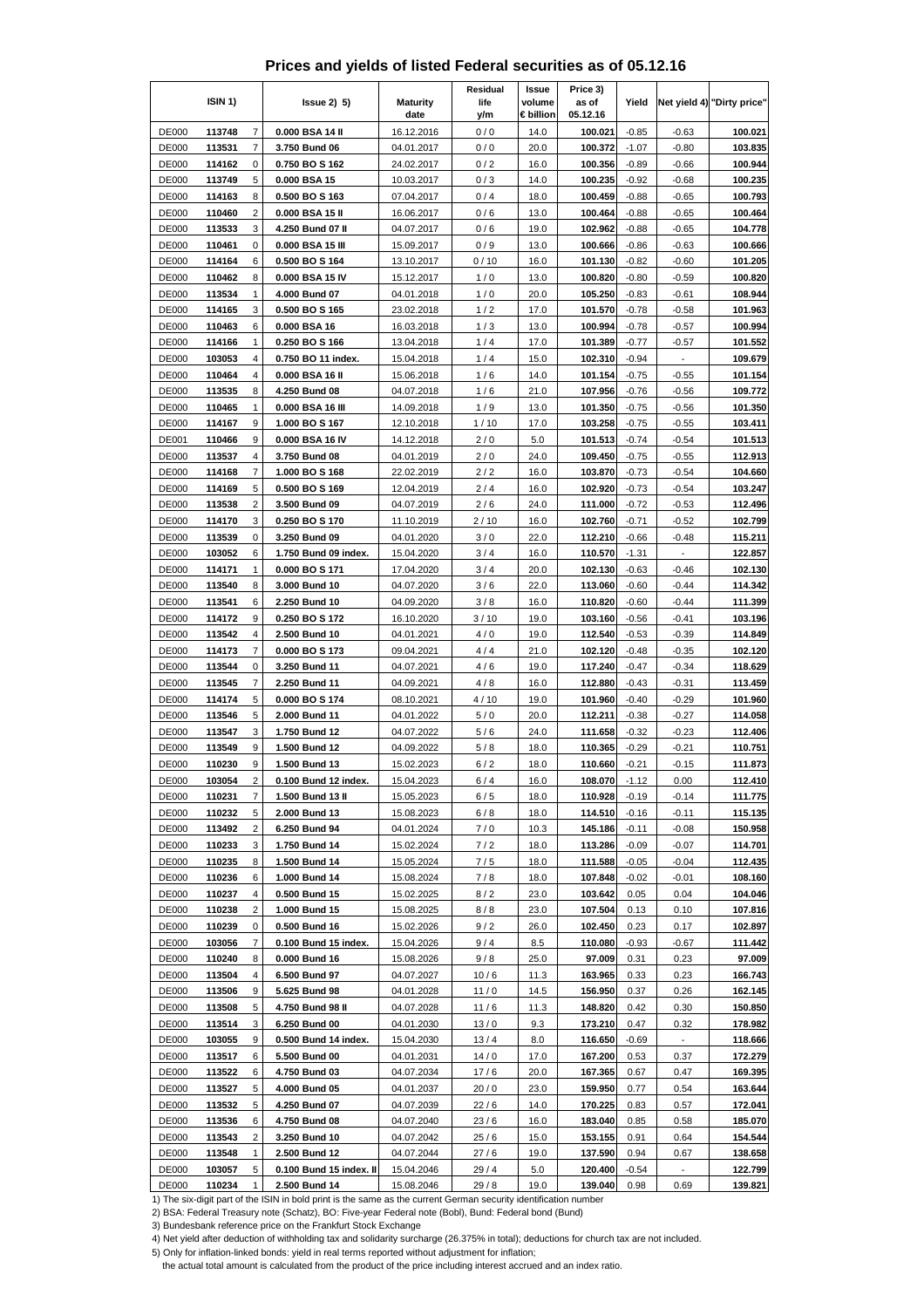# Prices and yields of listed Federal securities as of 05.12.16

| ISIN 1) | | | Issue 2) 5) | Maturity date | Residual life y/m | Issue volume € billion | Price 3) as of 05.12.16 | Yield | Net yield 4) | "Dirty price" |
|---|---|---|---|---|---|---|---|---|---|---|
| DE000 | **113748** | 7 | **0.000 BSA 14 II** | 16.12.2016 | 0 / 0 | 14.0 | **100.021** | -0.85 | -0.63 | **100.021** |
| DE000 | **113531** | 7 | **3.750 Bund 06** | 04.01.2017 | 0 / 0 | 20.0 | **100.372** | -1.07 | -0.80 | **103.835** |
| DE000 | **114162** | 0 | **0.750 BO S 162** | 24.02.2017 | 0 / 2 | 16.0 | **100.356** | -0.89 | -0.66 | **100.944** |
| DE000 | **113749** | 5 | **0.000 BSA 15** | 10.03.2017 | 0 / 3 | 14.0 | **100.235** | -0.92 | -0.68 | **100.235** |
| DE000 | **114163** | 8 | **0.500 BO S 163** | 07.04.2017 | 0 / 4 | 18.0 | **100.459** | -0.88 | -0.65 | **100.793** |
| DE000 | **110460** | 2 | **0.000 BSA 15 II** | 16.06.2017 | 0 / 6 | 13.0 | **100.464** | -0.88 | -0.65 | **100.464** |
| DE000 | **113533** | 3 | **4.250 Bund 07 II** | 04.07.2017 | 0 / 6 | 19.0 | **102.962** | -0.88 | -0.65 | **104.778** |
| DE000 | **110461** | 0 | **0.000 BSA 15 III** | 15.09.2017 | 0 / 9 | 13.0 | **100.666** | -0.86 | -0.63 | **100.666** |
| DE000 | **114164** | 6 | **0.500 BO S 164** | 13.10.2017 | 0 / 10 | 16.0 | **101.130** | -0.82 | -0.60 | **101.205** |
| DE000 | **110462** | 8 | **0.000 BSA 15 IV** | 15.12.2017 | 1 / 0 | 13.0 | **100.820** | -0.80 | -0.59 | **100.820** |
| DE000 | **113534** | 1 | **4.000 Bund 07** | 04.01.2018 | 1 / 0 | 20.0 | **105.250** | -0.83 | -0.61 | **108.944** |
| DE000 | **114165** | 3 | **0.500 BO S 165** | 23.02.2018 | 1 / 2 | 17.0 | **101.570** | -0.78 | -0.58 | **101.963** |
| DE000 | **110463** | 6 | **0.000 BSA 16** | 16.03.2018 | 1 / 3 | 13.0 | **100.994** | -0.78 | -0.57 | **100.994** |
| DE000 | **114166** | 1 | **0.250 BO S 166** | 13.04.2018 | 1 / 4 | 17.0 | **101.389** | -0.77 | -0.57 | **101.552** |
| DE000 | **103053** | 4 | **0.750 BO 11 index.** | 15.04.2018 | 1 / 4 | 15.0 | **102.310** | -0.94 | - | **109.679** |
| DE000 | **110464** | 4 | **0.000 BSA 16 II** | 15.06.2018 | 1 / 6 | 14.0 | **101.154** | -0.75 | -0.55 | **101.154** |
| DE000 | **113535** | 8 | **4.250 Bund 08** | 04.07.2018 | 1 / 6 | 21.0 | **107.956** | -0.76 | -0.56 | **109.772** |
| DE000 | **110465** | 1 | **0.000 BSA 16 III** | 14.09.2018 | 1 / 9 | 13.0 | **101.350** | -0.75 | -0.56 | **101.350** |
| DE000 | **114167** | 9 | **1.000 BO S 167** | 12.10.2018 | 1 / 10 | 17.0 | **103.258** | -0.75 | -0.55 | **103.411** |
| DE001 | **110466** | 9 | **0.000 BSA 16 IV** | 14.12.2018 | 2 / 0 | 5.0 | **101.513** | -0.74 | -0.54 | **101.513** |
| DE000 | **113537** | 4 | **3.750 Bund 08** | 04.01.2019 | 2 / 0 | 24.0 | **109.450** | -0.75 | -0.55 | **112.913** |
| DE000 | **114168** | 7 | **1.000 BO S 168** | 22.02.2019 | 2 / 2 | 16.0 | **103.870** | -0.73 | -0.54 | **104.660** |
| DE000 | **114169** | 5 | **0.500 BO S 169** | 12.04.2019 | 2 / 4 | 16.0 | **102.920** | -0.73 | -0.54 | **103.247** |
| DE000 | **113538** | 2 | **3.500 Bund 09** | 04.07.2019 | 2 / 6 | 24.0 | **111.000** | -0.72 | -0.53 | **112.496** |
| DE000 | **114170** | 3 | **0.250 BO S 170** | 11.10.2019 | 2 / 10 | 16.0 | **102.760** | -0.71 | -0.52 | **102.799** |
| DE000 | **113539** | 0 | **3.250 Bund 09** | 04.01.2020 | 3 / 0 | 22.0 | **112.210** | -0.66 | -0.48 | **115.211** |
| DE000 | **103052** | 6 | **1.750 Bund 09 index.** | 15.04.2020 | 3 / 4 | 16.0 | **110.570** | -1.31 | - | **122.857** |
| DE000 | **114171** | 1 | **0.000 BO S 171** | 17.04.2020 | 3 / 4 | 20.0 | **102.130** | -0.63 | -0.46 | **102.130** |
| DE000 | **113540** | 8 | **3.000 Bund 10** | 04.07.2020 | 3 / 6 | 22.0 | **113.060** | -0.60 | -0.44 | **114.342** |
| DE000 | **113541** | 6 | **2.250 Bund 10** | 04.09.2020 | 3 / 8 | 16.0 | **110.820** | -0.60 | -0.44 | **111.399** |
| DE000 | **114172** | 9 | **0.250 BO S 172** | 16.10.2020 | 3 / 10 | 19.0 | **103.160** | -0.56 | -0.41 | **103.196** |
| DE000 | **113542** | 4 | **2.500 Bund 10** | 04.01.2021 | 4 / 0 | 19.0 | **112.540** | -0.53 | -0.39 | **114.849** |
| DE000 | **114173** | 7 | **0.000 BO S 173** | 09.04.2021 | 4 / 4 | 21.0 | **102.120** | -0.48 | -0.35 | **102.120** |
| DE000 | **113544** | 0 | **3.250 Bund 11** | 04.07.2021 | 4 / 6 | 19.0 | **117.240** | -0.47 | -0.34 | **118.629** |
| DE000 | **113545** | 7 | **2.250 Bund 11** | 04.09.2021 | 4 / 8 | 16.0 | **112.880** | -0.43 | -0.31 | **113.459** |
| DE000 | **114174** | 5 | **0.000 BO S 174** | 08.10.2021 | 4 / 10 | 19.0 | **101.960** | -0.40 | -0.29 | **101.960** |
| DE000 | **113546** | 5 | **2.000 Bund 11** | 04.01.2022 | 5 / 0 | 20.0 | **112.211** | -0.38 | -0.27 | **114.058** |
| DE000 | **113547** | 3 | **1.750 Bund 12** | 04.07.2022 | 5 / 6 | 24.0 | **111.658** | -0.32 | -0.23 | **112.406** |
| DE000 | **113549** | 9 | **1.500 Bund 12** | 04.09.2022 | 5 / 8 | 18.0 | **110.365** | -0.29 | -0.21 | **110.751** |
| DE000 | **110230** | 9 | **1.500 Bund 13** | 15.02.2023 | 6 / 2 | 18.0 | **110.660** | -0.21 | -0.15 | **111.873** |
| DE000 | **103054** | 2 | **0.100 Bund 12 index.** | 15.04.2023 | 6 / 4 | 16.0 | **108.070** | -1.12 | 0.00 | **112.410** |
| DE000 | **110231** | 7 | **1.500 Bund 13 II** | 15.05.2023 | 6 / 5 | 18.0 | **110.928** | -0.19 | -0.14 | **111.775** |
| DE000 | **110232** | 5 | **2.000 Bund 13** | 15.08.2023 | 6 / 8 | 18.0 | **114.510** | -0.16 | -0.11 | **115.135** |
| DE000 | **113492** | 2 | **6.250 Bund 94** | 04.01.2024 | 7 / 0 | 10.3 | **145.186** | -0.11 | -0.08 | **150.958** |
| DE000 | **110233** | 3 | **1.750 Bund 14** | 15.02.2024 | 7 / 2 | 18.0 | **113.286** | -0.09 | -0.07 | **114.701** |
| DE000 | **110235** | 8 | **1.500 Bund 14** | 15.05.2024 | 7 / 5 | 18.0 | **111.588** | -0.05 | -0.04 | **112.435** |
| DE000 | **110236** | 6 | **1.000 Bund 14** | 15.08.2024 | 7 / 8 | 18.0 | **107.848** | -0.02 | -0.01 | **108.160** |
| DE000 | **110237** | 4 | **0.500 Bund 15** | 15.02.2025 | 8 / 2 | 23.0 | **103.642** | 0.05 | 0.04 | **104.046** |
| DE000 | **110238** | 2 | **1.000 Bund 15** | 15.08.2025 | 8 / 8 | 23.0 | **107.504** | 0.13 | 0.10 | **107.816** |
| DE000 | **110239** | 0 | **0.500 Bund 16** | 15.02.2026 | 9 / 2 | 26.0 | **102.450** | 0.23 | 0.17 | **102.897** |
| DE000 | **103056** | 7 | **0.100 Bund 15 index.** | 15.04.2026 | 9 / 4 | 8.5 | **110.080** | -0.93 | -0.67 | **111.442** |
| DE000 | **110240** | 8 | **0.000 Bund 16** | 15.08.2026 | 9 / 8 | 25.0 | **97.009** | 0.31 | 0.23 | **97.009** |
| DE000 | **113504** | 4 | **6.500 Bund 97** | 04.07.2027 | 10 / 6 | 11.3 | **163.965** | 0.33 | 0.23 | **166.743** |
| DE000 | **113506** | 9 | **5.625 Bund 98** | 04.01.2028 | 11 / 0 | 14.5 | **156.950** | 0.37 | 0.26 | **162.145** |
| DE000 | **113508** | 5 | **4.750 Bund 98 II** | 04.07.2028 | 11 / 6 | 11.3 | **148.820** | 0.42 | 0.30 | **150.850** |
| DE000 | **113514** | 3 | **6.250 Bund 00** | 04.01.2030 | 13 / 0 | 9.3 | **173.210** | 0.47 | 0.32 | **178.982** |
| DE000 | **103055** | 9 | **0.500 Bund 14 index.** | 15.04.2030 | 13 / 4 | 8.0 | **116.650** | -0.69 | - | **118.666** |
| DE000 | **113517** | 6 | **5.500 Bund 00** | 04.01.2031 | 14 / 0 | 17.0 | **167.200** | 0.53 | 0.37 | **172.279** |
| DE000 | **113522** | 6 | **4.750 Bund 03** | 04.07.2034 | 17 / 6 | 20.0 | **167.365** | 0.67 | 0.47 | **169.395** |
| DE000 | **113527** | 5 | **4.000 Bund 05** | 04.01.2037 | 20 / 0 | 23.0 | **159.950** | 0.77 | 0.54 | **163.644** |
| DE000 | **113532** | 5 | **4.250 Bund 07** | 04.07.2039 | 22 / 6 | 14.0 | **170.225** | 0.83 | 0.57 | **172.041** |
| DE000 | **113536** | 6 | **4.750 Bund 08** | 04.07.2040 | 23 / 6 | 16.0 | **183.040** | 0.85 | 0.58 | **185.070** |
| DE000 | **113543** | 2 | **3.250 Bund 10** | 04.07.2042 | 25 / 6 | 15.0 | **153.155** | 0.91 | 0.64 | **154.544** |
| DE000 | **113548** | 1 | **2.500 Bund 12** | 04.07.2044 | 27 / 6 | 19.0 | **137.590** | 0.94 | 0.67 | **138.658** |
| DE000 | **103057** | 5 | **0.100 Bund 15 index. II** | 15.04.2046 | 29 / 4 | 5.0 | **120.400** | -0.54 | - | **122.799** |
| DE000 | **110234** | 1 | **2.500 Bund 14** | 15.08.2046 | 29 / 8 | 19.0 | **139.040** | 0.98 | 0.69 | **139.821** |

1) The six-digit part of the ISIN in bold print is the same as the current German security identification number

2) BSA: Federal Treasury note (Schatz), BO: Five-year Federal note (Bobl), Bund: Federal bond (Bund)

3) Bundesbank reference price on the Frankfurt Stock Exchange

4) Net yield after deduction of withholding tax and solidarity surcharge (26.375% in total); deductions for church tax are not included.

5) Only for inflation-linked bonds: yield in real terms reported without adjustment for inflation;
the actual total amount is calculated from the product of the price including interest accrued and an index ratio.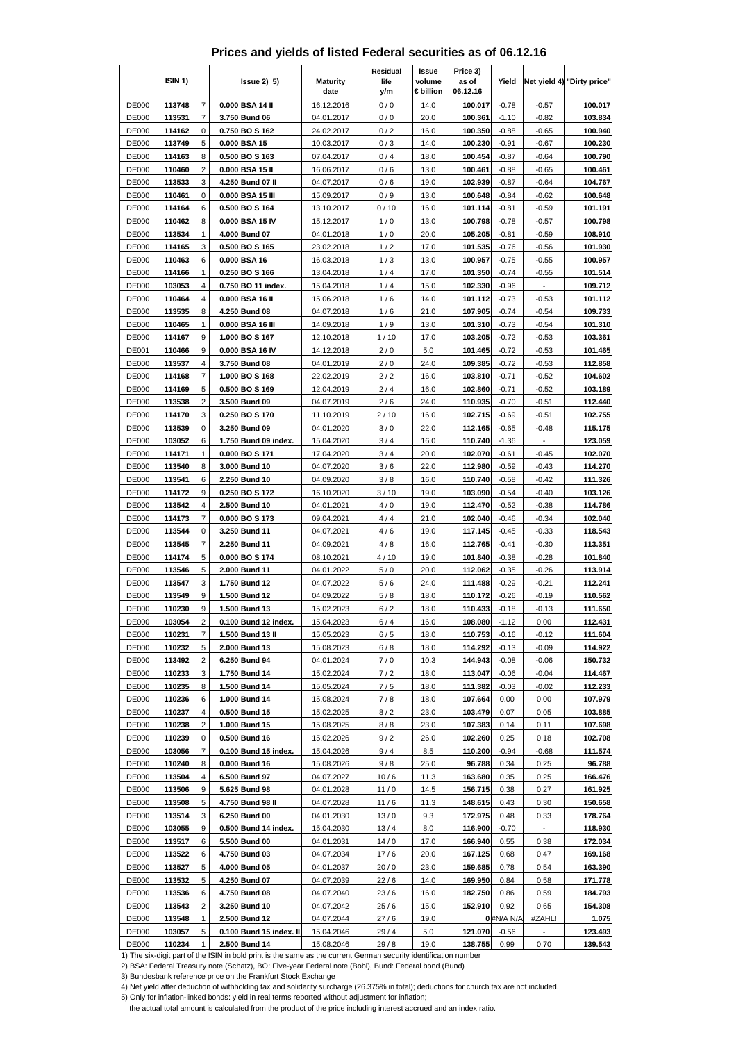# Prices and yields of listed Federal securities as of 06.12.16

| ISIN 1) | | | Issue 2) 5) | Maturity date | Residual life y/m | Issue volume € billion | Price 3) as of 06.12.16 | Yield | Net yield 4) | "Dirty price" |
|---|---|---|---|---|---|---|---|---|---|---|
| DE000 | 113748 | 7 | 0.000 BSA 14 II | 16.12.2016 | 0 / 0 | 14.0 | 100.017 | -0.78 | -0.57 | 100.017 |
| DE000 | 113531 | 7 | 3.750 Bund 06 | 04.01.2017 | 0 / 0 | 20.0 | 100.361 | -1.10 | -0.82 | 103.834 |
| DE000 | 114162 | 0 | 0.750 BO S 162 | 24.02.2017 | 0 / 2 | 16.0 | 100.350 | -0.88 | -0.65 | 100.940 |
| DE000 | 113749 | 5 | 0.000 BSA 15 | 10.03.2017 | 0 / 3 | 14.0 | 100.230 | -0.91 | -0.67 | 100.230 |
| DE000 | 114163 | 8 | 0.500 BO S 163 | 07.04.2017 | 0 / 4 | 18.0 | 100.454 | -0.87 | -0.64 | 100.790 |
| DE000 | 110460 | 2 | 0.000 BSA 15 II | 16.06.2017 | 0 / 6 | 13.0 | 100.461 | -0.88 | -0.65 | 100.461 |
| DE000 | 113533 | 3 | 4.250 Bund 07 II | 04.07.2017 | 0 / 6 | 19.0 | 102.939 | -0.87 | -0.64 | 104.767 |
| DE000 | 110461 | 0 | 0.000 BSA 15 III | 15.09.2017 | 0 / 9 | 13.0 | 100.648 | -0.84 | -0.62 | 100.648 |
| DE000 | 114164 | 6 | 0.500 BO S 164 | 13.10.2017 | 0 / 10 | 16.0 | 101.114 | -0.81 | -0.59 | 101.191 |
| DE000 | 110462 | 8 | 0.000 BSA 15 IV | 15.12.2017 | 1 / 0 | 13.0 | 100.798 | -0.78 | -0.57 | 100.798 |
| DE000 | 113534 | 1 | 4.000 Bund 07 | 04.01.2018 | 1 / 0 | 20.0 | 105.205 | -0.81 | -0.59 | 108.910 |
| DE000 | 114165 | 3 | 0.500 BO S 165 | 23.02.2018 | 1 / 2 | 17.0 | 101.535 | -0.76 | -0.56 | 101.930 |
| DE000 | 110463 | 6 | 0.000 BSA 16 | 16.03.2018 | 1 / 3 | 13.0 | 100.957 | -0.75 | -0.55 | 100.957 |
| DE000 | 114166 | 1 | 0.250 BO S 166 | 13.04.2018 | 1 / 4 | 17.0 | 101.350 | -0.74 | -0.55 | 101.514 |
| DE000 | 103053 | 4 | 0.750 BO 11 index. | 15.04.2018 | 1 / 4 | 15.0 | 102.330 | -0.96 | - | 109.712 |
| DE000 | 110464 | 4 | 0.000 BSA 16 II | 15.06.2018 | 1 / 6 | 14.0 | 101.112 | -0.73 | -0.53 | 101.112 |
| DE000 | 113535 | 8 | 4.250 Bund 08 | 04.07.2018 | 1 / 6 | 21.0 | 107.905 | -0.74 | -0.54 | 109.733 |
| DE000 | 110465 | 1 | 0.000 BSA 16 III | 14.09.2018 | 1 / 9 | 13.0 | 101.310 | -0.73 | -0.54 | 101.310 |
| DE000 | 114167 | 9 | 1.000 BO S 167 | 12.10.2018 | 1 / 10 | 17.0 | 103.205 | -0.72 | -0.53 | 103.361 |
| DE001 | 110466 | 9 | 0.000 BSA 16 IV | 14.12.2018 | 2 / 0 | 5.0 | 101.465 | -0.72 | -0.53 | 101.465 |
| DE000 | 113537 | 4 | 3.750 Bund 08 | 04.01.2019 | 2 / 0 | 24.0 | 109.385 | -0.72 | -0.53 | 112.858 |
| DE000 | 114168 | 7 | 1.000 BO S 168 | 22.02.2019 | 2 / 2 | 16.0 | 103.810 | -0.71 | -0.52 | 104.602 |
| DE000 | 114169 | 5 | 0.500 BO S 169 | 12.04.2019 | 2 / 4 | 16.0 | 102.860 | -0.71 | -0.52 | 103.189 |
| DE000 | 113538 | 2 | 3.500 Bund 09 | 04.07.2019 | 2 / 6 | 24.0 | 110.935 | -0.70 | -0.51 | 112.440 |
| DE000 | 114170 | 3 | 0.250 BO S 170 | 11.10.2019 | 2 / 10 | 16.0 | 102.715 | -0.69 | -0.51 | 102.755 |
| DE000 | 113539 | 0 | 3.250 Bund 09 | 04.01.2020 | 3 / 0 | 22.0 | 112.165 | -0.65 | -0.48 | 115.175 |
| DE000 | 103052 | 6 | 1.750 Bund 09 index. | 15.04.2020 | 3 / 4 | 16.0 | 110.740 | -1.36 | - | 123.059 |
| DE000 | 114171 | 1 | 0.000 BO S 171 | 17.04.2020 | 3 / 4 | 20.0 | 102.070 | -0.61 | -0.45 | 102.070 |
| DE000 | 113540 | 8 | 3.000 Bund 10 | 04.07.2020 | 3 / 6 | 22.0 | 112.980 | -0.59 | -0.43 | 114.270 |
| DE000 | 113541 | 6 | 2.250 Bund 10 | 04.09.2020 | 3 / 8 | 16.0 | 110.740 | -0.58 | -0.42 | 111.326 |
| DE000 | 114172 | 9 | 0.250 BO S 172 | 16.10.2020 | 3 / 10 | 19.0 | 103.090 | -0.54 | -0.40 | 103.126 |
| DE000 | 113542 | 4 | 2.500 Bund 10 | 04.01.2021 | 4 / 0 | 19.0 | 112.470 | -0.52 | -0.38 | 114.786 |
| DE000 | 114173 | 7 | 0.000 BO S 173 | 09.04.2021 | 4 / 4 | 21.0 | 102.040 | -0.46 | -0.34 | 102.040 |
| DE000 | 113544 | 0 | 3.250 Bund 11 | 04.07.2021 | 4 / 6 | 19.0 | 117.145 | -0.45 | -0.33 | 118.543 |
| DE000 | 113545 | 7 | 2.250 Bund 11 | 04.09.2021 | 4 / 8 | 16.0 | 112.765 | -0.41 | -0.30 | 113.351 |
| DE000 | 114174 | 5 | 0.000 BO S 174 | 08.10.2021 | 4 / 10 | 19.0 | 101.840 | -0.38 | -0.28 | 101.840 |
| DE000 | 113546 | 5 | 2.000 Bund 11 | 04.01.2022 | 5 / 0 | 20.0 | 112.062 | -0.35 | -0.26 | 113.914 |
| DE000 | 113547 | 3 | 1.750 Bund 12 | 04.07.2022 | 5 / 6 | 24.0 | 111.488 | -0.29 | -0.21 | 112.241 |
| DE000 | 113549 | 9 | 1.500 Bund 12 | 04.09.2022 | 5 / 8 | 18.0 | 110.172 | -0.26 | -0.19 | 110.562 |
| DE000 | 110230 | 9 | 1.500 Bund 13 | 15.02.2023 | 6 / 2 | 18.0 | 110.433 | -0.18 | -0.13 | 111.650 |
| DE000 | 103054 | 2 | 0.100 Bund 12 index. | 15.04.2023 | 6 / 4 | 16.0 | 108.080 | -1.12 | 0.00 | 112.431 |
| DE000 | 110231 | 7 | 1.500 Bund 13 II | 15.05.2023 | 6 / 5 | 18.0 | 110.753 | -0.16 | -0.12 | 111.604 |
| DE000 | 110232 | 5 | 2.000 Bund 13 | 15.08.2023 | 6 / 8 | 18.0 | 114.292 | -0.13 | -0.09 | 114.922 |
| DE000 | 113492 | 2 | 6.250 Bund 94 | 04.01.2024 | 7 / 0 | 10.3 | 144.943 | -0.08 | -0.06 | 150.732 |
| DE000 | 110233 | 3 | 1.750 Bund 14 | 15.02.2024 | 7 / 2 | 18.0 | 113.047 | -0.06 | -0.04 | 114.467 |
| DE000 | 110235 | 8 | 1.500 Bund 14 | 15.05.2024 | 7 / 5 | 18.0 | 111.382 | -0.03 | -0.02 | 112.233 |
| DE000 | 110236 | 6 | 1.000 Bund 14 | 15.08.2024 | 7 / 8 | 18.0 | 107.664 | 0.00 | 0.00 | 107.979 |
| DE000 | 110237 | 4 | 0.500 Bund 15 | 15.02.2025 | 8 / 2 | 23.0 | 103.479 | 0.07 | 0.05 | 103.885 |
| DE000 | 110238 | 2 | 1.000 Bund 15 | 15.08.2025 | 8 / 8 | 23.0 | 107.383 | 0.14 | 0.11 | 107.698 |
| DE000 | 110239 | 0 | 0.500 Bund 16 | 15.02.2026 | 9 / 2 | 26.0 | 102.260 | 0.25 | 0.18 | 102.708 |
| DE000 | 103056 | 7 | 0.100 Bund 15 index. | 15.04.2026 | 9 / 4 | 8.5 | 110.200 | -0.94 | -0.68 | 111.574 |
| DE000 | 110240 | 8 | 0.000 Bund 16 | 15.08.2026 | 9 / 8 | 25.0 | 96.788 | 0.34 | 0.25 | 96.788 |
| DE000 | 113504 | 4 | 6.500 Bund 97 | 04.07.2027 | 10 / 6 | 11.3 | 163.680 | 0.35 | 0.25 | 166.476 |
| DE000 | 113506 | 9 | 5.625 Bund 98 | 04.01.2028 | 11 / 0 | 14.5 | 156.715 | 0.38 | 0.27 | 161.925 |
| DE000 | 113508 | 5 | 4.750 Bund 98 II | 04.07.2028 | 11 / 6 | 11.3 | 148.615 | 0.43 | 0.30 | 150.658 |
| DE000 | 113514 | 3 | 6.250 Bund 00 | 04.01.2030 | 13 / 0 | 9.3 | 172.975 | 0.48 | 0.33 | 178.764 |
| DE000 | 103055 | 9 | 0.500 Bund 14 index. | 15.04.2030 | 13 / 4 | 8.0 | 116.900 | -0.70 | - | 118.930 |
| DE000 | 113517 | 6 | 5.500 Bund 00 | 04.01.2031 | 14 / 0 | 17.0 | 166.940 | 0.55 | 0.38 | 172.034 |
| DE000 | 113522 | 6 | 4.750 Bund 03 | 04.07.2034 | 17 / 6 | 20.0 | 167.125 | 0.68 | 0.47 | 169.168 |
| DE000 | 113527 | 5 | 4.000 Bund 05 | 04.01.2037 | 20 / 0 | 23.0 | 159.685 | 0.78 | 0.54 | 163.390 |
| DE000 | 113532 | 5 | 4.250 Bund 07 | 04.07.2039 | 22 / 6 | 14.0 | 169.950 | 0.84 | 0.58 | 171.778 |
| DE000 | 113536 | 6 | 4.750 Bund 08 | 04.07.2040 | 23 / 6 | 16.0 | 182.750 | 0.86 | 0.59 | 184.793 |
| DE000 | 113543 | 2 | 3.250 Bund 10 | 04.07.2042 | 25 / 6 | 15.0 | 152.910 | 0.92 | 0.65 | 154.308 |
| DE000 | 113548 | 1 | 2.500 Bund 12 | 04.07.2044 | 27 / 6 | 19.0 | 0 | #N/A N/A | #ZAHL! | 1.075 |
| DE000 | 103057 | 5 | 0.100 Bund 15 index. II | 15.04.2046 | 29 / 4 | 5.0 | 121.070 | -0.56 | - | 123.493 |
| DE000 | 110234 | 1 | 2.500 Bund 14 | 15.08.2046 | 29 / 8 | 19.0 | 138.755 | 0.99 | 0.70 | 139.543 |

1) The six-digit part of the ISIN in bold print is the same as the current German security identification number

2) BSA: Federal Treasury note (Schatz), BO: Five-year Federal note (Bobl), Bund: Federal bond (Bund)

3) Bundesbank reference price on the Frankfurt Stock Exchange

4) Net yield after deduction of withholding tax and solidarity surcharge (26.375% in total); deductions for church tax are not included.

5) Only for inflation-linked bonds: yield in real terms reported without adjustment for inflation;
the actual total amount is calculated from the product of the price including interest accrued and an index ratio.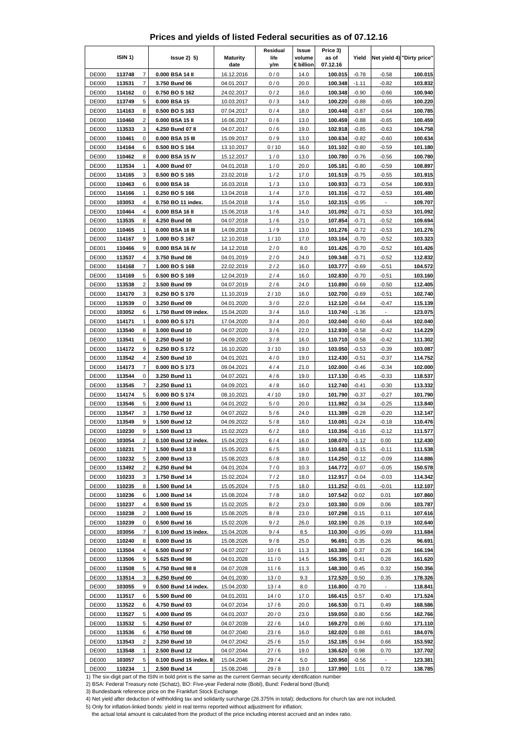# Prices and yields of listed Federal securities as of 07.12.16

| ISIN 1) | | | Issue 2) 5) | Maturity date | Residual life y/m | Issue volume € billion | Price 3) as of 07.12.16 | Yield | Net yield 4) | "Dirty price" |
|---|---|---|---|---|---|---|---|---|---|---|
| DE000 | 113748 | 7 | 0.000 BSA 14 II | 16.12.2016 | 0 / 0 | 14.0 | 100.015 | -0.78 | -0.58 | 100.015 |
| DE000 | 113531 | 7 | 3.750 Bund 06 | 04.01.2017 | 0 / 0 | 20.0 | 100.348 | -1.11 | -0.82 | 103.832 |
| DE000 | 114162 | 0 | 0.750 BO S 162 | 24.02.2017 | 0 / 2 | 16.0 | 100.348 | -0.90 | -0.66 | 100.940 |
| DE000 | 113749 | 5 | 0.000 BSA 15 | 10.03.2017 | 0 / 3 | 14.0 | 100.220 | -0.88 | -0.65 | 100.220 |
| DE000 | 114163 | 8 | 0.500 BO S 163 | 07.04.2017 | 0 / 4 | 18.0 | 100.448 | -0.87 | -0.64 | 100.785 |
| DE000 | 110460 | 2 | 0.000 BSA 15 II | 16.06.2017 | 0 / 6 | 13.0 | 100.459 | -0.88 | -0.65 | 100.459 |
| DE000 | 113533 | 3 | 4.250 Bund 07 II | 04.07.2017 | 0 / 6 | 19.0 | 102.918 | -0.85 | -0.63 | 104.758 |
| DE000 | 110461 | 0 | 0.000 BSA 15 III | 15.09.2017 | 0 / 9 | 13.0 | 100.634 | -0.82 | -0.60 | 100.634 |
| DE000 | 114164 | 6 | 0.500 BO S 164 | 13.10.2017 | 0 / 10 | 16.0 | 101.102 | -0.80 | -0.59 | 101.180 |
| DE000 | 110462 | 8 | 0.000 BSA 15 IV | 15.12.2017 | 1 / 0 | 13.0 | 100.780 | -0.76 | -0.56 | 100.780 |
| DE000 | 113534 | 1 | 4.000 Bund 07 | 04.01.2018 | 1 / 0 | 20.0 | 105.181 | -0.80 | -0.59 | 108.897 |
| DE000 | 114165 | 3 | 0.500 BO S 165 | 23.02.2018 | 1 / 2 | 17.0 | 101.519 | -0.75 | -0.55 | 101.915 |
| DE000 | 110463 | 6 | 0.000 BSA 16 | 16.03.2018 | 1 / 3 | 13.0 | 100.933 | -0.73 | -0.54 | 100.933 |
| DE000 | 114166 | 1 | 0.250 BO S 166 | 13.04.2018 | 1 / 4 | 17.0 | 101.316 | -0.72 | -0.53 | 101.480 |
| DE000 | 103053 | 4 | 0.750 BO 11 index. | 15.04.2018 | 1 / 4 | 15.0 | 102.315 | -0.95 | - | 109.707 |
| DE000 | 110464 | 4 | 0.000 BSA 16 II | 15.06.2018 | 1 / 6 | 14.0 | 101.092 | -0.71 | -0.53 | 101.092 |
| DE000 | 113535 | 8 | 4.250 Bund 08 | 04.07.2018 | 1 / 6 | 21.0 | 107.854 | -0.71 | -0.52 | 109.694 |
| DE000 | 110465 | 1 | 0.000 BSA 16 III | 14.09.2018 | 1 / 9 | 13.0 | 101.276 | -0.72 | -0.53 | 101.276 |
| DE000 | 114167 | 9 | 1.000 BO S 167 | 12.10.2018 | 1 / 10 | 17.0 | 103.164 | -0.70 | -0.52 | 103.323 |
| DE001 | 110466 | 9 | 0.000 BSA 16 IV | 14.12.2018 | 2 / 0 | 8.0 | 101.426 | -0.70 | -0.52 | 101.426 |
| DE000 | 113537 | 4 | 3.750 Bund 08 | 04.01.2019 | 2 / 0 | 24.0 | 109.348 | -0.71 | -0.52 | 112.832 |
| DE000 | 114168 | 7 | 1.000 BO S 168 | 22.02.2019 | 2 / 2 | 16.0 | 103.777 | -0.69 | -0.51 | 104.572 |
| DE000 | 114169 | 5 | 0.500 BO S 169 | 12.04.2019 | 2 / 4 | 16.0 | 102.830 | -0.70 | -0.51 | 103.160 |
| DE000 | 113538 | 2 | 3.500 Bund 09 | 04.07.2019 | 2 / 6 | 24.0 | 110.890 | -0.69 | -0.50 | 112.405 |
| DE000 | 114170 | 3 | 0.250 BO S 170 | 11.10.2019 | 2 / 10 | 16.0 | 102.700 | -0.69 | -0.51 | 102.740 |
| DE000 | 113539 | 0 | 3.250 Bund 09 | 04.01.2020 | 3 / 0 | 22.0 | 112.120 | -0.64 | -0.47 | 115.139 |
| DE000 | 103052 | 6 | 1.750 Bund 09 index. | 15.04.2020 | 3 / 4 | 16.0 | 110.740 | -1.36 | - | 123.075 |
| DE000 | 114171 | 1 | 0.000 BO S 171 | 17.04.2020 | 3 / 4 | 20.0 | 102.040 | -0.60 | -0.44 | 102.040 |
| DE000 | 113540 | 8 | 3.000 Bund 10 | 04.07.2020 | 3 / 6 | 22.0 | 112.930 | -0.58 | -0.42 | 114.229 |
| DE000 | 113541 | 6 | 2.250 Bund 10 | 04.09.2020 | 3 / 8 | 16.0 | 110.710 | -0.58 | -0.42 | 111.302 |
| DE000 | 114172 | 9 | 0.250 BO S 172 | 16.10.2020 | 3 / 10 | 19.0 | 103.050 | -0.53 | -0.39 | 103.087 |
| DE000 | 113542 | 4 | 2.500 Bund 10 | 04.01.2021 | 4 / 0 | 19.0 | 112.430 | -0.51 | -0.37 | 114.752 |
| DE000 | 114173 | 7 | 0.000 BO S 173 | 09.04.2021 | 4 / 4 | 21.0 | 102.000 | -0.46 | -0.34 | 102.000 |
| DE000 | 113544 | 0 | 3.250 Bund 11 | 04.07.2021 | 4 / 6 | 19.0 | 117.130 | -0.45 | -0.33 | 118.537 |
| DE000 | 113545 | 7 | 2.250 Bund 11 | 04.09.2021 | 4 / 8 | 16.0 | 112.740 | -0.41 | -0.30 | 113.332 |
| DE000 | 114174 | 5 | 0.000 BO S 174 | 08.10.2021 | 4 / 10 | 19.0 | 101.790 | -0.37 | -0.27 | 101.790 |
| DE000 | 113546 | 5 | 2.000 Bund 11 | 04.01.2022 | 5 / 0 | 20.0 | 111.982 | -0.34 | -0.25 | 113.840 |
| DE000 | 113547 | 3 | 1.750 Bund 12 | 04.07.2022 | 5 / 6 | 24.0 | 111.389 | -0.28 | -0.20 | 112.147 |
| DE000 | 113549 | 9 | 1.500 Bund 12 | 04.09.2022 | 5 / 8 | 18.0 | 110.081 | -0.24 | -0.18 | 110.476 |
| DE000 | 110230 | 9 | 1.500 Bund 13 | 15.02.2023 | 6 / 2 | 18.0 | 110.356 | -0.16 | -0.12 | 111.577 |
| DE000 | 103054 | 2 | 0.100 Bund 12 index. | 15.04.2023 | 6 / 4 | 16.0 | 108.070 | -1.12 | 0.00 | 112.430 |
| DE000 | 110231 | 7 | 1.500 Bund 13 II | 15.05.2023 | 6 / 5 | 18.0 | 110.683 | -0.15 | -0.11 | 111.538 |
| DE000 | 110232 | 5 | 2.000 Bund 13 | 15.08.2023 | 6 / 8 | 18.0 | 114.250 | -0.12 | -0.09 | 114.886 |
| DE000 | 113492 | 2 | 6.250 Bund 94 | 04.01.2024 | 7 / 0 | 10.3 | 144.772 | -0.07 | -0.05 | 150.578 |
| DE000 | 110233 | 3 | 1.750 Bund 14 | 15.02.2024 | 7 / 2 | 18.0 | 112.917 | -0.04 | -0.03 | 114.342 |
| DE000 | 110235 | 8 | 1.500 Bund 14 | 15.05.2024 | 7 / 5 | 18.0 | 111.252 | -0.01 | -0.01 | 112.107 |
| DE000 | 110236 | 6 | 1.000 Bund 14 | 15.08.2024 | 7 / 8 | 18.0 | 107.542 | 0.02 | 0.01 | 107.860 |
| DE000 | 110237 | 4 | 0.500 Bund 15 | 15.02.2025 | 8 / 2 | 23.0 | 103.380 | 0.09 | 0.06 | 103.787 |
| DE000 | 110238 | 2 | 1.000 Bund 15 | 15.08.2025 | 8 / 8 | 23.0 | 107.298 | 0.15 | 0.11 | 107.616 |
| DE000 | 110239 | 0 | 0.500 Bund 16 | 15.02.2026 | 9 / 2 | 26.0 | 102.190 | 0.26 | 0.19 | 102.640 |
| DE000 | 103056 | 7 | 0.100 Bund 15 index. | 15.04.2026 | 9 / 4 | 8.5 | 110.300 | -0.95 | -0.69 | 111.684 |
| DE000 | 110240 | 8 | 0.000 Bund 16 | 15.08.2026 | 9 / 8 | 25.0 | 96.691 | 0.35 | 0.26 | 96.691 |
| DE000 | 113504 | 4 | 6.500 Bund 97 | 04.07.2027 | 10 / 6 | 11.3 | 163.380 | 0.37 | 0.26 | 166.194 |
| DE000 | 113506 | 9 | 5.625 Bund 98 | 04.01.2028 | 11 / 0 | 14.5 | 156.395 | 0.41 | 0.28 | 161.620 |
| DE000 | 113508 | 5 | 4.750 Bund 98 II | 04.07.2028 | 11 / 6 | 11.3 | 148.300 | 0.45 | 0.32 | 150.356 |
| DE000 | 113514 | 3 | 6.250 Bund 00 | 04.01.2030 | 13 / 0 | 9.3 | 172.520 | 0.50 | 0.35 | 178.326 |
| DE000 | 103055 | 9 | 0.500 Bund 14 index. | 15.04.2030 | 13 / 4 | 8.0 | 116.800 | -0.70 | - | 118.841 |
| DE000 | 113517 | 6 | 5.500 Bund 00 | 04.01.2031 | 14 / 0 | 17.0 | 166.415 | 0.57 | 0.40 | 171.524 |
| DE000 | 113522 | 6 | 4.750 Bund 03 | 04.07.2034 | 17 / 6 | 20.0 | 166.530 | 0.71 | 0.49 | 168.586 |
| DE000 | 113527 | 5 | 4.000 Bund 05 | 04.01.2037 | 20 / 0 | 23.0 | 159.050 | 0.80 | 0.56 | 162.766 |
| DE000 | 113532 | 5 | 4.250 Bund 07 | 04.07.2039 | 22 / 6 | 14.0 | 169.270 | 0.86 | 0.60 | 171.110 |
| DE000 | 113536 | 6 | 4.750 Bund 08 | 04.07.2040 | 23 / 6 | 16.0 | 182.020 | 0.88 | 0.61 | 184.076 |
| DE000 | 113543 | 2 | 3.250 Bund 10 | 04.07.2042 | 25 / 6 | 15.0 | 152.185 | 0.94 | 0.66 | 153.592 |
| DE000 | 113548 | 1 | 2.500 Bund 12 | 04.07.2044 | 27 / 6 | 19.0 | 136.620 | 0.98 | 0.70 | 137.702 |
| DE000 | 103057 | 5 | 0.100 Bund 15 index. II | 15.04.2046 | 29 / 4 | 5.0 | 120.950 | -0.56 | - | 123.381 |
| DE000 | 110234 | 1 | 2.500 Bund 14 | 15.08.2046 | 29 / 8 | 19.0 | 137.990 | 1.01 | 0.72 | 138.785 |

1) The six-digit part of the ISIN in bold print is the same as the current German security identification number

2) BSA: Federal Treasury note (Schatz), BO: Five-year Federal note (Bobl), Bund: Federal bond (Bund)

3) Bundesbank reference price on the Frankfurt Stock Exchange

4) Net yield after deduction of withholding tax and solidarity surcharge (26.375% in total); deductions for church tax are not included.

5) Only for inflation-linked bonds: yield in real terms reported without adjustment for inflation;
the actual total amount is calculated from the product of the price including interest accrued and an index ratio.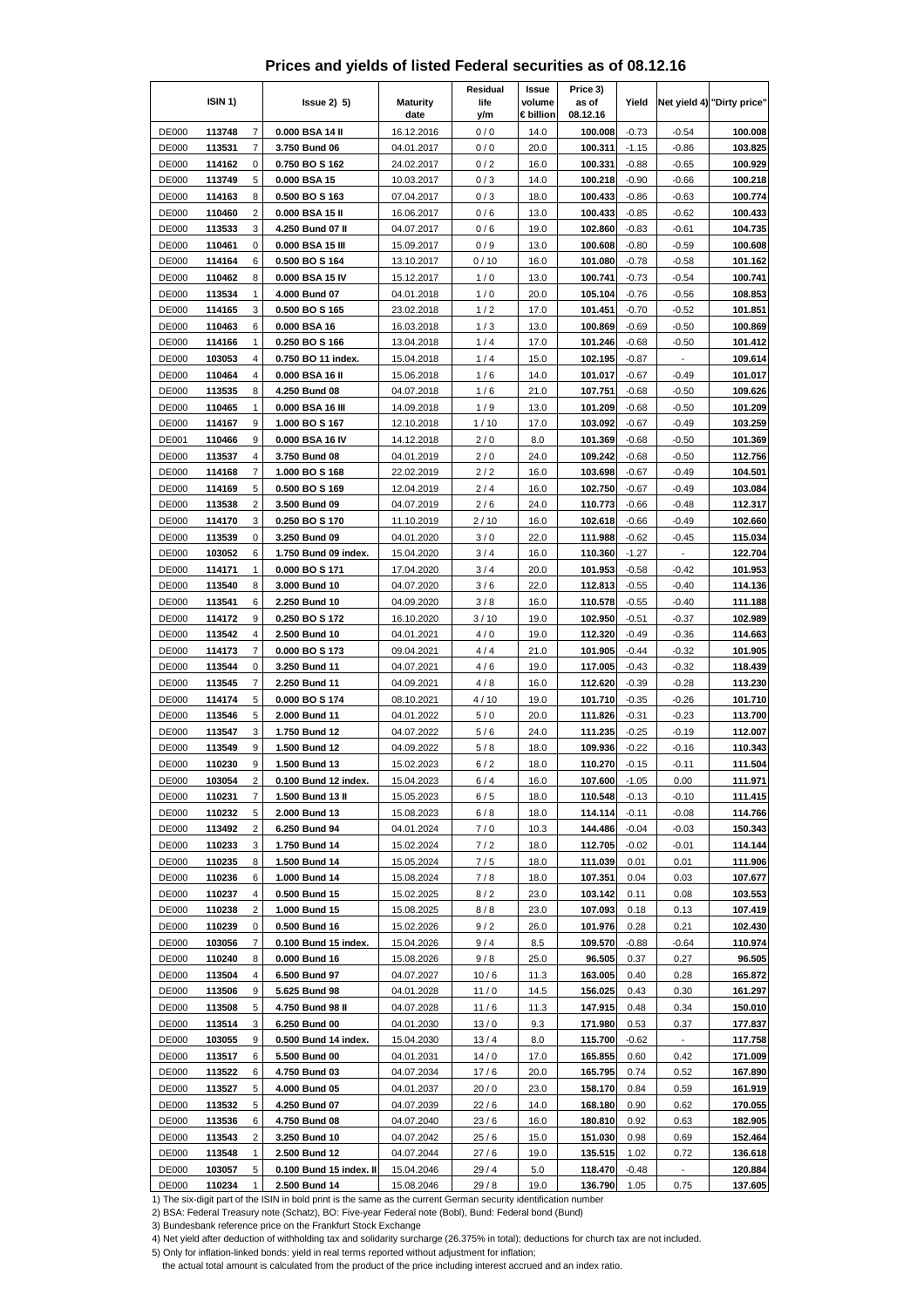# Prices and yields of listed Federal securities as of 08.12.16

| ISIN 1) | | | Issue 2) 5) | Maturity date | Residual life y/m | Issue volume € billion | Price 3) as of 08.12.16 | Yield | Net yield 4) | "Dirty price" |
|---|---|---|---|---|---|---|---|---|---|---|
| DE000 | **113748** | 7 | 0.000 BSA 14 II | 16.12.2016 | 0 / 0 | 14.0 | 100.008 | -0.73 | -0.54 | 100.008 |
| DE000 | **113531** | 7 | 3.750 Bund 06 | 04.01.2017 | 0 / 0 | 20.0 | 100.311 | -1.15 | -0.86 | 103.825 |
| DE000 | **114162** | 0 | 0.750 BO S 162 | 24.02.2017 | 0 / 2 | 16.0 | 100.331 | -0.88 | -0.65 | 100.929 |
| DE000 | **113749** | 5 | 0.000 BSA 15 | 10.03.2017 | 0 / 3 | 14.0 | 100.218 | -0.90 | -0.66 | 100.218 |
| DE000 | **114163** | 8 | 0.500 BO S 163 | 07.04.2017 | 0 / 3 | 18.0 | 100.433 | -0.86 | -0.63 | 100.774 |
| DE000 | **110460** | 2 | 0.000 BSA 15 II | 16.06.2017 | 0 / 6 | 13.0 | 100.433 | -0.85 | -0.62 | 100.433 |
| DE000 | **113533** | 3 | 4.250 Bund 07 II | 04.07.2017 | 0 / 6 | 19.0 | 102.860 | -0.83 | -0.61 | 104.735 |
| DE000 | **110461** | 0 | 0.000 BSA 15 III | 15.09.2017 | 0 / 9 | 13.0 | 100.608 | -0.80 | -0.59 | 100.608 |
| DE000 | **114164** | 6 | 0.500 BO S 164 | 13.10.2017 | 0 / 10 | 16.0 | 101.080 | -0.78 | -0.58 | 101.162 |
| DE000 | **110462** | 8 | 0.000 BSA 15 IV | 15.12.2017 | 1 / 0 | 13.0 | 100.741 | -0.73 | -0.54 | 100.741 |
| DE000 | **113534** | 1 | 4.000 Bund 07 | 04.01.2018 | 1 / 0 | 20.0 | 105.104 | -0.76 | -0.56 | 108.853 |
| DE000 | **114165** | 3 | 0.500 BO S 165 | 23.02.2018 | 1 / 2 | 17.0 | 101.451 | -0.70 | -0.52 | 101.851 |
| DE000 | **110463** | 6 | 0.000 BSA 16 | 16.03.2018 | 1 / 3 | 13.0 | 100.869 | -0.69 | -0.50 | 100.869 |
| DE000 | **114166** | 1 | 0.250 BO S 166 | 13.04.2018 | 1 / 4 | 17.0 | 101.246 | -0.68 | -0.50 | 101.412 |
| DE000 | **103053** | 4 | 0.750 BO 11 index. | 15.04.2018 | 1 / 4 | 15.0 | 102.195 | -0.87 | - | 109.614 |
| DE000 | **110464** | 4 | 0.000 BSA 16 II | 15.06.2018 | 1 / 6 | 14.0 | 101.017 | -0.67 | -0.49 | 101.017 |
| DE000 | **113535** | 8 | 4.250 Bund 08 | 04.07.2018 | 1 / 6 | 21.0 | 107.751 | -0.68 | -0.50 | 109.626 |
| DE000 | **110465** | 1 | 0.000 BSA 16 III | 14.09.2018 | 1 / 9 | 13.0 | 101.209 | -0.68 | -0.50 | 101.209 |
| DE000 | **114167** | 9 | 1.000 BO S 167 | 12.10.2018 | 1 / 10 | 17.0 | 103.092 | -0.67 | -0.49 | 103.259 |
| DE001 | **110466** | 9 | 0.000 BSA 16 IV | 14.12.2018 | 2 / 0 | 8.0 | 101.369 | -0.68 | -0.50 | 101.369 |
| DE000 | **113537** | 4 | 3.750 Bund 08 | 04.01.2019 | 2 / 0 | 24.0 | 109.242 | -0.68 | -0.50 | 112.756 |
| DE000 | **114168** | 7 | 1.000 BO S 168 | 22.02.2019 | 2 / 2 | 16.0 | 103.698 | -0.67 | -0.49 | 104.501 |
| DE000 | **114169** | 5 | 0.500 BO S 169 | 12.04.2019 | 2 / 4 | 16.0 | 102.750 | -0.67 | -0.49 | 103.084 |
| DE000 | **113538** | 2 | 3.500 Bund 09 | 04.07.2019 | 2 / 6 | 24.0 | 110.773 | -0.66 | -0.48 | 112.317 |
| DE000 | **114170** | 3 | 0.250 BO S 170 | 11.10.2019 | 2 / 10 | 16.0 | 102.618 | -0.66 | -0.49 | 102.660 |
| DE000 | **113539** | 0 | 3.250 Bund 09 | 04.01.2020 | 3 / 0 | 22.0 | 111.988 | -0.62 | -0.45 | 115.034 |
| DE000 | **103052** | 6 | 1.750 Bund 09 index. | 15.04.2020 | 3 / 4 | 16.0 | 110.360 | -1.27 | - | 122.704 |
| DE000 | **114171** | 1 | 0.000 BO S 171 | 17.04.2020 | 3 / 4 | 20.0 | 101.953 | -0.58 | -0.42 | 101.953 |
| DE000 | **113540** | 8 | 3.000 Bund 10 | 04.07.2020 | 3 / 6 | 22.0 | 112.813 | -0.55 | -0.40 | 114.136 |
| DE000 | **113541** | 6 | 2.250 Bund 10 | 04.09.2020 | 3 / 8 | 16.0 | 110.578 | -0.55 | -0.40 | 111.188 |
| DE000 | **114172** | 9 | 0.250 BO S 172 | 16.10.2020 | 3 / 10 | 19.0 | 102.950 | -0.51 | -0.37 | 102.989 |
| DE000 | **113542** | 4 | 2.500 Bund 10 | 04.01.2021 | 4 / 0 | 19.0 | 112.320 | -0.49 | -0.36 | 114.663 |
| DE000 | **114173** | 7 | 0.000 BO S 173 | 09.04.2021 | 4 / 4 | 21.0 | 101.905 | -0.44 | -0.32 | 101.905 |
| DE000 | **113544** | 0 | 3.250 Bund 11 | 04.07.2021 | 4 / 6 | 19.0 | 117.005 | -0.43 | -0.32 | 118.439 |
| DE000 | **113545** | 7 | 2.250 Bund 11 | 04.09.2021 | 4 / 8 | 16.0 | 112.620 | -0.39 | -0.28 | 113.230 |
| DE000 | **114174** | 5 | 0.000 BO S 174 | 08.10.2021 | 4 / 10 | 19.0 | 101.710 | -0.35 | -0.26 | 101.710 |
| DE000 | **113546** | 5 | 2.000 Bund 11 | 04.01.2022 | 5 / 0 | 20.0 | 111.826 | -0.31 | -0.23 | 113.700 |
| DE000 | **113547** | 3 | 1.750 Bund 12 | 04.07.2022 | 5 / 6 | 24.0 | 111.235 | -0.25 | -0.19 | 112.007 |
| DE000 | **113549** | 9 | 1.500 Bund 12 | 04.09.2022 | 5 / 8 | 18.0 | 109.936 | -0.22 | -0.16 | 110.343 |
| DE000 | **110230** | 9 | 1.500 Bund 13 | 15.02.2023 | 6 / 2 | 18.0 | 110.270 | -0.15 | -0.11 | 111.504 |
| DE000 | **103054** | 2 | 0.100 Bund 12 index. | 15.04.2023 | 6 / 4 | 16.0 | 107.600 | -1.05 | 0.00 | 111.971 |
| DE000 | **110231** | 7 | 1.500 Bund 13 II | 15.05.2023 | 6 / 5 | 18.0 | 110.548 | -0.13 | -0.10 | 111.415 |
| DE000 | **110232** | 5 | 2.000 Bund 13 | 15.08.2023 | 6 / 8 | 18.0 | 114.114 | -0.11 | -0.08 | 114.766 |
| DE000 | **113492** | 2 | 6.250 Bund 94 | 04.01.2024 | 7 / 0 | 10.3 | 144.486 | -0.04 | -0.03 | 150.343 |
| DE000 | **110233** | 3 | 1.750 Bund 14 | 15.02.2024 | 7 / 2 | 18.0 | 112.705 | -0.02 | -0.01 | 114.144 |
| DE000 | **110235** | 8 | 1.500 Bund 14 | 15.05.2024 | 7 / 5 | 18.0 | 111.039 | 0.01 | 0.01 | 111.906 |
| DE000 | **110236** | 6 | 1.000 Bund 14 | 15.08.2024 | 7 / 8 | 18.0 | 107.351 | 0.04 | 0.03 | 107.677 |
| DE000 | **110237** | 4 | 0.500 Bund 15 | 15.02.2025 | 8 / 2 | 23.0 | 103.142 | 0.11 | 0.08 | 103.553 |
| DE000 | **110238** | 2 | 1.000 Bund 15 | 15.08.2025 | 8 / 8 | 23.0 | 107.093 | 0.18 | 0.13 | 107.419 |
| DE000 | **110239** | 0 | 0.500 Bund 16 | 15.02.2026 | 9 / 2 | 26.0 | 101.976 | 0.28 | 0.21 | 102.430 |
| DE000 | **103056** | 7 | 0.100 Bund 15 index. | 15.04.2026 | 9 / 4 | 8.5 | 109.570 | -0.88 | -0.64 | 110.974 |
| DE000 | **110240** | 8 | 0.000 Bund 16 | 15.08.2026 | 9 / 8 | 25.0 | 96.505 | 0.37 | 0.27 | 96.505 |
| DE000 | **113504** | 4 | 6.500 Bund 97 | 04.07.2027 | 10 / 6 | 11.3 | 163.005 | 0.40 | 0.28 | 165.872 |
| DE000 | **113506** | 9 | 5.625 Bund 98 | 04.01.2028 | 11 / 0 | 14.5 | 156.025 | 0.43 | 0.30 | 161.297 |
| DE000 | **113508** | 5 | 4.750 Bund 98 II | 04.07.2028 | 11 / 6 | 11.3 | 147.915 | 0.48 | 0.34 | 150.010 |
| DE000 | **113514** | 3 | 6.250 Bund 00 | 04.01.2030 | 13 / 0 | 9.3 | 171.980 | 0.53 | 0.37 | 177.837 |
| DE000 | **103055** | 9 | 0.500 Bund 14 index. | 15.04.2030 | 13 / 4 | 8.0 | 115.700 | -0.62 | - | 117.758 |
| DE000 | **113517** | 6 | 5.500 Bund 00 | 04.01.2031 | 14 / 0 | 17.0 | 165.855 | 0.60 | 0.42 | 171.009 |
| DE000 | **113522** | 6 | 4.750 Bund 03 | 04.07.2034 | 17 / 6 | 20.0 | 165.795 | 0.74 | 0.52 | 167.890 |
| DE000 | **113527** | 5 | 4.000 Bund 05 | 04.01.2037 | 20 / 0 | 23.0 | 158.170 | 0.84 | 0.59 | 161.919 |
| DE000 | **113532** | 5 | 4.250 Bund 07 | 04.07.2039 | 22 / 6 | 14.0 | 168.180 | 0.90 | 0.62 | 170.055 |
| DE000 | **113536** | 6 | 4.750 Bund 08 | 04.07.2040 | 23 / 6 | 16.0 | 180.810 | 0.92 | 0.63 | 182.905 |
| DE000 | **113543** | 2 | 3.250 Bund 10 | 04.07.2042 | 25 / 6 | 15.0 | 151.030 | 0.98 | 0.69 | 152.464 |
| DE000 | **113548** | 1 | 2.500 Bund 12 | 04.07.2044 | 27 / 6 | 19.0 | 135.515 | 1.02 | 0.72 | 136.618 |
| DE000 | **103057** | 5 | 0.100 Bund 15 index. II | 15.04.2046 | 29 / 4 | 5.0 | 118.470 | -0.48 | - | 120.884 |
| DE000 | **110234** | 1 | 2.500 Bund 14 | 15.08.2046 | 29 / 8 | 19.0 | 136.790 | 1.05 | 0.75 | 137.605 |

1) The six-digit part of the ISIN in bold print is the same as the current German security identification number

2) BSA: Federal Treasury note (Schatz), BO: Five-year Federal note (Bobl), Bund: Federal bond (Bund)

3) Bundesbank reference price on the Frankfurt Stock Exchange

4) Net yield after deduction of withholding tax and solidarity surcharge (26.375% in total); deductions for church tax are not included.

5) Only for inflation-linked bonds: yield in real terms reported without adjustment for inflation;
the actual total amount is calculated from the product of the price including interest accrued and an index ratio.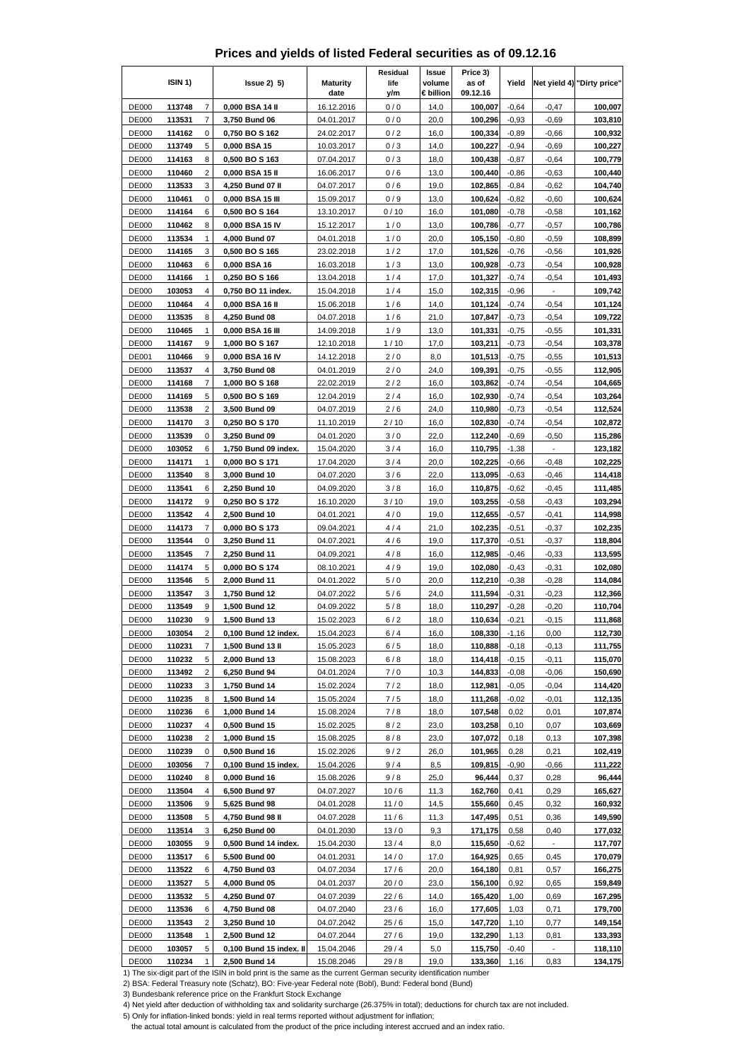# Prices and yields of listed Federal securities as of 09.12.16

| ISIN 1) | | | Issue 2) 5) | Maturity date | Residual life y/m | Issue volume € billion | Price 3) as of 09.12.16 | Yield | Net yield 4) | "Dirty price" |
|---|---|---|---|---|---|---|---|---|---|---|
| DE000 | **113748** | 7 | **0,000 BSA 14 II** | 16.12.2016 | 0 / 0 | 14,0 | **100,007** | -0,64 | -0,47 | **100,007** |
| DE000 | **113531** | 7 | **3,750 Bund 06** | 04.01.2017 | 0 / 0 | 20,0 | **100,296** | -0,93 | -0,69 | **103,810** |
| DE000 | **114162** | 0 | **0,750 BO S 162** | 24.02.2017 | 0 / 2 | 16,0 | **100,334** | -0,89 | -0,66 | **100,932** |
| DE000 | **113749** | 5 | **0,000 BSA 15** | 10.03.2017 | 0 / 3 | 14,0 | **100,227** | -0,94 | -0,69 | **100,227** |
| DE000 | **114163** | 8 | **0,500 BO S 163** | 07.04.2017 | 0 / 3 | 18,0 | **100,438** | -0,87 | -0,64 | **100,779** |
| DE000 | **110460** | 2 | **0,000 BSA 15 II** | 16.06.2017 | 0 / 6 | 13,0 | **100,440** | -0,86 | -0,63 | **100,440** |
| DE000 | **113533** | 3 | **4,250 Bund 07 II** | 04.07.2017 | 0 / 6 | 19,0 | **102,865** | -0,84 | -0,62 | **104,740** |
| DE000 | **110461** | 0 | **0,000 BSA 15 III** | 15.09.2017 | 0 / 9 | 13,0 | **100,624** | -0,82 | -0,60 | **100,624** |
| DE000 | **114164** | 6 | **0,500 BO S 164** | 13.10.2017 | 0 / 10 | 16,0 | **101,080** | -0,78 | -0,58 | **101,162** |
| DE000 | **110462** | 8 | **0,000 BSA 15 IV** | 15.12.2017 | 1 / 0 | 13,0 | **100,786** | -0,77 | -0,57 | **100,786** |
| DE000 | **113534** | 1 | **4,000 Bund 07** | 04.01.2018 | 1 / 0 | 20,0 | **105,150** | -0,80 | -0,59 | **108,899** |
| DE000 | **114165** | 3 | **0,500 BO S 165** | 23.02.2018 | 1 / 2 | 17,0 | **101,526** | -0,76 | -0,56 | **101,926** |
| DE000 | **110463** | 6 | **0,000 BSA 16** | 16.03.2018 | 1 / 3 | 13,0 | **100,928** | -0,73 | -0,54 | **100,928** |
| DE000 | **114166** | 1 | **0,250 BO S 166** | 13.04.2018 | 1 / 4 | 17,0 | **101,327** | -0,74 | -0,54 | **101,493** |
| DE000 | **103053** | 4 | **0,750 BO 11 index.** | 15.04.2018 | 1 / 4 | 15,0 | **102,315** | -0,96 | - | **109,742** |
| DE000 | **110464** | 4 | **0,000 BSA 16 II** | 15.06.2018 | 1 / 6 | 14,0 | **101,124** | -0,74 | -0,54 | **101,124** |
| DE000 | **113535** | 8 | **4,250 Bund 08** | 04.07.2018 | 1 / 6 | 21,0 | **107,847** | -0,73 | -0,54 | **109,722** |
| DE000 | **110465** | 1 | **0,000 BSA 16 III** | 14.09.2018 | 1 / 9 | 13,0 | **101,331** | -0,75 | -0,55 | **101,331** |
| DE000 | **114167** | 9 | **1,000 BO S 167** | 12.10.2018 | 1 / 10 | 17,0 | **103,211** | -0,73 | -0,54 | **103,378** |
| DE001 | **110466** | 9 | **0,000 BSA 16 IV** | 14.12.2018 | 2 / 0 | 8,0 | **101,513** | -0,75 | -0,55 | **101,513** |
| DE000 | **113537** | 4 | **3,750 Bund 08** | 04.01.2019 | 2 / 0 | 24,0 | **109,391** | -0,75 | -0,55 | **112,905** |
| DE000 | **114168** | 7 | **1,000 BO S 168** | 22.02.2019 | 2 / 2 | 16,0 | **103,862** | -0,74 | -0,54 | **104,665** |
| DE000 | **114169** | 5 | **0,500 BO S 169** | 12.04.2019 | 2 / 4 | 16,0 | **102,930** | -0,74 | -0,54 | **103,264** |
| DE000 | **113538** | 2 | **3,500 Bund 09** | 04.07.2019 | 2 / 6 | 24,0 | **110,980** | -0,73 | -0,54 | **112,524** |
| DE000 | **114170** | 3 | **0,250 BO S 170** | 11.10.2019 | 2 / 10 | 16,0 | **102,830** | -0,74 | -0,54 | **102,872** |
| DE000 | **113539** | 0 | **3,250 Bund 09** | 04.01.2020 | 3 / 0 | 22,0 | **112,240** | -0,69 | -0,50 | **115,286** |
| DE000 | **103052** | 6 | **1,750 Bund 09 index.** | 15.04.2020 | 3 / 4 | 16,0 | **110,795** | -1,38 | - | **123,182** |
| DE000 | **114171** | 1 | **0,000 BO S 171** | 17.04.2020 | 3 / 4 | 20,0 | **102,225** | -0,66 | -0,48 | **102,225** |
| DE000 | **113540** | 8 | **3,000 Bund 10** | 04.07.2020 | 3 / 6 | 22,0 | **113,095** | -0,63 | -0,46 | **114,418** |
| DE000 | **113541** | 6 | **2,250 Bund 10** | 04.09.2020 | 3 / 8 | 16,0 | **110,875** | -0,62 | -0,45 | **111,485** |
| DE000 | **114172** | 9 | **0,250 BO S 172** | 16.10.2020 | 3 / 10 | 19,0 | **103,255** | -0,58 | -0,43 | **103,294** |
| DE000 | **113542** | 4 | **2,500 Bund 10** | 04.01.2021 | 4 / 0 | 19,0 | **112,655** | -0,57 | -0,41 | **114,998** |
| DE000 | **114173** | 7 | **0,000 BO S 173** | 09.04.2021 | 4 / 4 | 21,0 | **102,235** | -0,51 | -0,37 | **102,235** |
| DE000 | **113544** | 0 | **3,250 Bund 11** | 04.07.2021 | 4 / 6 | 19,0 | **117,370** | -0,51 | -0,37 | **118,804** |
| DE000 | **113545** | 7 | **2,250 Bund 11** | 04.09.2021 | 4 / 8 | 16,0 | **112,985** | -0,46 | -0,33 | **113,595** |
| DE000 | **114174** | 5 | **0,000 BO S 174** | 08.10.2021 | 4 / 9 | 19,0 | **102,080** | -0,43 | -0,31 | **102,080** |
| DE000 | **113546** | 5 | **2,000 Bund 11** | 04.01.2022 | 5 / 0 | 20,0 | **112,210** | -0,38 | -0,28 | **114,084** |
| DE000 | **113547** | 3 | **1,750 Bund 12** | 04.07.2022 | 5 / 6 | 24,0 | **111,594** | -0,31 | -0,23 | **112,366** |
| DE000 | **113549** | 9 | **1,500 Bund 12** | 04.09.2022 | 5 / 8 | 18,0 | **110,297** | -0,28 | -0,20 | **110,704** |
| DE000 | **110230** | 9 | **1,500 Bund 13** | 15.02.2023 | 6 / 2 | 18,0 | **110,634** | -0,21 | -0,15 | **111,868** |
| DE000 | **103054** | 2 | **0,100 Bund 12 index.** | 15.04.2023 | 6 / 4 | 16,0 | **108,330** | -1,16 | 0,00 | **112,730** |
| DE000 | **110231** | 7 | **1,500 Bund 13 II** | 15.05.2023 | 6 / 5 | 18,0 | **110,888** | -0,18 | -0,13 | **111,755** |
| DE000 | **110232** | 5 | **2,000 Bund 13** | 15.08.2023 | 6 / 8 | 18,0 | **114,418** | -0,15 | -0,11 | **115,070** |
| DE000 | **113492** | 2 | **6,250 Bund 94** | 04.01.2024 | 7 / 0 | 10,3 | **144,833** | -0,08 | -0,06 | **150,690** |
| DE000 | **110233** | 3 | **1,750 Bund 14** | 15.02.2024 | 7 / 2 | 18,0 | **112,981** | -0,05 | -0,04 | **114,420** |
| DE000 | **110235** | 8 | **1,500 Bund 14** | 15.05.2024 | 7 / 5 | 18,0 | **111,268** | -0,02 | -0,01 | **112,135** |
| DE000 | **110236** | 6 | **1,000 Bund 14** | 15.08.2024 | 7 / 8 | 18,0 | **107,548** | 0,02 | 0,01 | **107,874** |
| DE000 | **110237** | 4 | **0,500 Bund 15** | 15.02.2025 | 8 / 2 | 23,0 | **103,258** | 0,10 | 0,07 | **103,669** |
| DE000 | **110238** | 2 | **1,000 Bund 15** | 15.08.2025 | 8 / 8 | 23,0 | **107,072** | 0,18 | 0,13 | **107,398** |
| DE000 | **110239** | 0 | **0,500 Bund 16** | 15.02.2026 | 9 / 2 | 26,0 | **101,965** | 0,28 | 0,21 | **102,419** |
| DE000 | **103056** | 7 | **0,100 Bund 15 index.** | 15.04.2026 | 9 / 4 | 8,5 | **109,815** | -0,90 | -0,66 | **111,222** |
| DE000 | **110240** | 8 | **0,000 Bund 16** | 15.08.2026 | 9 / 8 | 25,0 | **96,444** | 0,37 | 0,28 | **96,444** |
| DE000 | **113504** | 4 | **6,500 Bund 97** | 04.07.2027 | 10 / 6 | 11,3 | **162,760** | 0,41 | 0,29 | **165,627** |
| DE000 | **113506** | 9 | **5,625 Bund 98** | 04.01.2028 | 11 / 0 | 14,5 | **155,660** | 0,45 | 0,32 | **160,932** |
| DE000 | **113508** | 5 | **4,750 Bund 98 II** | 04.07.2028 | 11 / 6 | 11,3 | **147,495** | 0,51 | 0,36 | **149,590** |
| DE000 | **113514** | 3 | **6,250 Bund 00** | 04.01.2030 | 13 / 0 | 9,3 | **171,175** | 0,58 | 0,40 | **177,032** |
| DE000 | **103055** | 9 | **0,500 Bund 14 index.** | 15.04.2030 | 13 / 4 | 8,0 | **115,650** | -0,62 | - | **117,707** |
| DE000 | **113517** | 6 | **5,500 Bund 00** | 04.01.2031 | 14 / 0 | 17,0 | **164,925** | 0,65 | 0,45 | **170,079** |
| DE000 | **113522** | 6 | **4,750 Bund 03** | 04.07.2034 | 17 / 6 | 20,0 | **164,180** | 0,81 | 0,57 | **166,275** |
| DE000 | **113527** | 5 | **4,000 Bund 05** | 04.01.2037 | 20 / 0 | 23,0 | **156,100** | 0,92 | 0,65 | **159,849** |
| DE000 | **113532** | 5 | **4,250 Bund 07** | 04.07.2039 | 22 / 6 | 14,0 | **165,420** | 1,00 | 0,69 | **167,295** |
| DE000 | **113536** | 6 | **4,750 Bund 08** | 04.07.2040 | 23 / 6 | 16,0 | **177,605** | 1,03 | 0,71 | **179,700** |
| DE000 | **113543** | 2 | **3,250 Bund 10** | 04.07.2042 | 25 / 6 | 15,0 | **147,720** | 1,10 | 0,77 | **149,154** |
| DE000 | **113548** | 1 | **2,500 Bund 12** | 04.07.2044 | 27 / 6 | 19,0 | **132,290** | 1,13 | 0,81 | **133,393** |
| DE000 | **103057** | 5 | **0,100 Bund 15 index. II** | 15.04.2046 | 29 / 4 | 5,0 | **115,750** | -0,40 | - | **118,110** |
| DE000 | **110234** | 1 | **2,500 Bund 14** | 15.08.2046 | 29 / 8 | 19,0 | **133,360** | 1,16 | 0,83 | **134,175** |

1) The six-digit part of the ISIN in bold print is the same as the current German security identification number

2) BSA: Federal Treasury note (Schatz), BO: Five-year Federal note (Bobl), Bund: Federal bond (Bund)

3) Bundesbank reference price on the Frankfurt Stock Exchange

4) Net yield after deduction of withholding tax and solidarity surcharge (26.375% in total); deductions for church tax are not included.

5) Only for inflation-linked bonds: yield in real terms reported without adjustment for inflation;
the actual total amount is calculated from the product of the price including interest accrued and an index ratio.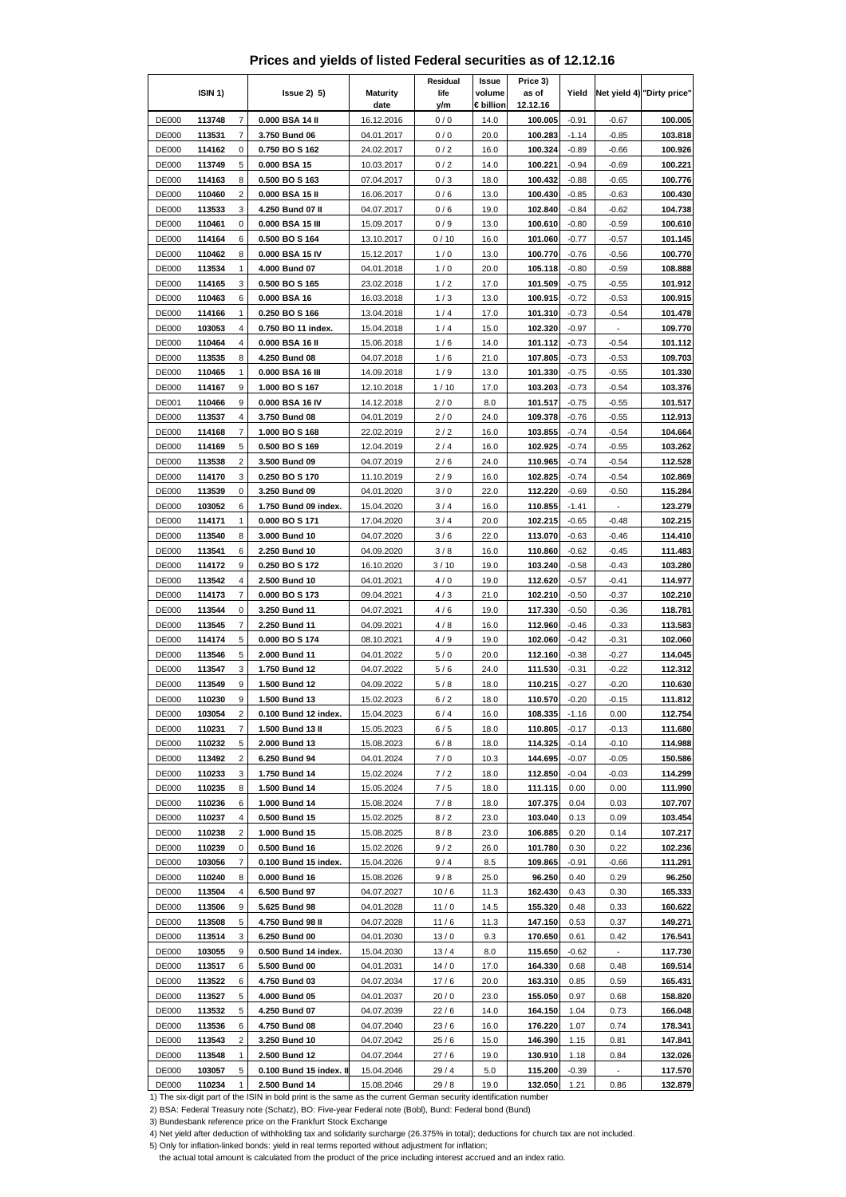# Prices and yields of listed Federal securities as of 12.12.16

| ISIN 1) | | | Issue 2) 5) | Maturity date | Residual life y/m | Issue volume € billion | Price 3) as of 12.12.16 | Yield | Net yield 4) | "Dirty price" |
|---|---|---|---|---|---|---|---|---|---|---|
| DE000 | 113748 | 7 | 0.000 BSA 14 II | 16.12.2016 | 0 / 0 | 14.0 | 100.005 | -0.91 | -0.67 | 100.005 |
| DE000 | 113531 | 7 | 3.750 Bund 06 | 04.01.2017 | 0 / 0 | 20.0 | 100.283 | -1.14 | -0.85 | 103.818 |
| DE000 | 114162 | 0 | 0.750 BO S 162 | 24.02.2017 | 0 / 2 | 16.0 | 100.324 | -0.89 | -0.66 | 100.926 |
| DE000 | 113749 | 5 | 0.000 BSA 15 | 10.03.2017 | 0 / 2 | 14.0 | 100.221 | -0.94 | -0.69 | 100.221 |
| DE000 | 114163 | 8 | 0.500 BO S 163 | 07.04.2017 | 0 / 3 | 18.0 | 100.432 | -0.88 | -0.65 | 100.776 |
| DE000 | 110460 | 2 | 0.000 BSA 15 II | 16.06.2017 | 0 / 6 | 13.0 | 100.430 | -0.85 | -0.63 | 100.430 |
| DE000 | 113533 | 3 | 4.250 Bund 07 II | 04.07.2017 | 0 / 6 | 19.0 | 102.840 | -0.84 | -0.62 | 104.738 |
| DE000 | 110461 | 0 | 0.000 BSA 15 III | 15.09.2017 | 0 / 9 | 13.0 | 100.610 | -0.80 | -0.59 | 100.610 |
| DE000 | 114164 | 6 | 0.500 BO S 164 | 13.10.2017 | 0 / 10 | 16.0 | 101.060 | -0.77 | -0.57 | 101.145 |
| DE000 | 110462 | 8 | 0.000 BSA 15 IV | 15.12.2017 | 1 / 0 | 13.0 | 100.770 | -0.76 | -0.56 | 100.770 |
| DE000 | 113534 | 1 | 4.000 Bund 07 | 04.01.2018 | 1 / 0 | 20.0 | 105.118 | -0.80 | -0.59 | 108.888 |
| DE000 | 114165 | 3 | 0.500 BO S 165 | 23.02.2018 | 1 / 2 | 17.0 | 101.509 | -0.75 | -0.55 | 101.912 |
| DE000 | 110463 | 6 | 0.000 BSA 16 | 16.03.2018 | 1 / 3 | 13.0 | 100.915 | -0.72 | -0.53 | 100.915 |
| DE000 | 114166 | 1 | 0.250 BO S 166 | 13.04.2018 | 1 / 4 | 17.0 | 101.310 | -0.73 | -0.54 | 101.478 |
| DE000 | 103053 | 4 | 0.750 BO 11 index. | 15.04.2018 | 1 / 4 | 15.0 | 102.320 | -0.97 | - | 109.770 |
| DE000 | 110464 | 4 | 0.000 BSA 16 II | 15.06.2018 | 1 / 6 | 14.0 | 101.112 | -0.73 | -0.54 | 101.112 |
| DE000 | 113535 | 8 | 4.250 Bund 08 | 04.07.2018 | 1 / 6 | 21.0 | 107.805 | -0.73 | -0.53 | 109.703 |
| DE000 | 110465 | 1 | 0.000 BSA 16 III | 14.09.2018 | 1 / 9 | 13.0 | 101.330 | -0.75 | -0.55 | 101.330 |
| DE000 | 114167 | 9 | 1.000 BO S 167 | 12.10.2018 | 1 / 10 | 17.0 | 103.203 | -0.73 | -0.54 | 103.376 |
| DE001 | 110466 | 9 | 0.000 BSA 16 IV | 14.12.2018 | 2 / 0 | 8.0 | 101.517 | -0.75 | -0.55 | 101.517 |
| DE000 | 113537 | 4 | 3.750 Bund 08 | 04.01.2019 | 2 / 0 | 24.0 | 109.378 | -0.76 | -0.55 | 112.913 |
| DE000 | 114168 | 7 | 1.000 BO S 168 | 22.02.2019 | 2 / 2 | 16.0 | 103.855 | -0.74 | -0.54 | 104.664 |
| DE000 | 114169 | 5 | 0.500 BO S 169 | 12.04.2019 | 2 / 4 | 16.0 | 102.925 | -0.74 | -0.55 | 103.262 |
| DE000 | 113538 | 2 | 3.500 Bund 09 | 04.07.2019 | 2 / 6 | 24.0 | 110.965 | -0.74 | -0.54 | 112.528 |
| DE000 | 114170 | 3 | 0.250 BO S 170 | 11.10.2019 | 2 / 9 | 16.0 | 102.825 | -0.74 | -0.54 | 102.869 |
| DE000 | 113539 | 0 | 3.250 Bund 09 | 04.01.2020 | 3 / 0 | 22.0 | 112.220 | -0.69 | -0.50 | 115.284 |
| DE000 | 103052 | 6 | 1.750 Bund 09 index. | 15.04.2020 | 3 / 4 | 16.0 | 110.855 | -1.41 | - | 123.279 |
| DE000 | 114171 | 1 | 0.000 BO S 171 | 17.04.2020 | 3 / 4 | 20.0 | 102.215 | -0.65 | -0.48 | 102.215 |
| DE000 | 113540 | 8 | 3.000 Bund 10 | 04.07.2020 | 3 / 6 | 22.0 | 113.070 | -0.63 | -0.46 | 114.410 |
| DE000 | 113541 | 6 | 2.250 Bund 10 | 04.09.2020 | 3 / 8 | 16.0 | 110.860 | -0.62 | -0.45 | 111.483 |
| DE000 | 114172 | 9 | 0.250 BO S 172 | 16.10.2020 | 3 / 10 | 19.0 | 103.240 | -0.58 | -0.43 | 103.280 |
| DE000 | 113542 | 4 | 2.500 Bund 10 | 04.01.2021 | 4 / 0 | 19.0 | 112.620 | -0.57 | -0.41 | 114.977 |
| DE000 | 114173 | 7 | 0.000 BO S 173 | 09.04.2021 | 4 / 3 | 21.0 | 102.210 | -0.50 | -0.37 | 102.210 |
| DE000 | 113544 | 0 | 3.250 Bund 11 | 04.07.2021 | 4 / 6 | 19.0 | 117.330 | -0.50 | -0.36 | 118.781 |
| DE000 | 113545 | 7 | 2.250 Bund 11 | 04.09.2021 | 4 / 8 | 16.0 | 112.960 | -0.46 | -0.33 | 113.583 |
| DE000 | 114174 | 5 | 0.000 BO S 174 | 08.10.2021 | 4 / 9 | 19.0 | 102.060 | -0.42 | -0.31 | 102.060 |
| DE000 | 113546 | 5 | 2.000 Bund 11 | 04.01.2022 | 5 / 0 | 20.0 | 112.160 | -0.38 | -0.27 | 114.045 |
| DE000 | 113547 | 3 | 1.750 Bund 12 | 04.07.2022 | 5 / 6 | 24.0 | 111.530 | -0.31 | -0.22 | 112.312 |
| DE000 | 113549 | 9 | 1.500 Bund 12 | 04.09.2022 | 5 / 8 | 18.0 | 110.215 | -0.27 | -0.20 | 110.630 |
| DE000 | 110230 | 9 | 1.500 Bund 13 | 15.02.2023 | 6 / 2 | 18.0 | 110.570 | -0.20 | -0.15 | 111.812 |
| DE000 | 103054 | 2 | 0.100 Bund 12 index. | 15.04.2023 | 6 / 4 | 16.0 | 108.335 | -1.16 | 0.00 | 112.754 |
| DE000 | 110231 | 7 | 1.500 Bund 13 II | 15.05.2023 | 6 / 5 | 18.0 | 110.805 | -0.17 | -0.13 | 111.680 |
| DE000 | 110232 | 5 | 2.000 Bund 13 | 15.08.2023 | 6 / 8 | 18.0 | 114.325 | -0.14 | -0.10 | 114.988 |
| DE000 | 113492 | 2 | 6.250 Bund 94 | 04.01.2024 | 7 / 0 | 10.3 | 144.695 | -0.07 | -0.05 | 150.586 |
| DE000 | 110233 | 3 | 1.750 Bund 14 | 15.02.2024 | 7 / 2 | 18.0 | 112.850 | -0.04 | -0.03 | 114.299 |
| DE000 | 110235 | 8 | 1.500 Bund 14 | 15.05.2024 | 7 / 5 | 18.0 | 111.115 | 0.00 | 0.00 | 111.990 |
| DE000 | 110236 | 6 | 1.000 Bund 14 | 15.08.2024 | 7 / 8 | 18.0 | 107.375 | 0.04 | 0.03 | 107.707 |
| DE000 | 110237 | 4 | 0.500 Bund 15 | 15.02.2025 | 8 / 2 | 23.0 | 103.040 | 0.13 | 0.09 | 103.454 |
| DE000 | 110238 | 2 | 1.000 Bund 15 | 15.08.2025 | 8 / 8 | 23.0 | 106.885 | 0.20 | 0.14 | 107.217 |
| DE000 | 110239 | 0 | 0.500 Bund 16 | 15.02.2026 | 9 / 2 | 26.0 | 101.780 | 0.30 | 0.22 | 102.236 |
| DE000 | 103056 | 7 | 0.100 Bund 15 index. | 15.04.2026 | 9 / 4 | 8.5 | 109.865 | -0.91 | -0.66 | 111.291 |
| DE000 | 110240 | 8 | 0.000 Bund 16 | 15.08.2026 | 9 / 8 | 25.0 | 96.250 | 0.40 | 0.29 | 96.250 |
| DE000 | 113504 | 4 | 6.500 Bund 97 | 04.07.2027 | 10 / 6 | 11.3 | 162.430 | 0.43 | 0.30 | 165.333 |
| DE000 | 113506 | 9 | 5.625 Bund 98 | 04.01.2028 | 11 / 0 | 14.5 | 155.320 | 0.48 | 0.33 | 160.622 |
| DE000 | 113508 | 5 | 4.750 Bund 98 II | 04.07.2028 | 11 / 6 | 11.3 | 147.150 | 0.53 | 0.37 | 149.271 |
| DE000 | 113514 | 3 | 6.250 Bund 00 | 04.01.2030 | 13 / 0 | 9.3 | 170.650 | 0.61 | 0.42 | 176.541 |
| DE000 | 103055 | 9 | 0.500 Bund 14 index. | 15.04.2030 | 13 / 4 | 8.0 | 115.650 | -0.62 | - | 117.730 |
| DE000 | 113517 | 6 | 5.500 Bund 00 | 04.01.2031 | 14 / 0 | 17.0 | 164.330 | 0.68 | 0.48 | 169.514 |
| DE000 | 113522 | 6 | 4.750 Bund 03 | 04.07.2034 | 17 / 6 | 20.0 | 163.310 | 0.85 | 0.59 | 165.431 |
| DE000 | 113527 | 5 | 4.000 Bund 05 | 04.01.2037 | 20 / 0 | 23.0 | 155.050 | 0.97 | 0.68 | 158.820 |
| DE000 | 113532 | 5 | 4.250 Bund 07 | 04.07.2039 | 22 / 6 | 14.0 | 164.150 | 1.04 | 0.73 | 166.048 |
| DE000 | 113536 | 6 | 4.750 Bund 08 | 04.07.2040 | 23 / 6 | 16.0 | 176.220 | 1.07 | 0.74 | 178.341 |
| DE000 | 113543 | 2 | 3.250 Bund 10 | 04.07.2042 | 25 / 6 | 15.0 | 146.390 | 1.15 | 0.81 | 147.841 |
| DE000 | 113548 | 1 | 2.500 Bund 12 | 04.07.2044 | 27 / 6 | 19.0 | 130.910 | 1.18 | 0.84 | 132.026 |
| DE000 | 103057 | 5 | 0.100 Bund 15 index. II | 15.04.2046 | 29 / 4 | 5.0 | 115.200 | -0.39 | - | 117.570 |
| DE000 | 110234 | 1 | 2.500 Bund 14 | 15.08.2046 | 29 / 8 | 19.0 | 132.050 | 1.21 | 0.86 | 132.879 |

1) The six-digit part of the ISIN in bold print is the same as the current German security identification number

2) BSA: Federal Treasury note (Schatz), BO: Five-year Federal note (Bobl), Bund: Federal bond (Bund)

3) Bundesbank reference price on the Frankfurt Stock Exchange

4) Net yield after deduction of withholding tax and solidarity surcharge (26.375% in total); deductions for church tax are not included.

5) Only for inflation-linked bonds: yield in real terms reported without adjustment for inflation;
the actual total amount is calculated from the product of the price including interest accrued and an index ratio.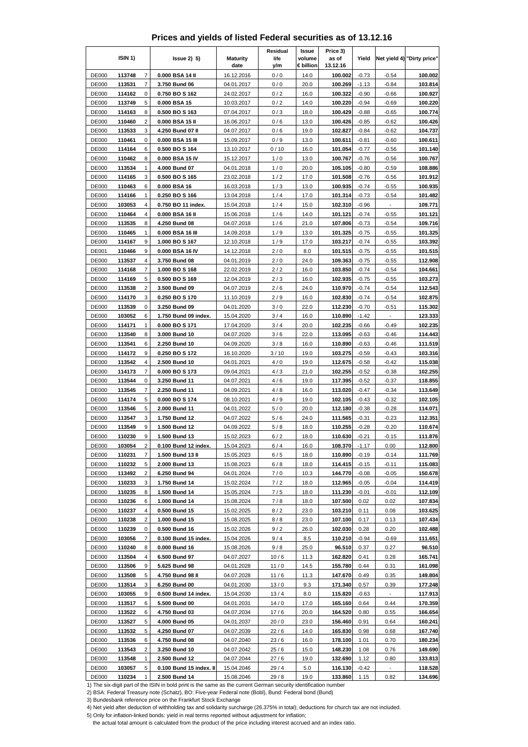# Prices and yields of listed Federal securities as of 13.12.16

| ISIN 1) | | | Issue 2) 5) | Maturity date | Residual life y/m | Issue volume € billion | Price 3) as of 13.12.16 | Yield | Net yield 4) | "Dirty price" |
|---|---|---|---|---|---|---|---|---|---|---|
| DE000 | 113748 | 7 | 0.000 BSA 14 II | 16.12.2016 | 0 / 0 | 14.0 | 100.002 | -0.73 | -0.54 | 100.002 |
| DE000 | 113531 | 7 | 3.750 Bund 06 | 04.01.2017 | 0 / 0 | 20.0 | 100.269 | -1.13 | -0.84 | 103.814 |
| DE000 | 114162 | 0 | 0.750 BO S 162 | 24.02.2017 | 0 / 2 | 16.0 | 100.322 | -0.90 | -0.66 | 100.927 |
| DE000 | 113749 | 5 | 0.000 BSA 15 | 10.03.2017 | 0 / 2 | 14.0 | 100.220 | -0.94 | -0.69 | 100.220 |
| DE000 | 114163 | 8 | 0.500 BO S 163 | 07.04.2017 | 0 / 3 | 18.0 | 100.429 | -0.88 | -0.65 | 100.774 |
| DE000 | 110460 | 2 | 0.000 BSA 15 II | 16.06.2017 | 0 / 6 | 13.0 | 100.426 | -0.85 | -0.62 | 100.426 |
| DE000 | 113533 | 3 | 4.250 Bund 07 II | 04.07.2017 | 0 / 6 | 19.0 | 102.827 | -0.84 | -0.62 | 104.737 |
| DE000 | 110461 | 0 | 0.000 BSA 15 III | 15.09.2017 | 0 / 9 | 13.0 | 100.611 | -0.81 | -0.60 | 100.611 |
| DE000 | 114164 | 6 | 0.500 BO S 164 | 13.10.2017 | 0 / 10 | 16.0 | 101.054 | -0.77 | -0.56 | 101.140 |
| DE000 | 110462 | 8 | 0.000 BSA 15 IV | 15.12.2017 | 1 / 0 | 13.0 | 100.767 | -0.76 | -0.56 | 100.767 |
| DE000 | 113534 | 1 | 4.000 Bund 07 | 04.01.2018 | 1 / 0 | 20.0 | 105.105 | -0.80 | -0.59 | 108.886 |
| DE000 | 114165 | 3 | 0.500 BO S 165 | 23.02.2018 | 1 / 2 | 17.0 | 101.508 | -0.76 | -0.56 | 101.912 |
| DE000 | 110463 | 6 | 0.000 BSA 16 | 16.03.2018 | 1 / 3 | 13.0 | 100.935 | -0.74 | -0.55 | 100.935 |
| DE000 | 114166 | 1 | 0.250 BO S 166 | 13.04.2018 | 1 / 4 | 17.0 | 101.314 | -0.73 | -0.54 | 101.482 |
| DE000 | 103053 | 4 | 0.750 BO 11 index. | 15.04.2018 | 1 / 4 | 15.0 | 102.310 | -0.96 | - | 109.771 |
| DE000 | 110464 | 4 | 0.000 BSA 16 II | 15.06.2018 | 1 / 6 | 14.0 | 101.121 | -0.74 | -0.55 | 101.121 |
| DE000 | 113535 | 8 | 4.250 Bund 08 | 04.07.2018 | 1 / 6 | 21.0 | 107.806 | -0.73 | -0.54 | 109.716 |
| DE000 | 110465 | 1 | 0.000 BSA 16 III | 14.09.2018 | 1 / 9 | 13.0 | 101.325 | -0.75 | -0.55 | 101.325 |
| DE000 | 114167 | 9 | 1.000 BO S 167 | 12.10.2018 | 1 / 9 | 17.0 | 103.217 | -0.74 | -0.55 | 103.392 |
| DE001 | 110466 | 9 | 0.000 BSA 16 IV | 14.12.2018 | 2 / 0 | 8.0 | 101.515 | -0.75 | -0.55 | 101.515 |
| DE000 | 113537 | 4 | 3.750 Bund 08 | 04.01.2019 | 2 / 0 | 24.0 | 109.363 | -0.75 | -0.55 | 112.908 |
| DE000 | 114168 | 7 | 1.000 BO S 168 | 22.02.2019 | 2 / 2 | 16.0 | 103.850 | -0.74 | -0.54 | 104.661 |
| DE000 | 114169 | 5 | 0.500 BO S 169 | 12.04.2019 | 2 / 3 | 16.0 | 102.935 | -0.75 | -0.55 | 103.273 |
| DE000 | 113538 | 2 | 3.500 Bund 09 | 04.07.2019 | 2 / 6 | 24.0 | 110.970 | -0.74 | -0.54 | 112.543 |
| DE000 | 114170 | 3 | 0.250 BO S 170 | 11.10.2019 | 2 / 9 | 16.0 | 102.830 | -0.74 | -0.54 | 102.875 |
| DE000 | 113539 | 0 | 3.250 Bund 09 | 04.01.2020 | 3 / 0 | 22.0 | 112.230 | -0.70 | -0.51 | 115.302 |
| DE000 | 103052 | 6 | 1.750 Bund 09 index. | 15.04.2020 | 3 / 4 | 16.0 | 110.890 | -1.42 | - | 123.333 |
| DE000 | 114171 | 1 | 0.000 BO S 171 | 17.04.2020 | 3 / 4 | 20.0 | 102.235 | -0.66 | -0.49 | 102.235 |
| DE000 | 113540 | 8 | 3.000 Bund 10 | 04.07.2020 | 3 / 6 | 22.0 | 113.095 | -0.63 | -0.46 | 114.443 |
| DE000 | 113541 | 6 | 2.250 Bund 10 | 04.09.2020 | 3 / 8 | 16.0 | 110.890 | -0.63 | -0.46 | 111.519 |
| DE000 | 114172 | 9 | 0.250 BO S 172 | 16.10.2020 | 3 / 10 | 19.0 | 103.275 | -0.59 | -0.43 | 103.316 |
| DE000 | 113542 | 4 | 2.500 Bund 10 | 04.01.2021 | 4 / 0 | 19.0 | 112.675 | -0.58 | -0.42 | 115.038 |
| DE000 | 114173 | 7 | 0.000 BO S 173 | 09.04.2021 | 4 / 3 | 21.0 | 102.255 | -0.52 | -0.38 | 102.255 |
| DE000 | 113544 | 0 | 3.250 Bund 11 | 04.07.2021 | 4 / 6 | 19.0 | 117.395 | -0.52 | -0.37 | 118.855 |
| DE000 | 113545 | 7 | 2.250 Bund 11 | 04.09.2021 | 4 / 8 | 16.0 | 113.020 | -0.47 | -0.34 | 113.649 |
| DE000 | 114174 | 5 | 0.000 BO S 174 | 08.10.2021 | 4 / 9 | 19.0 | 102.105 | -0.43 | -0.32 | 102.105 |
| DE000 | 113546 | 5 | 2.000 Bund 11 | 04.01.2022 | 5 / 0 | 20.0 | 112.180 | -0.38 | -0.28 | 114.071 |
| DE000 | 113547 | 3 | 1.750 Bund 12 | 04.07.2022 | 5 / 6 | 24.0 | 111.565 | -0.31 | -0.23 | 112.351 |
| DE000 | 113549 | 9 | 1.500 Bund 12 | 04.09.2022 | 5 / 8 | 18.0 | 110.255 | -0.28 | -0.20 | 110.674 |
| DE000 | 110230 | 9 | 1.500 Bund 13 | 15.02.2023 | 6 / 2 | 18.0 | 110.630 | -0.21 | -0.15 | 111.876 |
| DE000 | 103054 | 2 | 0.100 Bund 12 index. | 15.04.2023 | 6 / 4 | 16.0 | 108.370 | -1.17 | 0.00 | 112.800 |
| DE000 | 110231 | 7 | 1.500 Bund 13 II | 15.05.2023 | 6 / 5 | 18.0 | 110.890 | -0.19 | -0.14 | 111.769 |
| DE000 | 110232 | 5 | 2.000 Bund 13 | 15.08.2023 | 6 / 8 | 18.0 | 114.415 | -0.15 | -0.11 | 115.083 |
| DE000 | 113492 | 2 | 6.250 Bund 94 | 04.01.2024 | 7 / 0 | 10.3 | 144.770 | -0.08 | -0.05 | 150.678 |
| DE000 | 110233 | 3 | 1.750 Bund 14 | 15.02.2024 | 7 / 2 | 18.0 | 112.965 | -0.05 | -0.04 | 114.419 |
| DE000 | 110235 | 8 | 1.500 Bund 14 | 15.05.2024 | 7 / 5 | 18.0 | 111.230 | -0.01 | -0.01 | 112.109 |
| DE000 | 110236 | 6 | 1.000 Bund 14 | 15.08.2024 | 7 / 8 | 18.0 | 107.500 | 0.02 | 0.02 | 107.834 |
| DE000 | 110237 | 4 | 0.500 Bund 15 | 15.02.2025 | 8 / 2 | 23.0 | 103.210 | 0.11 | 0.08 | 103.625 |
| DE000 | 110238 | 2 | 1.000 Bund 15 | 15.08.2025 | 8 / 8 | 23.0 | 107.100 | 0.17 | 0.13 | 107.434 |
| DE000 | 110239 | 0 | 0.500 Bund 16 | 15.02.2026 | 9 / 2 | 26.0 | 102.030 | 0.28 | 0.20 | 102.488 |
| DE000 | 103056 | 7 | 0.100 Bund 15 index. | 15.04.2026 | 9 / 4 | 8.5 | 110.210 | -0.94 | -0.69 | 111.651 |
| DE000 | 110240 | 8 | 0.000 Bund 16 | 15.08.2026 | 9 / 8 | 25.0 | 96.510 | 0.37 | 0.27 | 96.510 |
| DE000 | 113504 | 4 | 6.500 Bund 97 | 04.07.2027 | 10 / 6 | 11.3 | 162.820 | 0.41 | 0.28 | 165.741 |
| DE000 | 113506 | 9 | 5.625 Bund 98 | 04.01.2028 | 11 / 0 | 14.5 | 155.780 | 0.44 | 0.31 | 161.098 |
| DE000 | 113508 | 5 | 4.750 Bund 98 II | 04.07.2028 | 11 / 6 | 11.3 | 147.670 | 0.49 | 0.35 | 149.804 |
| DE000 | 113514 | 3 | 6.250 Bund 00 | 04.01.2030 | 13 / 0 | 9.3 | 171.340 | 0.57 | 0.39 | 177.248 |
| DE000 | 103055 | 9 | 0.500 Bund 14 index. | 15.04.2030 | 13 / 4 | 8.0 | 115.820 | -0.63 | - | 117.913 |
| DE000 | 113517 | 6 | 5.500 Bund 00 | 04.01.2031 | 14 / 0 | 17.0 | 165.160 | 0.64 | 0.44 | 170.359 |
| DE000 | 113522 | 6 | 4.750 Bund 03 | 04.07.2034 | 17 / 6 | 20.0 | 164.520 | 0.80 | 0.55 | 166.654 |
| DE000 | 113527 | 5 | 4.000 Bund 05 | 04.01.2037 | 20 / 0 | 23.0 | 156.460 | 0.91 | 0.64 | 160.241 |
| DE000 | 113532 | 5 | 4.250 Bund 07 | 04.07.2039 | 22 / 6 | 14.0 | 165.830 | 0.98 | 0.68 | 167.740 |
| DE000 | 113536 | 6 | 4.750 Bund 08 | 04.07.2040 | 23 / 6 | 16.0 | 178.100 | 1.01 | 0.70 | 180.234 |
| DE000 | 113543 | 2 | 3.250 Bund 10 | 04.07.2042 | 25 / 6 | 15.0 | 148.230 | 1.08 | 0.76 | 149.690 |
| DE000 | 113548 | 1 | 2.500 Bund 12 | 04.07.2044 | 27 / 6 | 19.0 | 132.690 | 1.12 | 0.80 | 133.813 |
| DE000 | 103057 | 5 | 0.100 Bund 15 index. II | 15.04.2046 | 29 / 4 | 5.0 | 116.130 | -0.42 | - | 118.528 |
| DE000 | 110234 | 1 | 2.500 Bund 14 | 15.08.2046 | 29 / 8 | 19.0 | 133.860 | 1.15 | 0.82 | 134.696 |

1) The six-digit part of the ISIN in bold print is the same as the current German security identification number

2) BSA: Federal Treasury note (Schatz), BO: Five-year Federal note (Bobl), Bund: Federal bond (Bund)

3) Bundesbank reference price on the Frankfurt Stock Exchange

4) Net yield after deduction of withholding tax and solidarity surcharge (26.375% in total); deductions for church tax are not included.

5) Only for inflation-linked bonds: yield in real terms reported without adjustment for inflation;
the actual total amount is calculated from the product of the price including interest accrued and an index ratio.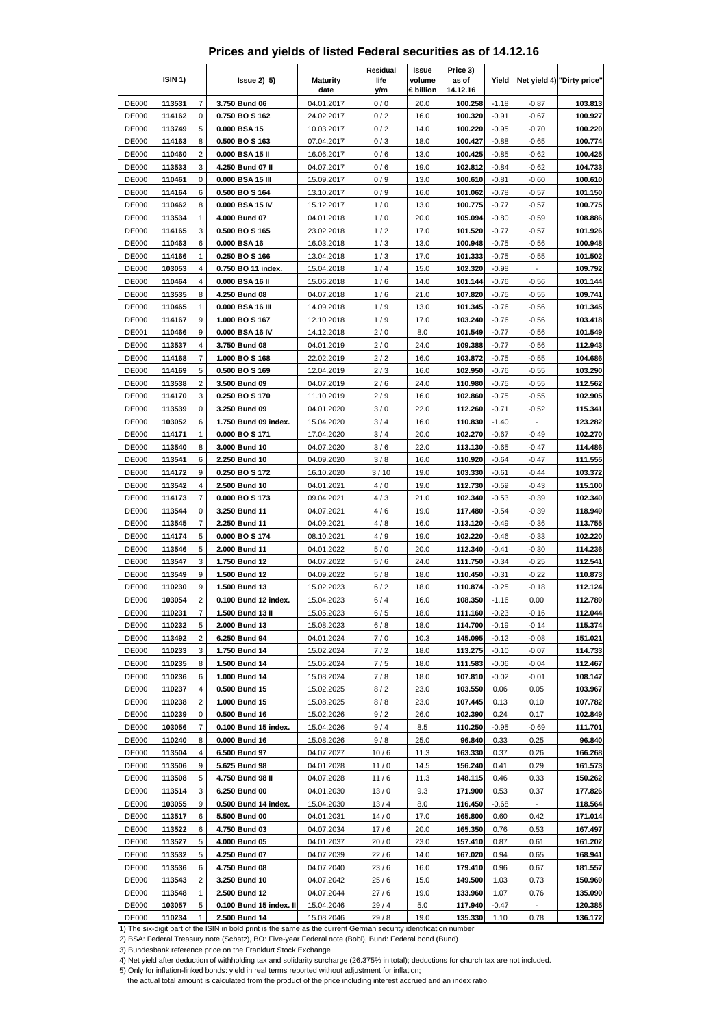# Prices and yields of listed Federal securities as of 14.12.16

| ISIN 1) | | | Issue 2) 5) | Maturity date | Residual life y/m | Issue volume € billion | Price 3) as of 14.12.16 | Yield | Net yield 4) | "Dirty price" |
|---|---|---|---|---|---|---|---|---|---|---|
| DE000 | **113531** | 7 | **3.750 Bund 06** | 04.01.2017 | 0 / 0 | 20.0 | **100.258** | -1.18 | -0.87 | **103.813** |
| DE000 | **114162** | 0 | **0.750 BO S 162** | 24.02.2017 | 0 / 2 | 16.0 | **100.320** | -0.91 | -0.67 | **100.927** |
| DE000 | **113749** | 5 | **0.000 BSA 15** | 10.03.2017 | 0 / 2 | 14.0 | **100.220** | -0.95 | -0.70 | **100.220** |
| DE000 | **114163** | 8 | **0.500 BO S 163** | 07.04.2017 | 0 / 3 | 18.0 | **100.427** | -0.88 | -0.65 | **100.774** |
| DE000 | **110460** | 2 | **0.000 BSA 15 II** | 16.06.2017 | 0 / 6 | 13.0 | **100.425** | -0.85 | -0.62 | **100.425** |
| DE000 | **113533** | 3 | **4.250 Bund 07 II** | 04.07.2017 | 0 / 6 | 19.0 | **102.812** | -0.84 | -0.62 | **104.733** |
| DE000 | **110461** | 0 | **0.000 BSA 15 III** | 15.09.2017 | 0 / 9 | 13.0 | **100.610** | -0.81 | -0.60 | **100.610** |
| DE000 | **114164** | 6 | **0.500 BO S 164** | 13.10.2017 | 0 / 9 | 16.0 | **101.062** | -0.78 | -0.57 | **101.150** |
| DE000 | **110462** | 8 | **0.000 BSA 15 IV** | 15.12.2017 | 1 / 0 | 13.0 | **100.775** | -0.77 | -0.57 | **100.775** |
| DE000 | **113534** | 1 | **4.000 Bund 07** | 04.01.2018 | 1 / 0 | 20.0 | **105.094** | -0.80 | -0.59 | **108.886** |
| DE000 | **114165** | 3 | **0.500 BO S 165** | 23.02.2018 | 1 / 2 | 17.0 | **101.520** | -0.77 | -0.57 | **101.926** |
| DE000 | **110463** | 6 | **0.000 BSA 16** | 16.03.2018 | 1 / 3 | 13.0 | **100.948** | -0.75 | -0.56 | **100.948** |
| DE000 | **114166** | 1 | **0.250 BO S 166** | 13.04.2018 | 1 / 3 | 17.0 | **101.333** | -0.75 | -0.55 | **101.502** |
| DE000 | **103053** | 4 | **0.750 BO 11 index.** | 15.04.2018 | 1 / 4 | 15.0 | **102.320** | -0.98 | - | **109.792** |
| DE000 | **110464** | 4 | **0.000 BSA 16 II** | 15.06.2018 | 1 / 6 | 14.0 | **101.144** | -0.76 | -0.56 | **101.144** |
| DE000 | **113535** | 8 | **4.250 Bund 08** | 04.07.2018 | 1 / 6 | 21.0 | **107.820** | -0.75 | -0.55 | **109.741** |
| DE000 | **110465** | 1 | **0.000 BSA 16 III** | 14.09.2018 | 1 / 9 | 13.0 | **101.345** | -0.76 | -0.56 | **101.345** |
| DE000 | **114167** | 9 | **1.000 BO S 167** | 12.10.2018 | 1 / 9 | 17.0 | **103.240** | -0.76 | -0.56 | **103.418** |
| DE001 | **110466** | 9 | **0.000 BSA 16 IV** | 14.12.2018 | 2 / 0 | 8.0 | **101.549** | -0.77 | -0.56 | **101.549** |
| DE000 | **113537** | 4 | **3.750 Bund 08** | 04.01.2019 | 2 / 0 | 24.0 | **109.388** | -0.77 | -0.56 | **112.943** |
| DE000 | **114168** | 7 | **1.000 BO S 168** | 22.02.2019 | 2 / 2 | 16.0 | **103.872** | -0.75 | -0.55 | **104.686** |
| DE000 | **114169** | 5 | **0.500 BO S 169** | 12.04.2019 | 2 / 3 | 16.0 | **102.950** | -0.76 | -0.55 | **103.290** |
| DE000 | **113538** | 2 | **3.500 Bund 09** | 04.07.2019 | 2 / 6 | 24.0 | **110.980** | -0.75 | -0.55 | **112.562** |
| DE000 | **114170** | 3 | **0.250 BO S 170** | 11.10.2019 | 2 / 9 | 16.0 | **102.860** | -0.75 | -0.55 | **102.905** |
| DE000 | **113539** | 0 | **3.250 Bund 09** | 04.01.2020 | 3 / 0 | 22.0 | **112.260** | -0.71 | -0.52 | **115.341** |
| DE000 | **103052** | 6 | **1.750 Bund 09 index.** | 15.04.2020 | 3 / 4 | 16.0 | **110.830** | -1.40 | - | **123.282** |
| DE000 | **114171** | 1 | **0.000 BO S 171** | 17.04.2020 | 3 / 4 | 20.0 | **102.270** | -0.67 | -0.49 | **102.270** |
| DE000 | **113540** | 8 | **3.000 Bund 10** | 04.07.2020 | 3 / 6 | 22.0 | **113.130** | -0.65 | -0.47 | **114.486** |
| DE000 | **113541** | 6 | **2.250 Bund 10** | 04.09.2020 | 3 / 8 | 16.0 | **110.920** | -0.64 | -0.47 | **111.555** |
| DE000 | **114172** | 9 | **0.250 BO S 172** | 16.10.2020 | 3 / 10 | 19.0 | **103.330** | -0.61 | -0.44 | **103.372** |
| DE000 | **113542** | 4 | **2.500 Bund 10** | 04.01.2021 | 4 / 0 | 19.0 | **112.730** | -0.59 | -0.43 | **115.100** |
| DE000 | **114173** | 7 | **0.000 BO S 173** | 09.04.2021 | 4 / 3 | 21.0 | **102.340** | -0.53 | -0.39 | **102.340** |
| DE000 | **113544** | 0 | **3.250 Bund 11** | 04.07.2021 | 4 / 6 | 19.0 | **117.480** | -0.54 | -0.39 | **118.949** |
| DE000 | **113545** | 7 | **2.250 Bund 11** | 04.09.2021 | 4 / 8 | 16.0 | **113.120** | -0.49 | -0.36 | **113.755** |
| DE000 | **114174** | 5 | **0.000 BO S 174** | 08.10.2021 | 4 / 9 | 19.0 | **102.220** | -0.46 | -0.33 | **102.220** |
| DE000 | **113546** | 5 | **2.000 Bund 11** | 04.01.2022 | 5 / 0 | 20.0 | **112.340** | -0.41 | -0.30 | **114.236** |
| DE000 | **113547** | 3 | **1.750 Bund 12** | 04.07.2022 | 5 / 6 | 24.0 | **111.750** | -0.34 | -0.25 | **112.541** |
| DE000 | **113549** | 9 | **1.500 Bund 12** | 04.09.2022 | 5 / 8 | 18.0 | **110.450** | -0.31 | -0.22 | **110.873** |
| DE000 | **110230** | 9 | **1.500 Bund 13** | 15.02.2023 | 6 / 2 | 18.0 | **110.874** | -0.25 | -0.18 | **112.124** |
| DE000 | **103054** | 2 | **0.100 Bund 12 index.** | 15.04.2023 | 6 / 4 | 16.0 | **108.350** | -1.16 | 0.00 | **112.789** |
| DE000 | **110231** | 7 | **1.500 Bund 13 II** | 15.05.2023 | 6 / 5 | 18.0 | **111.160** | -0.23 | -0.16 | **112.044** |
| DE000 | **110232** | 5 | **2.000 Bund 13** | 15.08.2023 | 6 / 8 | 18.0 | **114.700** | -0.19 | -0.14 | **115.374** |
| DE000 | **113492** | 2 | **6.250 Bund 94** | 04.01.2024 | 7 / 0 | 10.3 | **145.095** | -0.12 | -0.08 | **151.021** |
| DE000 | **110233** | 3 | **1.750 Bund 14** | 15.02.2024 | 7 / 2 | 18.0 | **113.275** | -0.10 | -0.07 | **114.733** |
| DE000 | **110235** | 8 | **1.500 Bund 14** | 15.05.2024 | 7 / 5 | 18.0 | **111.583** | -0.06 | -0.04 | **112.467** |
| DE000 | **110236** | 6 | **1.000 Bund 14** | 15.08.2024 | 7 / 8 | 18.0 | **107.810** | -0.02 | -0.01 | **108.147** |
| DE000 | **110237** | 4 | **0.500 Bund 15** | 15.02.2025 | 8 / 2 | 23.0 | **103.550** | 0.06 | 0.05 | **103.967** |
| DE000 | **110238** | 2 | **1.000 Bund 15** | 15.08.2025 | 8 / 8 | 23.0 | **107.445** | 0.13 | 0.10 | **107.782** |
| DE000 | **110239** | 0 | **0.500 Bund 16** | 15.02.2026 | 9 / 2 | 26.0 | **102.390** | 0.24 | 0.17 | **102.849** |
| DE000 | **103056** | 7 | **0.100 Bund 15 index.** | 15.04.2026 | 9 / 4 | 8.5 | **110.250** | -0.95 | -0.69 | **111.701** |
| DE000 | **110240** | 8 | **0.000 Bund 16** | 15.08.2026 | 9 / 8 | 25.0 | **96.840** | 0.33 | 0.25 | **96.840** |
| DE000 | **113504** | 4 | **6.500 Bund 97** | 04.07.2027 | 10 / 6 | 11.3 | **163.330** | 0.37 | 0.26 | **166.268** |
| DE000 | **113506** | 9 | **5.625 Bund 98** | 04.01.2028 | 11 / 0 | 14.5 | **156.240** | 0.41 | 0.29 | **161.573** |
| DE000 | **113508** | 5 | **4.750 Bund 98 II** | 04.07.2028 | 11 / 6 | 11.3 | **148.115** | 0.46 | 0.33 | **150.262** |
| DE000 | **113514** | 3 | **6.250 Bund 00** | 04.01.2030 | 13 / 0 | 9.3 | **171.900** | 0.53 | 0.37 | **177.826** |
| DE000 | **103055** | 9 | **0.500 Bund 14 index.** | 15.04.2030 | 13 / 4 | 8.0 | **116.450** | -0.68 | - | **118.564** |
| DE000 | **113517** | 6 | **5.500 Bund 00** | 04.01.2031 | 14 / 0 | 17.0 | **165.800** | 0.60 | 0.42 | **171.014** |
| DE000 | **113522** | 6 | **4.750 Bund 03** | 04.07.2034 | 17 / 6 | 20.0 | **165.350** | 0.76 | 0.53 | **167.497** |
| DE000 | **113527** | 5 | **4.000 Bund 05** | 04.01.2037 | 20 / 0 | 23.0 | **157.410** | 0.87 | 0.61 | **161.202** |
| DE000 | **113532** | 5 | **4.250 Bund 07** | 04.07.2039 | 22 / 6 | 14.0 | **167.020** | 0.94 | 0.65 | **168.941** |
| DE000 | **113536** | 6 | **4.750 Bund 08** | 04.07.2040 | 23 / 6 | 16.0 | **179.410** | 0.96 | 0.67 | **181.557** |
| DE000 | **113543** | 2 | **3.250 Bund 10** | 04.07.2042 | 25 / 6 | 15.0 | **149.500** | 1.03 | 0.73 | **150.969** |
| DE000 | **113548** | 1 | **2.500 Bund 12** | 04.07.2044 | 27 / 6 | 19.0 | **133.960** | 1.07 | 0.76 | **135.090** |
| DE000 | **103057** | 5 | **0.100 Bund 15 index. II** | 15.04.2046 | 29 / 4 | 5.0 | **117.940** | -0.47 | - | **120.385** |
| DE000 | **110234** | 1 | **2.500 Bund 14** | 15.08.2046 | 29 / 8 | 19.0 | **135.330** | 1.10 | 0.78 | **136.172** |

1) The six-digit part of the ISIN in bold print is the same as the current German security identification number

2) BSA: Federal Treasury note (Schatz), BO: Five-year Federal note (Bobl), Bund: Federal bond (Bund)

3) Bundesbank reference price on the Frankfurt Stock Exchange

4) Net yield after deduction of withholding tax and solidarity surcharge (26.375% in total); deductions for church tax are not included.

5) Only for inflation-linked bonds: yield in real terms reported without adjustment for inflation;
the actual total amount is calculated from the product of the price including interest accrued and an index ratio.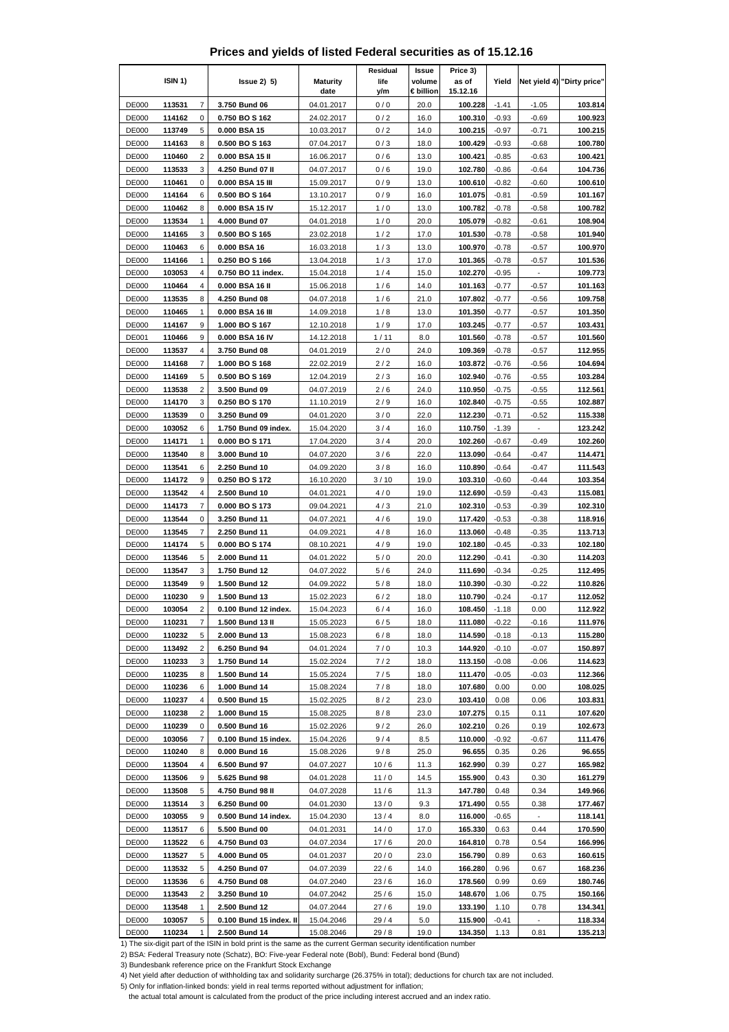# Prices and yields of listed Federal securities as of 15.12.16

| ISIN 1) | | | Issue 2) 5) | Maturity date | Residual life y/m | Issue volume € billion | Price 3) as of 15.12.16 | Yield | Net yield 4) | "Dirty price" |
|---|---|---|---|---|---|---|---|---|---|---|
| DE000 | **113531** | 7 | **3.750 Bund 06** | 04.01.2017 | 0 / 0 | 20.0 | **100.228** | -1.41 | -1.05 | **103.814** |
| DE000 | **114162** | 0 | **0.750 BO S 162** | 24.02.2017 | 0 / 2 | 16.0 | **100.310** | -0.93 | -0.69 | **100.923** |
| DE000 | **113749** | 5 | **0.000 BSA 15** | 10.03.2017 | 0 / 2 | 14.0 | **100.215** | -0.97 | -0.71 | **100.215** |
| DE000 | **114163** | 8 | **0.500 BO S 163** | 07.04.2017 | 0 / 3 | 18.0 | **100.429** | -0.93 | -0.68 | **100.780** |
| DE000 | **110460** | 2 | **0.000 BSA 15 II** | 16.06.2017 | 0 / 6 | 13.0 | **100.421** | -0.85 | -0.63 | **100.421** |
| DE000 | **113533** | 3 | **4.250 Bund 07 II** | 04.07.2017 | 0 / 6 | 19.0 | **102.780** | -0.86 | -0.64 | **104.736** |
| DE000 | **110461** | 0 | **0.000 BSA 15 III** | 15.09.2017 | 0 / 9 | 13.0 | **100.610** | -0.82 | -0.60 | **100.610** |
| DE000 | **114164** | 6 | **0.500 BO S 164** | 13.10.2017 | 0 / 9 | 16.0 | **101.075** | -0.81 | -0.59 | **101.167** |
| DE000 | **110462** | 8 | **0.000 BSA 15 IV** | 15.12.2017 | 1 / 0 | 13.0 | **100.782** | -0.78 | -0.58 | **100.782** |
| DE000 | **113534** | 1 | **4.000 Bund 07** | 04.01.2018 | 1 / 0 | 20.0 | **105.079** | -0.82 | -0.61 | **108.904** |
| DE000 | **114165** | 3 | **0.500 BO S 165** | 23.02.2018 | 1 / 2 | 17.0 | **101.530** | -0.78 | -0.58 | **101.940** |
| DE000 | **110463** | 6 | **0.000 BSA 16** | 16.03.2018 | 1 / 3 | 13.0 | **100.970** | -0.78 | -0.57 | **100.970** |
| DE000 | **114166** | 1 | **0.250 BO S 166** | 13.04.2018 | 1 / 3 | 17.0 | **101.365** | -0.78 | -0.57 | **101.536** |
| DE000 | **103053** | 4 | **0.750 BO 11 index.** | 15.04.2018 | 1 / 4 | 15.0 | **102.270** | -0.95 | - | **109.773** |
| DE000 | **110464** | 4 | **0.000 BSA 16 II** | 15.06.2018 | 1 / 6 | 14.0 | **101.163** | -0.77 | -0.57 | **101.163** |
| DE000 | **113535** | 8 | **4.250 Bund 08** | 04.07.2018 | 1 / 6 | 21.0 | **107.802** | -0.77 | -0.56 | **109.758** |
| DE000 | **110465** | 1 | **0.000 BSA 16 III** | 14.09.2018 | 1 / 8 | 13.0 | **101.350** | -0.77 | -0.57 | **101.350** |
| DE000 | **114167** | 9 | **1.000 BO S 167** | 12.10.2018 | 1 / 9 | 17.0 | **103.245** | -0.77 | -0.57 | **103.431** |
| DE001 | **110466** | 9 | **0.000 BSA 16 IV** | 14.12.2018 | 1 / 11 | 8.0 | **101.560** | -0.78 | -0.57 | **101.560** |
| DE000 | **113537** | 4 | **3.750 Bund 08** | 04.01.2019 | 2 / 0 | 24.0 | **109.369** | -0.78 | -0.57 | **112.955** |
| DE000 | **114168** | 7 | **1.000 BO S 168** | 22.02.2019 | 2 / 2 | 16.0 | **103.872** | -0.76 | -0.56 | **104.694** |
| DE000 | **114169** | 5 | **0.500 BO S 169** | 12.04.2019 | 2 / 3 | 16.0 | **102.940** | -0.76 | -0.55 | **103.284** |
| DE000 | **113538** | 2 | **3.500 Bund 09** | 04.07.2019 | 2 / 6 | 24.0 | **110.950** | -0.75 | -0.55 | **112.561** |
| DE000 | **114170** | 3 | **0.250 BO S 170** | 11.10.2019 | 2 / 9 | 16.0 | **102.840** | -0.75 | -0.55 | **102.887** |
| DE000 | **113539** | 0 | **3.250 Bund 09** | 04.01.2020 | 3 / 0 | 22.0 | **112.230** | -0.71 | -0.52 | **115.338** |
| DE000 | **103052** | 6 | **1.750 Bund 09 index.** | 15.04.2020 | 3 / 4 | 16.0 | **110.750** | -1.39 | - | **123.242** |
| DE000 | **114171** | 1 | **0.000 BO S 171** | 17.04.2020 | 3 / 4 | 20.0 | **102.260** | -0.67 | -0.49 | **102.260** |
| DE000 | **113540** | 8 | **3.000 Bund 10** | 04.07.2020 | 3 / 6 | 22.0 | **113.090** | -0.64 | -0.47 | **114.471** |
| DE000 | **113541** | 6 | **2.250 Bund 10** | 04.09.2020 | 3 / 8 | 16.0 | **110.890** | -0.64 | -0.47 | **111.543** |
| DE000 | **114172** | 9 | **0.250 BO S 172** | 16.10.2020 | 3 / 10 | 19.0 | **103.310** | -0.60 | -0.44 | **103.354** |
| DE000 | **113542** | 4 | **2.500 Bund 10** | 04.01.2021 | 4 / 0 | 19.0 | **112.690** | -0.59 | -0.43 | **115.081** |
| DE000 | **114173** | 7 | **0.000 BO S 173** | 09.04.2021 | 4 / 3 | 21.0 | **102.310** | -0.53 | -0.39 | **102.310** |
| DE000 | **113544** | 0 | **3.250 Bund 11** | 04.07.2021 | 4 / 6 | 19.0 | **117.420** | -0.53 | -0.38 | **118.916** |
| DE000 | **113545** | 7 | **2.250 Bund 11** | 04.09.2021 | 4 / 8 | 16.0 | **113.060** | -0.48 | -0.35 | **113.713** |
| DE000 | **114174** | 5 | **0.000 BO S 174** | 08.10.2021 | 4 / 9 | 19.0 | **102.180** | -0.45 | -0.33 | **102.180** |
| DE000 | **113546** | 5 | **2.000 Bund 11** | 04.01.2022 | 5 / 0 | 20.0 | **112.290** | -0.41 | -0.30 | **114.203** |
| DE000 | **113547** | 3 | **1.750 Bund 12** | 04.07.2022 | 5 / 6 | 24.0 | **111.690** | -0.34 | -0.25 | **112.495** |
| DE000 | **113549** | 9 | **1.500 Bund 12** | 04.09.2022 | 5 / 8 | 18.0 | **110.390** | -0.30 | -0.22 | **110.826** |
| DE000 | **110230** | 9 | **1.500 Bund 13** | 15.02.2023 | 6 / 2 | 18.0 | **110.790** | -0.24 | -0.17 | **112.052** |
| DE000 | **103054** | 2 | **0.100 Bund 12 index.** | 15.04.2023 | 6 / 4 | 16.0 | **108.450** | -1.18 | 0.00 | **112.922** |
| DE000 | **110231** | 7 | **1.500 Bund 13 II** | 15.05.2023 | 6 / 5 | 18.0 | **111.080** | -0.22 | -0.16 | **111.976** |
| DE000 | **110232** | 5 | **2.000 Bund 13** | 15.08.2023 | 6 / 8 | 18.0 | **114.590** | -0.18 | -0.13 | **115.280** |
| DE000 | **113492** | 2 | **6.250 Bund 94** | 04.01.2024 | 7 / 0 | 10.3 | **144.920** | -0.10 | -0.07 | **150.897** |
| DE000 | **110233** | 3 | **1.750 Bund 14** | 15.02.2024 | 7 / 2 | 18.0 | **113.150** | -0.08 | -0.06 | **114.623** |
| DE000 | **110235** | 8 | **1.500 Bund 14** | 15.05.2024 | 7 / 5 | 18.0 | **111.470** | -0.05 | -0.03 | **112.366** |
| DE000 | **110236** | 6 | **1.000 Bund 14** | 15.08.2024 | 7 / 8 | 18.0 | **107.680** | 0.00 | 0.00 | **108.025** |
| DE000 | **110237** | 4 | **0.500 Bund 15** | 15.02.2025 | 8 / 2 | 23.0 | **103.410** | 0.08 | 0.06 | **103.831** |
| DE000 | **110238** | 2 | **1.000 Bund 15** | 15.08.2025 | 8 / 8 | 23.0 | **107.275** | 0.15 | 0.11 | **107.620** |
| DE000 | **110239** | 0 | **0.500 Bund 16** | 15.02.2026 | 9 / 2 | 26.0 | **102.210** | 0.26 | 0.19 | **102.673** |
| DE000 | **103056** | 7 | **0.100 Bund 15 index.** | 15.04.2026 | 9 / 4 | 8.5 | **110.000** | -0.92 | -0.67 | **111.476** |
| DE000 | **110240** | 8 | **0.000 Bund 16** | 15.08.2026 | 9 / 8 | 25.0 | **96.655** | 0.35 | 0.26 | **96.655** |
| DE000 | **113504** | 4 | **6.500 Bund 97** | 04.07.2027 | 10 / 6 | 11.3 | **162.990** | 0.39 | 0.27 | **165.982** |
| DE000 | **113506** | 9 | **5.625 Bund 98** | 04.01.2028 | 11 / 0 | 14.5 | **155.900** | 0.43 | 0.30 | **161.279** |
| DE000 | **113508** | 5 | **4.750 Bund 98 II** | 04.07.2028 | 11 / 6 | 11.3 | **147.780** | 0.48 | 0.34 | **149.966** |
| DE000 | **113514** | 3 | **6.250 Bund 00** | 04.01.2030 | 13 / 0 | 9.3 | **171.490** | 0.55 | 0.38 | **177.467** |
| DE000 | **103055** | 9 | **0.500 Bund 14 index.** | 15.04.2030 | 13 / 4 | 8.0 | **116.000** | -0.65 | - | **118.141** |
| DE000 | **113517** | 6 | **5.500 Bund 00** | 04.01.2031 | 14 / 0 | 17.0 | **165.330** | 0.63 | 0.44 | **170.590** |
| DE000 | **113522** | 6 | **4.750 Bund 03** | 04.07.2034 | 17 / 6 | 20.0 | **164.810** | 0.78 | 0.54 | **166.996** |
| DE000 | **113527** | 5 | **4.000 Bund 05** | 04.01.2037 | 20 / 0 | 23.0 | **156.790** | 0.89 | 0.63 | **160.615** |
| DE000 | **113532** | 5 | **4.250 Bund 07** | 04.07.2039 | 22 / 6 | 14.0 | **166.280** | 0.96 | 0.67 | **168.236** |
| DE000 | **113536** | 6 | **4.750 Bund 08** | 04.07.2040 | 23 / 6 | 16.0 | **178.560** | 0.99 | 0.69 | **180.746** |
| DE000 | **113543** | 2 | **3.250 Bund 10** | 04.07.2042 | 25 / 6 | 15.0 | **148.670** | 1.06 | 0.75 | **150.166** |
| DE000 | **113548** | 1 | **2.500 Bund 12** | 04.07.2044 | 27 / 6 | 19.0 | **133.190** | 1.10 | 0.78 | **134.341** |
| DE000 | **103057** | 5 | **0.100 Bund 15 index. II** | 15.04.2046 | 29 / 4 | 5.0 | **115.900** | -0.41 | - | **118.334** |
| DE000 | **110234** | 1 | **2.500 Bund 14** | 15.08.2046 | 29 / 8 | 19.0 | **134.350** | 1.13 | 0.81 | **135.213** |

1) The six-digit part of the ISIN in bold print is the same as the current German security identification number

2) BSA: Federal Treasury note (Schatz), BO: Five-year Federal note (Bobl), Bund: Federal bond (Bund)

3) Bundesbank reference price on the Frankfurt Stock Exchange

4) Net yield after deduction of withholding tax and solidarity surcharge (26.375% in total); deductions for church tax are not included.

5) Only for inflation-linked bonds: yield in real terms reported without adjustment for inflation;
the actual total amount is calculated from the product of the price including interest accrued and an index ratio.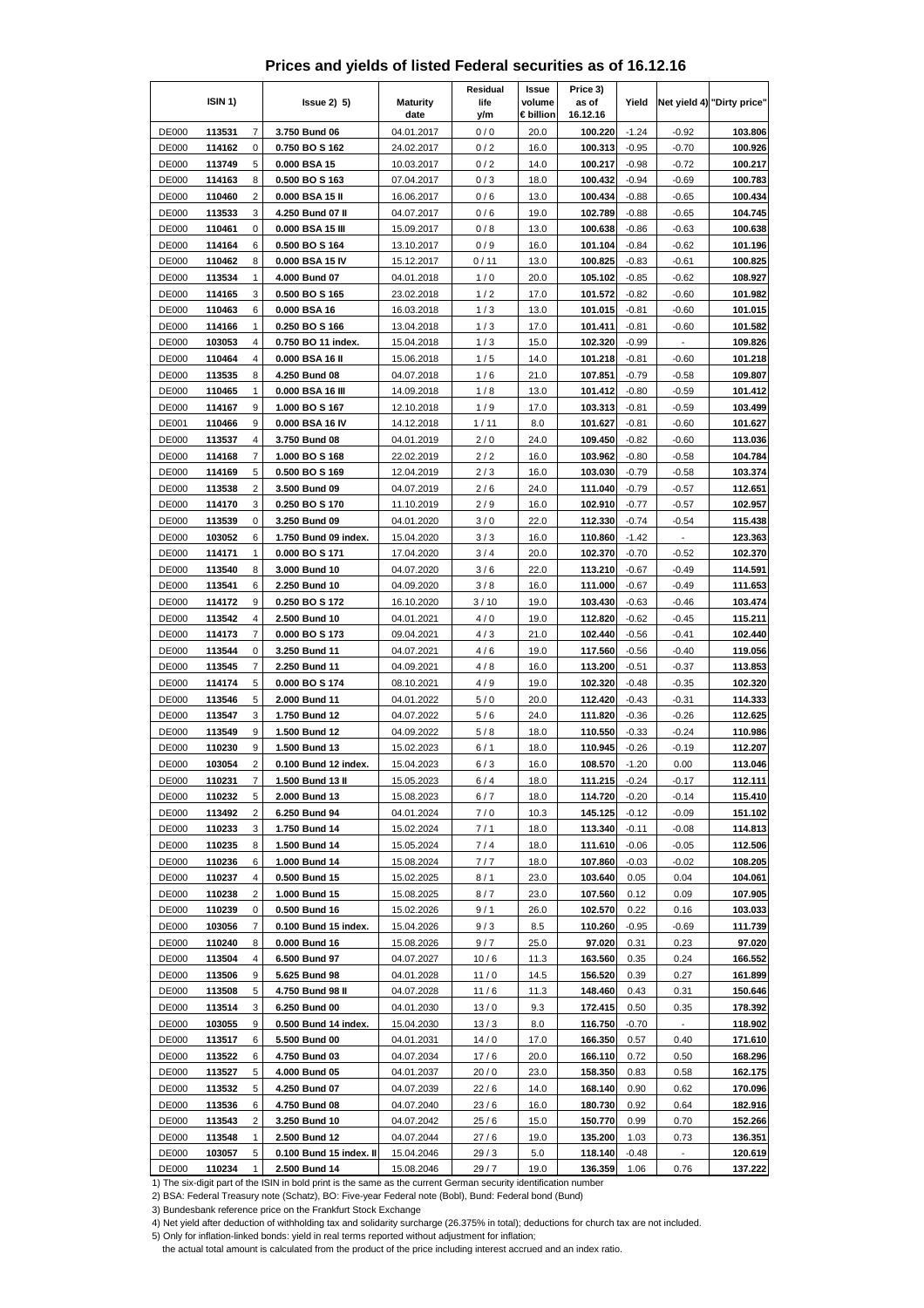# Prices and yields of listed Federal securities as of 16.12.16

| ISIN 1) | | | Issue 2) 5) | Maturity date | Residual life y/m | Issue volume € billion | Price 3) as of 16.12.16 | Yield | Net yield 4) | "Dirty price" |
|---|---|---|---|---|---|---|---|---|---|---|
| DE000 | 113531 | 7 | 3.750 Bund 06 | 04.01.2017 | 0 / 0 | 20.0 | 100.220 | -1.24 | -0.92 | 103.806 |
| DE000 | 114162 | 0 | 0.750 BO S 162 | 24.02.2017 | 0 / 2 | 16.0 | 100.313 | -0.95 | -0.70 | 100.926 |
| DE000 | 113749 | 5 | 0.000 BSA 15 | 10.03.2017 | 0 / 2 | 14.0 | 100.217 | -0.98 | -0.72 | 100.217 |
| DE000 | 114163 | 8 | 0.500 BO S 163 | 07.04.2017 | 0 / 3 | 18.0 | 100.432 | -0.94 | -0.69 | 100.783 |
| DE000 | 110460 | 2 | 0.000 BSA 15 II | 16.06.2017 | 0 / 6 | 13.0 | 100.434 | -0.88 | -0.65 | 100.434 |
| DE000 | 113533 | 3 | 4.250 Bund 07 II | 04.07.2017 | 0 / 6 | 19.0 | 102.789 | -0.88 | -0.65 | 104.745 |
| DE000 | 110461 | 0 | 0.000 BSA 15 III | 15.09.2017 | 0 / 8 | 13.0 | 100.638 | -0.86 | -0.63 | 100.638 |
| DE000 | 114164 | 6 | 0.500 BO S 164 | 13.10.2017 | 0 / 9 | 16.0 | 101.104 | -0.84 | -0.62 | 101.196 |
| DE000 | 110462 | 8 | 0.000 BSA 15 IV | 15.12.2017 | 0 / 11 | 13.0 | 100.825 | -0.83 | -0.61 | 100.825 |
| DE000 | 113534 | 1 | 4.000 Bund 07 | 04.01.2018 | 1 / 0 | 20.0 | 105.102 | -0.85 | -0.62 | 108.927 |
| DE000 | 114165 | 3 | 0.500 BO S 165 | 23.02.2018 | 1 / 2 | 17.0 | 101.572 | -0.82 | -0.60 | 101.982 |
| DE000 | 110463 | 6 | 0.000 BSA 16 | 16.03.2018 | 1 / 3 | 13.0 | 101.015 | -0.81 | -0.60 | 101.015 |
| DE000 | 114166 | 1 | 0.250 BO S 166 | 13.04.2018 | 1 / 3 | 17.0 | 101.411 | -0.81 | -0.60 | 101.582 |
| DE000 | 103053 | 4 | 0.750 BO 11 index. | 15.04.2018 | 1 / 3 | 15.0 | 102.320 | -0.99 | - | 109.826 |
| DE000 | 110464 | 4 | 0.000 BSA 16 II | 15.06.2018 | 1 / 5 | 14.0 | 101.218 | -0.81 | -0.60 | 101.218 |
| DE000 | 113535 | 8 | 4.250 Bund 08 | 04.07.2018 | 1 / 6 | 21.0 | 107.851 | -0.79 | -0.58 | 109.807 |
| DE000 | 110465 | 1 | 0.000 BSA 16 III | 14.09.2018 | 1 / 8 | 13.0 | 101.412 | -0.80 | -0.59 | 101.412 |
| DE000 | 114167 | 9 | 1.000 BO S 167 | 12.10.2018 | 1 / 9 | 17.0 | 103.313 | -0.81 | -0.59 | 103.499 |
| DE001 | 110466 | 9 | 0.000 BSA 16 IV | 14.12.2018 | 1 / 11 | 8.0 | 101.627 | -0.81 | -0.60 | 101.627 |
| DE000 | 113537 | 4 | 3.750 Bund 08 | 04.01.2019 | 2 / 0 | 24.0 | 109.450 | -0.82 | -0.60 | 113.036 |
| DE000 | 114168 | 7 | 1.000 BO S 168 | 22.02.2019 | 2 / 2 | 16.0 | 103.962 | -0.80 | -0.58 | 104.784 |
| DE000 | 114169 | 5 | 0.500 BO S 169 | 12.04.2019 | 2 / 3 | 16.0 | 103.030 | -0.79 | -0.58 | 103.374 |
| DE000 | 113538 | 2 | 3.500 Bund 09 | 04.07.2019 | 2 / 6 | 24.0 | 111.040 | -0.79 | -0.57 | 112.651 |
| DE000 | 114170 | 3 | 0.250 BO S 170 | 11.10.2019 | 2 / 9 | 16.0 | 102.910 | -0.77 | -0.57 | 102.957 |
| DE000 | 113539 | 0 | 3.250 Bund 09 | 04.01.2020 | 3 / 0 | 22.0 | 112.330 | -0.74 | -0.54 | 115.438 |
| DE000 | 103052 | 6 | 1.750 Bund 09 index. | 15.04.2020 | 3 / 3 | 16.0 | 110.860 | -1.42 | - | 123.363 |
| DE000 | 114171 | 1 | 0.000 BO S 171 | 17.04.2020 | 3 / 4 | 20.0 | 102.370 | -0.70 | -0.52 | 102.370 |
| DE000 | 113540 | 8 | 3.000 Bund 10 | 04.07.2020 | 3 / 6 | 22.0 | 113.210 | -0.67 | -0.49 | 114.591 |
| DE000 | 113541 | 6 | 2.250 Bund 10 | 04.09.2020 | 3 / 8 | 16.0 | 111.000 | -0.67 | -0.49 | 111.653 |
| DE000 | 114172 | 9 | 0.250 BO S 172 | 16.10.2020 | 3 / 10 | 19.0 | 103.430 | -0.63 | -0.46 | 103.474 |
| DE000 | 113542 | 4 | 2.500 Bund 10 | 04.01.2021 | 4 / 0 | 19.0 | 112.820 | -0.62 | -0.45 | 115.211 |
| DE000 | 114173 | 7 | 0.000 BO S 173 | 09.04.2021 | 4 / 3 | 21.0 | 102.440 | -0.56 | -0.41 | 102.440 |
| DE000 | 113544 | 0 | 3.250 Bund 11 | 04.07.2021 | 4 / 6 | 19.0 | 117.560 | -0.56 | -0.40 | 119.056 |
| DE000 | 113545 | 7 | 2.250 Bund 11 | 04.09.2021 | 4 / 8 | 16.0 | 113.200 | -0.51 | -0.37 | 113.853 |
| DE000 | 114174 | 5 | 0.000 BO S 174 | 08.10.2021 | 4 / 9 | 19.0 | 102.320 | -0.48 | -0.35 | 102.320 |
| DE000 | 113546 | 5 | 2.000 Bund 11 | 04.01.2022 | 5 / 0 | 20.0 | 112.420 | -0.43 | -0.31 | 114.333 |
| DE000 | 113547 | 3 | 1.750 Bund 12 | 04.07.2022 | 5 / 6 | 24.0 | 111.820 | -0.36 | -0.26 | 112.625 |
| DE000 | 113549 | 9 | 1.500 Bund 12 | 04.09.2022 | 5 / 8 | 18.0 | 110.550 | -0.33 | -0.24 | 110.986 |
| DE000 | 110230 | 9 | 1.500 Bund 13 | 15.02.2023 | 6 / 1 | 18.0 | 110.945 | -0.26 | -0.19 | 112.207 |
| DE000 | 103054 | 2 | 0.100 Bund 12 index. | 15.04.2023 | 6 / 3 | 16.0 | 108.570 | -1.20 | 0.00 | 113.046 |
| DE000 | 110231 | 7 | 1.500 Bund 13 II | 15.05.2023 | 6 / 4 | 18.0 | 111.215 | -0.24 | -0.17 | 112.111 |
| DE000 | 110232 | 5 | 2.000 Bund 13 | 15.08.2023 | 6 / 7 | 18.0 | 114.720 | -0.20 | -0.14 | 115.410 |
| DE000 | 113492 | 2 | 6.250 Bund 94 | 04.01.2024 | 7 / 0 | 10.3 | 145.125 | -0.12 | -0.09 | 151.102 |
| DE000 | 110233 | 3 | 1.750 Bund 14 | 15.02.2024 | 7 / 1 | 18.0 | 113.340 | -0.11 | -0.08 | 114.813 |
| DE000 | 110235 | 8 | 1.500 Bund 14 | 15.05.2024 | 7 / 4 | 18.0 | 111.610 | -0.06 | -0.05 | 112.506 |
| DE000 | 110236 | 6 | 1.000 Bund 14 | 15.08.2024 | 7 / 7 | 18.0 | 107.860 | -0.03 | -0.02 | 108.205 |
| DE000 | 110237 | 4 | 0.500 Bund 15 | 15.02.2025 | 8 / 1 | 23.0 | 103.640 | 0.05 | 0.04 | 104.061 |
| DE000 | 110238 | 2 | 1.000 Bund 15 | 15.08.2025 | 8 / 7 | 23.0 | 107.560 | 0.12 | 0.09 | 107.905 |
| DE000 | 110239 | 0 | 0.500 Bund 16 | 15.02.2026 | 9 / 1 | 26.0 | 102.570 | 0.22 | 0.16 | 103.033 |
| DE000 | 103056 | 7 | 0.100 Bund 15 index. | 15.04.2026 | 9 / 3 | 8.5 | 110.260 | -0.95 | -0.69 | 111.739 |
| DE000 | 110240 | 8 | 0.000 Bund 16 | 15.08.2026 | 9 / 7 | 25.0 | 97.020 | 0.31 | 0.23 | 97.020 |
| DE000 | 113504 | 4 | 6.500 Bund 97 | 04.07.2027 | 10 / 6 | 11.3 | 163.560 | 0.35 | 0.24 | 166.552 |
| DE000 | 113506 | 9 | 5.625 Bund 98 | 04.01.2028 | 11 / 0 | 14.5 | 156.520 | 0.39 | 0.27 | 161.899 |
| DE000 | 113508 | 5 | 4.750 Bund 98 II | 04.07.2028 | 11 / 6 | 11.3 | 148.460 | 0.43 | 0.31 | 150.646 |
| DE000 | 113514 | 3 | 6.250 Bund 00 | 04.01.2030 | 13 / 0 | 9.3 | 172.415 | 0.50 | 0.35 | 178.392 |
| DE000 | 103055 | 9 | 0.500 Bund 14 index. | 15.04.2030 | 13 / 3 | 8.0 | 116.750 | -0.70 | - | 118.902 |
| DE000 | 113517 | 6 | 5.500 Bund 00 | 04.01.2031 | 14 / 0 | 17.0 | 166.350 | 0.57 | 0.40 | 171.610 |
| DE000 | 113522 | 6 | 4.750 Bund 03 | 04.07.2034 | 17 / 6 | 20.0 | 166.110 | 0.72 | 0.50 | 168.296 |
| DE000 | 113527 | 5 | 4.000 Bund 05 | 04.01.2037 | 20 / 0 | 23.0 | 158.350 | 0.83 | 0.58 | 162.175 |
| DE000 | 113532 | 5 | 4.250 Bund 07 | 04.07.2039 | 22 / 6 | 14.0 | 168.140 | 0.90 | 0.62 | 170.096 |
| DE000 | 113536 | 6 | 4.750 Bund 08 | 04.07.2040 | 23 / 6 | 16.0 | 180.730 | 0.92 | 0.64 | 182.916 |
| DE000 | 113543 | 2 | 3.250 Bund 10 | 04.07.2042 | 25 / 6 | 15.0 | 150.770 | 0.99 | 0.70 | 152.266 |
| DE000 | 113548 | 1 | 2.500 Bund 12 | 04.07.2044 | 27 / 6 | 19.0 | 135.200 | 1.03 | 0.73 | 136.351 |
| DE000 | 103057 | 5 | 0.100 Bund 15 index. II | 15.04.2046 | 29 / 3 | 5.0 | 118.140 | -0.48 | - | 120.619 |
| DE000 | 110234 | 1 | 2.500 Bund 14 | 15.08.2046 | 29 / 7 | 19.0 | 136.359 | 1.06 | 0.76 | 137.222 |

1) The six-digit part of the ISIN in bold print is the same as the current German security identification number

2) BSA: Federal Treasury note (Schatz), BO: Five-year Federal note (Bobl), Bund: Federal bond (Bund)

3) Bundesbank reference price on the Frankfurt Stock Exchange

4) Net yield after deduction of withholding tax and solidarity surcharge (26.375% in total); deductions for church tax are not included.

5) Only for inflation-linked bonds: yield in real terms reported without adjustment for inflation;
the actual total amount is calculated from the product of the price including interest accrued and an index ratio.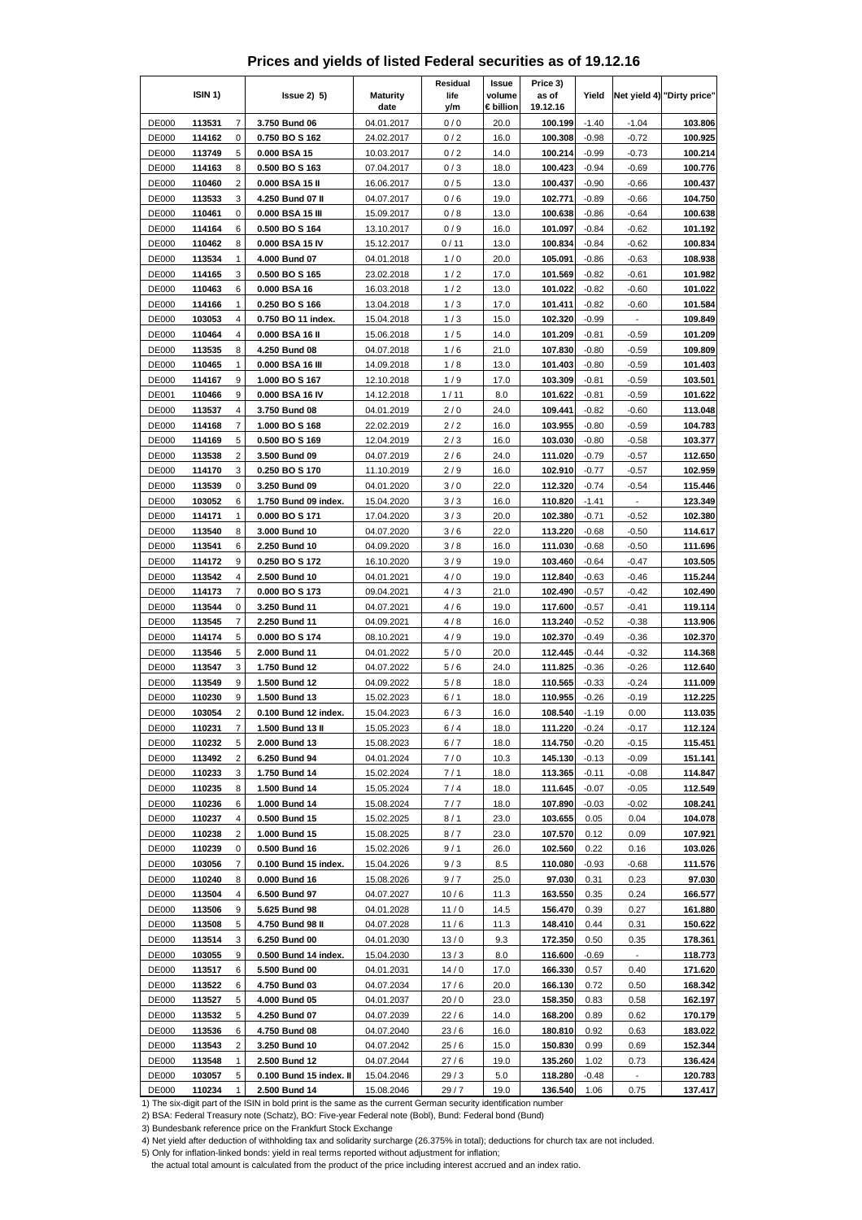# Prices and yields of listed Federal securities as of 19.12.16

| ISIN 1) | | | Issue 2) 5) | Maturity date | Residual life y/m | Issue volume € billion | Price 3) as of 19.12.16 | Yield | Net yield 4) | "Dirty price" |
|---|---|---|---|---|---|---|---|---|---|---|
| DE000 | **113531** | 7 | **3.750 Bund 06** | 04.01.2017 | 0 / 0 | 20.0 | **100.199** | -1.40 | -1.04 | **103.806** |
| DE000 | **114162** | 0 | **0.750 BO S 162** | 24.02.2017 | 0 / 2 | 16.0 | **100.308** | -0.98 | -0.72 | **100.925** |
| DE000 | **113749** | 5 | **0.000 BSA 15** | 10.03.2017 | 0 / 2 | 14.0 | **100.214** | -0.99 | -0.73 | **100.214** |
| DE000 | **114163** | 8 | **0.500 BO S 163** | 07.04.2017 | 0 / 3 | 18.0 | **100.423** | -0.94 | -0.69 | **100.776** |
| DE000 | **110460** | 2 | **0.000 BSA 15 II** | 16.06.2017 | 0 / 5 | 13.0 | **100.437** | -0.90 | -0.66 | **100.437** |
| DE000 | **113533** | 3 | **4.250 Bund 07 II** | 04.07.2017 | 0 / 6 | 19.0 | **102.771** | -0.89 | -0.66 | **104.750** |
| DE000 | **110461** | 0 | **0.000 BSA 15 III** | 15.09.2017 | 0 / 8 | 13.0 | **100.638** | -0.86 | -0.64 | **100.638** |
| DE000 | **114164** | 6 | **0.500 BO S 164** | 13.10.2017 | 0 / 9 | 16.0 | **101.097** | -0.84 | -0.62 | **101.192** |
| DE000 | **110462** | 8 | **0.000 BSA 15 IV** | 15.12.2017 | 0 / 11 | 13.0 | **100.834** | -0.84 | -0.62 | **100.834** |
| DE000 | **113534** | 1 | **4.000 Bund 07** | 04.01.2018 | 1 / 0 | 20.0 | **105.091** | -0.86 | -0.63 | **108.938** |
| DE000 | **114165** | 3 | **0.500 BO S 165** | 23.02.2018 | 1 / 2 | 17.0 | **101.569** | -0.82 | -0.61 | **101.982** |
| DE000 | **110463** | 6 | **0.000 BSA 16** | 16.03.2018 | 1 / 2 | 13.0 | **101.022** | -0.82 | -0.60 | **101.022** |
| DE000 | **114166** | 1 | **0.250 BO S 166** | 13.04.2018 | 1 / 3 | 17.0 | **101.411** | -0.82 | -0.60 | **101.584** |
| DE000 | **103053** | 4 | **0.750 BO 11 index.** | 15.04.2018 | 1 / 3 | 15.0 | **102.320** | -0.99 | - | **109.849** |
| DE000 | **110464** | 4 | **0.000 BSA 16 II** | 15.06.2018 | 1 / 5 | 14.0 | **101.209** | -0.81 | -0.59 | **101.209** |
| DE000 | **113535** | 8 | **4.250 Bund 08** | 04.07.2018 | 1 / 6 | 21.0 | **107.830** | -0.80 | -0.59 | **109.809** |
| DE000 | **110465** | 1 | **0.000 BSA 16 III** | 14.09.2018 | 1 / 8 | 13.0 | **101.403** | -0.80 | -0.59 | **101.403** |
| DE000 | **114167** | 9 | **1.000 BO S 167** | 12.10.2018 | 1 / 9 | 17.0 | **103.309** | -0.81 | -0.59 | **103.501** |
| DE001 | **110466** | 9 | **0.000 BSA 16 IV** | 14.12.2018 | 1 / 11 | 8.0 | **101.622** | -0.81 | -0.59 | **101.622** |
| DE000 | **113537** | 4 | **3.750 Bund 08** | 04.01.2019 | 2 / 0 | 24.0 | **109.441** | -0.82 | -0.60 | **113.048** |
| DE000 | **114168** | 7 | **1.000 BO S 168** | 22.02.2019 | 2 / 2 | 16.0 | **103.955** | -0.80 | -0.59 | **104.783** |
| DE000 | **114169** | 5 | **0.500 BO S 169** | 12.04.2019 | 2 / 3 | 16.0 | **103.030** | -0.80 | -0.58 | **103.377** |
| DE000 | **113538** | 2 | **3.500 Bund 09** | 04.07.2019 | 2 / 6 | 24.0 | **111.020** | -0.79 | -0.57 | **112.650** |
| DE000 | **114170** | 3 | **0.250 BO S 170** | 11.10.2019 | 2 / 9 | 16.0 | **102.910** | -0.77 | -0.57 | **102.959** |
| DE000 | **113539** | 0 | **3.250 Bund 09** | 04.01.2020 | 3 / 0 | 22.0 | **112.320** | -0.74 | -0.54 | **115.446** |
| DE000 | **103052** | 6 | **1.750 Bund 09 index.** | 15.04.2020 | 3 / 3 | 16.0 | **110.820** | -1.41 | - | **123.349** |
| DE000 | **114171** | 1 | **0.000 BO S 171** | 17.04.2020 | 3 / 3 | 20.0 | **102.380** | -0.71 | -0.52 | **102.380** |
| DE000 | **113540** | 8 | **3.000 Bund 10** | 04.07.2020 | 3 / 6 | 22.0 | **113.220** | -0.68 | -0.50 | **114.617** |
| DE000 | **113541** | 6 | **2.250 Bund 10** | 04.09.2020 | 3 / 8 | 16.0 | **111.030** | -0.68 | -0.50 | **111.696** |
| DE000 | **114172** | 9 | **0.250 BO S 172** | 16.10.2020 | 3 / 9 | 19.0 | **103.460** | -0.64 | -0.47 | **103.505** |
| DE000 | **113542** | 4 | **2.500 Bund 10** | 04.01.2021 | 4 / 0 | 19.0 | **112.840** | -0.63 | -0.46 | **115.244** |
| DE000 | **114173** | 7 | **0.000 BO S 173** | 09.04.2021 | 4 / 3 | 21.0 | **102.490** | -0.57 | -0.42 | **102.490** |
| DE000 | **113544** | 0 | **3.250 Bund 11** | 04.07.2021 | 4 / 6 | 19.0 | **117.600** | -0.57 | -0.41 | **119.114** |
| DE000 | **113545** | 7 | **2.250 Bund 11** | 04.09.2021 | 4 / 8 | 16.0 | **113.240** | -0.52 | -0.38 | **113.906** |
| DE000 | **114174** | 5 | **0.000 BO S 174** | 08.10.2021 | 4 / 9 | 19.0 | **102.370** | -0.49 | -0.36 | **102.370** |
| DE000 | **113546** | 5 | **2.000 Bund 11** | 04.01.2022 | 5 / 0 | 20.0 | **112.445** | -0.44 | -0.32 | **114.368** |
| DE000 | **113547** | 3 | **1.750 Bund 12** | 04.07.2022 | 5 / 6 | 24.0 | **111.825** | -0.36 | -0.26 | **112.640** |
| DE000 | **113549** | 9 | **1.500 Bund 12** | 04.09.2022 | 5 / 8 | 18.0 | **110.565** | -0.33 | -0.24 | **111.009** |
| DE000 | **110230** | 9 | **1.500 Bund 13** | 15.02.2023 | 6 / 1 | 18.0 | **110.955** | -0.26 | -0.19 | **112.225** |
| DE000 | **103054** | 2 | **0.100 Bund 12 index.** | 15.04.2023 | 6 / 3 | 16.0 | **108.540** | -1.19 | 0.00 | **113.035** |
| DE000 | **110231** | 7 | **1.500 Bund 13 II** | 15.05.2023 | 6 / 4 | 18.0 | **111.220** | -0.24 | -0.17 | **112.124** |
| DE000 | **110232** | 5 | **2.000 Bund 13** | 15.08.2023 | 6 / 7 | 18.0 | **114.750** | -0.20 | -0.15 | **115.451** |
| DE000 | **113492** | 2 | **6.250 Bund 94** | 04.01.2024 | 7 / 0 | 10.3 | **145.130** | -0.13 | -0.09 | **151.141** |
| DE000 | **110233** | 3 | **1.750 Bund 14** | 15.02.2024 | 7 / 1 | 18.0 | **113.365** | -0.11 | -0.08 | **114.847** |
| DE000 | **110235** | 8 | **1.500 Bund 14** | 15.05.2024 | 7 / 4 | 18.0 | **111.645** | -0.07 | -0.05 | **112.549** |
| DE000 | **110236** | 6 | **1.000 Bund 14** | 15.08.2024 | 7 / 7 | 18.0 | **107.890** | -0.03 | -0.02 | **108.241** |
| DE000 | **110237** | 4 | **0.500 Bund 15** | 15.02.2025 | 8 / 1 | 23.0 | **103.655** | 0.05 | 0.04 | **104.078** |
| DE000 | **110238** | 2 | **1.000 Bund 15** | 15.08.2025 | 8 / 7 | 23.0 | **107.570** | 0.12 | 0.09 | **107.921** |
| DE000 | **110239** | 0 | **0.500 Bund 16** | 15.02.2026 | 9 / 1 | 26.0 | **102.560** | 0.22 | 0.16 | **103.026** |
| DE000 | **103056** | 7 | **0.100 Bund 15 index.** | 15.04.2026 | 9 / 3 | 8.5 | **110.080** | -0.93 | -0.68 | **111.576** |
| DE000 | **110240** | 8 | **0.000 Bund 16** | 15.08.2026 | 9 / 7 | 25.0 | **97.030** | 0.31 | 0.23 | **97.030** |
| DE000 | **113504** | 4 | **6.500 Bund 97** | 04.07.2027 | 10 / 6 | 11.3 | **163.550** | 0.35 | 0.24 | **166.577** |
| DE000 | **113506** | 9 | **5.625 Bund 98** | 04.01.2028 | 11 / 0 | 14.5 | **156.470** | 0.39 | 0.27 | **161.880** |
| DE000 | **113508** | 5 | **4.750 Bund 98 II** | 04.07.2028 | 11 / 6 | 11.3 | **148.410** | 0.44 | 0.31 | **150.622** |
| DE000 | **113514** | 3 | **6.250 Bund 00** | 04.01.2030 | 13 / 0 | 9.3 | **172.350** | 0.50 | 0.35 | **178.361** |
| DE000 | **103055** | 9 | **0.500 Bund 14 index.** | 15.04.2030 | 13 / 3 | 8.0 | **116.600** | -0.69 | - | **118.773** |
| DE000 | **113517** | 6 | **5.500 Bund 00** | 04.01.2031 | 14 / 0 | 17.0 | **166.330** | 0.57 | 0.40 | **171.620** |
| DE000 | **113522** | 6 | **4.750 Bund 03** | 04.07.2034 | 17 / 6 | 20.0 | **166.130** | 0.72 | 0.50 | **168.342** |
| DE000 | **113527** | 5 | **4.000 Bund 05** | 04.01.2037 | 20 / 0 | 23.0 | **158.350** | 0.83 | 0.58 | **162.197** |
| DE000 | **113532** | 5 | **4.250 Bund 07** | 04.07.2039 | 22 / 6 | 14.0 | **168.200** | 0.89 | 0.62 | **170.179** |
| DE000 | **113536** | 6 | **4.750 Bund 08** | 04.07.2040 | 23 / 6 | 16.0 | **180.810** | 0.92 | 0.63 | **183.022** |
| DE000 | **113543** | 2 | **3.250 Bund 10** | 04.07.2042 | 25 / 6 | 15.0 | **150.830** | 0.99 | 0.69 | **152.344** |
| DE000 | **113548** | 1 | **2.500 Bund 12** | 04.07.2044 | 27 / 6 | 19.0 | **135.260** | 1.02 | 0.73 | **136.424** |
| DE000 | **103057** | 5 | **0.100 Bund 15 index. II** | 15.04.2046 | 29 / 3 | 5.0 | **118.280** | -0.48 | - | **120.783** |
| DE000 | **110234** | 1 | **2.500 Bund 14** | 15.08.2046 | 29 / 7 | 19.0 | **136.540** | 1.06 | 0.75 | **137.417** |

1) The six-digit part of the ISIN in bold print is the same as the current German security identification number

2) BSA: Federal Treasury note (Schatz), BO: Five-year Federal note (Bobl), Bund: Federal bond (Bund)

3) Bundesbank reference price on the Frankfurt Stock Exchange

4) Net yield after deduction of withholding tax and solidarity surcharge (26.375% in total); deductions for church tax are not included.

5) Only for inflation-linked bonds: yield in real terms reported without adjustment for inflation;
the actual total amount is calculated from the product of the price including interest accrued and an index ratio.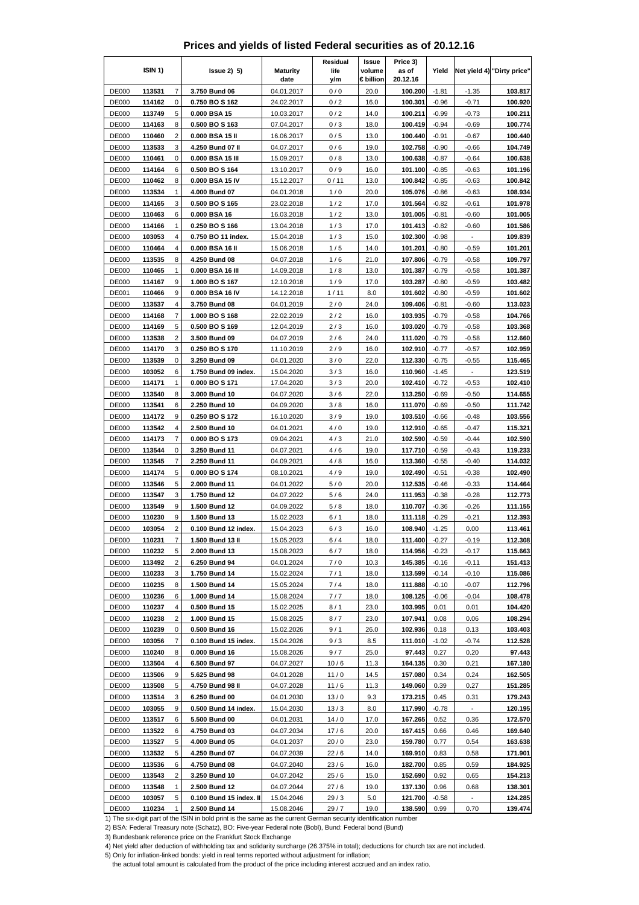# Prices and yields of listed Federal securities as of 20.12.16

| ISIN 1) | | | Issue 2) 5) | Maturity date | Residual life y/m | Issue volume € billion | Price 3) as of 20.12.16 | Yield | Net yield 4) | "Dirty price" |
|---|---|---|---|---|---|---|---|---|---|---|
| DE000 | 113531 | 7 | 3.750 Bund 06 | 04.01.2017 | 0 / 0 | 20.0 | 100.200 | -1.81 | -1.35 | 103.817 |
| DE000 | 114162 | 0 | 0.750 BO S 162 | 24.02.2017 | 0 / 2 | 16.0 | 100.301 | -0.96 | -0.71 | 100.920 |
| DE000 | 113749 | 5 | 0.000 BSA 15 | 10.03.2017 | 0 / 2 | 14.0 | 100.211 | -0.99 | -0.73 | 100.211 |
| DE000 | 114163 | 8 | 0.500 BO S 163 | 07.04.2017 | 0 / 3 | 18.0 | 100.419 | -0.94 | -0.69 | 100.774 |
| DE000 | 110460 | 2 | 0.000 BSA 15 II | 16.06.2017 | 0 / 5 | 13.0 | 100.440 | -0.91 | -0.67 | 100.440 |
| DE000 | 113533 | 3 | 4.250 Bund 07 II | 04.07.2017 | 0 / 6 | 19.0 | 102.758 | -0.90 | -0.66 | 104.749 |
| DE000 | 110461 | 0 | 0.000 BSA 15 III | 15.09.2017 | 0 / 8 | 13.0 | 100.638 | -0.87 | -0.64 | 100.638 |
| DE000 | 114164 | 6 | 0.500 BO S 164 | 13.10.2017 | 0 / 9 | 16.0 | 101.100 | -0.85 | -0.63 | 101.196 |
| DE000 | 110462 | 8 | 0.000 BSA 15 IV | 15.12.2017 | 0 / 11 | 13.0 | 100.842 | -0.85 | -0.63 | 100.842 |
| DE000 | 113534 | 1 | 4.000 Bund 07 | 04.01.2018 | 1 / 0 | 20.0 | 105.076 | -0.86 | -0.63 | 108.934 |
| DE000 | 114165 | 3 | 0.500 BO S 165 | 23.02.2018 | 1 / 2 | 17.0 | 101.564 | -0.82 | -0.61 | 101.978 |
| DE000 | 110463 | 6 | 0.000 BSA 16 | 16.03.2018 | 1 / 2 | 13.0 | 101.005 | -0.81 | -0.60 | 101.005 |
| DE000 | 114166 | 1 | 0.250 BO S 166 | 13.04.2018 | 1 / 3 | 17.0 | 101.413 | -0.82 | -0.60 | 101.586 |
| DE000 | 103053 | 4 | 0.750 BO 11 index. | 15.04.2018 | 1 / 3 | 15.0 | 102.300 | -0.98 | - | 109.839 |
| DE000 | 110464 | 4 | 0.000 BSA 16 II | 15.06.2018 | 1 / 5 | 14.0 | 101.201 | -0.80 | -0.59 | 101.201 |
| DE000 | 113535 | 8 | 4.250 Bund 08 | 04.07.2018 | 1 / 6 | 21.0 | 107.806 | -0.79 | -0.58 | 109.797 |
| DE000 | 110465 | 1 | 0.000 BSA 16 III | 14.09.2018 | 1 / 8 | 13.0 | 101.387 | -0.79 | -0.58 | 101.387 |
| DE000 | 114167 | 9 | 1.000 BO S 167 | 12.10.2018 | 1 / 9 | 17.0 | 103.287 | -0.80 | -0.59 | 103.482 |
| DE001 | 110466 | 9 | 0.000 BSA 16 IV | 14.12.2018 | 1 / 11 | 8.0 | 101.602 | -0.80 | -0.59 | 101.602 |
| DE000 | 113537 | 4 | 3.750 Bund 08 | 04.01.2019 | 2 / 0 | 24.0 | 109.406 | -0.81 | -0.60 | 113.023 |
| DE000 | 114168 | 7 | 1.000 BO S 168 | 22.02.2019 | 2 / 2 | 16.0 | 103.935 | -0.79 | -0.58 | 104.766 |
| DE000 | 114169 | 5 | 0.500 BO S 169 | 12.04.2019 | 2 / 3 | 16.0 | 103.020 | -0.79 | -0.58 | 103.368 |
| DE000 | 113538 | 2 | 3.500 Bund 09 | 04.07.2019 | 2 / 6 | 24.0 | 111.020 | -0.79 | -0.58 | 112.660 |
| DE000 | 114170 | 3 | 0.250 BO S 170 | 11.10.2019 | 2 / 9 | 16.0 | 102.910 | -0.77 | -0.57 | 102.959 |
| DE000 | 113539 | 0 | 3.250 Bund 09 | 04.01.2020 | 3 / 0 | 22.0 | 112.330 | -0.75 | -0.55 | 115.465 |
| DE000 | 103052 | 6 | 1.750 Bund 09 index. | 15.04.2020 | 3 / 3 | 16.0 | 110.960 | -1.45 | - | 123.519 |
| DE000 | 114171 | 1 | 0.000 BO S 171 | 17.04.2020 | 3 / 3 | 20.0 | 102.410 | -0.72 | -0.53 | 102.410 |
| DE000 | 113540 | 8 | 3.000 Bund 10 | 04.07.2020 | 3 / 6 | 22.0 | 113.250 | -0.69 | -0.50 | 114.655 |
| DE000 | 113541 | 6 | 2.250 Bund 10 | 04.09.2020 | 3 / 8 | 16.0 | 111.070 | -0.69 | -0.50 | 111.742 |
| DE000 | 114172 | 9 | 0.250 BO S 172 | 16.10.2020 | 3 / 9 | 19.0 | 103.510 | -0.66 | -0.48 | 103.556 |
| DE000 | 113542 | 4 | 2.500 Bund 10 | 04.01.2021 | 4 / 0 | 19.0 | 112.910 | -0.65 | -0.47 | 115.321 |
| DE000 | 114173 | 7 | 0.000 BO S 173 | 09.04.2021 | 4 / 3 | 21.0 | 102.590 | -0.59 | -0.44 | 102.590 |
| DE000 | 113544 | 0 | 3.250 Bund 11 | 04.07.2021 | 4 / 6 | 19.0 | 117.710 | -0.59 | -0.43 | 119.233 |
| DE000 | 113545 | 7 | 2.250 Bund 11 | 04.09.2021 | 4 / 8 | 16.0 | 113.360 | -0.55 | -0.40 | 114.032 |
| DE000 | 114174 | 5 | 0.000 BO S 174 | 08.10.2021 | 4 / 9 | 19.0 | 102.490 | -0.51 | -0.38 | 102.490 |
| DE000 | 113546 | 5 | 2.000 Bund 11 | 04.01.2022 | 5 / 0 | 20.0 | 112.535 | -0.46 | -0.33 | 114.464 |
| DE000 | 113547 | 3 | 1.750 Bund 12 | 04.07.2022 | 5 / 6 | 24.0 | 111.953 | -0.38 | -0.28 | 112.773 |
| DE000 | 113549 | 9 | 1.500 Bund 12 | 04.09.2022 | 5 / 8 | 18.0 | 110.707 | -0.36 | -0.26 | 111.155 |
| DE000 | 110230 | 9 | 1.500 Bund 13 | 15.02.2023 | 6 / 1 | 18.0 | 111.118 | -0.29 | -0.21 | 112.393 |
| DE000 | 103054 | 2 | 0.100 Bund 12 index. | 15.04.2023 | 6 / 3 | 16.0 | 108.940 | -1.25 | 0.00 | 113.461 |
| DE000 | 110231 | 7 | 1.500 Bund 13 II | 15.05.2023 | 6 / 4 | 18.0 | 111.400 | -0.27 | -0.19 | 112.308 |
| DE000 | 110232 | 5 | 2.000 Bund 13 | 15.08.2023 | 6 / 7 | 18.0 | 114.956 | -0.23 | -0.17 | 115.663 |
| DE000 | 113492 | 2 | 6.250 Bund 94 | 04.01.2024 | 7 / 0 | 10.3 | 145.385 | -0.16 | -0.11 | 151.413 |
| DE000 | 110233 | 3 | 1.750 Bund 14 | 15.02.2024 | 7 / 1 | 18.0 | 113.599 | -0.14 | -0.10 | 115.086 |
| DE000 | 110235 | 8 | 1.500 Bund 14 | 15.05.2024 | 7 / 4 | 18.0 | 111.888 | -0.10 | -0.07 | 112.796 |
| DE000 | 110236 | 6 | 1.000 Bund 14 | 15.08.2024 | 7 / 7 | 18.0 | 108.125 | -0.06 | -0.04 | 108.478 |
| DE000 | 110237 | 4 | 0.500 Bund 15 | 15.02.2025 | 8 / 1 | 23.0 | 103.995 | 0.01 | 0.01 | 104.420 |
| DE000 | 110238 | 2 | 1.000 Bund 15 | 15.08.2025 | 8 / 7 | 23.0 | 107.941 | 0.08 | 0.06 | 108.294 |
| DE000 | 110239 | 0 | 0.500 Bund 16 | 15.02.2026 | 9 / 1 | 26.0 | 102.936 | 0.18 | 0.13 | 103.403 |
| DE000 | 103056 | 7 | 0.100 Bund 15 index. | 15.04.2026 | 9 / 3 | 8.5 | 111.010 | -1.02 | -0.74 | 112.528 |
| DE000 | 110240 | 8 | 0.000 Bund 16 | 15.08.2026 | 9 / 7 | 25.0 | 97.443 | 0.27 | 0.20 | 97.443 |
| DE000 | 113504 | 4 | 6.500 Bund 97 | 04.07.2027 | 10 / 6 | 11.3 | 164.135 | 0.30 | 0.21 | 167.180 |
| DE000 | 113506 | 9 | 5.625 Bund 98 | 04.01.2028 | 11 / 0 | 14.5 | 157.080 | 0.34 | 0.24 | 162.505 |
| DE000 | 113508 | 5 | 4.750 Bund 98 II | 04.07.2028 | 11 / 6 | 11.3 | 149.060 | 0.39 | 0.27 | 151.285 |
| DE000 | 113514 | 3 | 6.250 Bund 00 | 04.01.2030 | 13 / 0 | 9.3 | 173.215 | 0.45 | 0.31 | 179.243 |
| DE000 | 103055 | 9 | 0.500 Bund 14 index. | 15.04.2030 | 13 / 3 | 8.0 | 117.990 | -0.78 | - | 120.195 |
| DE000 | 113517 | 6 | 5.500 Bund 00 | 04.01.2031 | 14 / 0 | 17.0 | 167.265 | 0.52 | 0.36 | 172.570 |
| DE000 | 113522 | 6 | 4.750 Bund 03 | 04.07.2034 | 17 / 6 | 20.0 | 167.415 | 0.66 | 0.46 | 169.640 |
| DE000 | 113527 | 5 | 4.000 Bund 05 | 04.01.2037 | 20 / 0 | 23.0 | 159.780 | 0.77 | 0.54 | 163.638 |
| DE000 | 113532 | 5 | 4.250 Bund 07 | 04.07.2039 | 22 / 6 | 14.0 | 169.910 | 0.83 | 0.58 | 171.901 |
| DE000 | 113536 | 6 | 4.750 Bund 08 | 04.07.2040 | 23 / 6 | 16.0 | 182.700 | 0.85 | 0.59 | 184.925 |
| DE000 | 113543 | 2 | 3.250 Bund 10 | 04.07.2042 | 25 / 6 | 15.0 | 152.690 | 0.92 | 0.65 | 154.213 |
| DE000 | 113548 | 1 | 2.500 Bund 12 | 04.07.2044 | 27 / 6 | 19.0 | 137.130 | 0.96 | 0.68 | 138.301 |
| DE000 | 103057 | 5 | 0.100 Bund 15 index. II | 15.04.2046 | 29 / 3 | 5.0 | 121.700 | -0.58 | - | 124.285 |
| DE000 | 110234 | 1 | 2.500 Bund 14 | 15.08.2046 | 29 / 7 | 19.0 | 138.590 | 0.99 | 0.70 | 139.474 |

1) The six-digit part of the ISIN in bold print is the same as the current German security identification number

2) BSA: Federal Treasury note (Schatz), BO: Five-year Federal note (Bobl), Bund: Federal bond (Bund)

3) Bundesbank reference price on the Frankfurt Stock Exchange

4) Net yield after deduction of withholding tax and solidarity surcharge (26.375% in total); deductions for church tax are not included.

5) Only for inflation-linked bonds: yield in real terms reported without adjustment for inflation;
the actual total amount is calculated from the product of the price including interest accrued and an index ratio.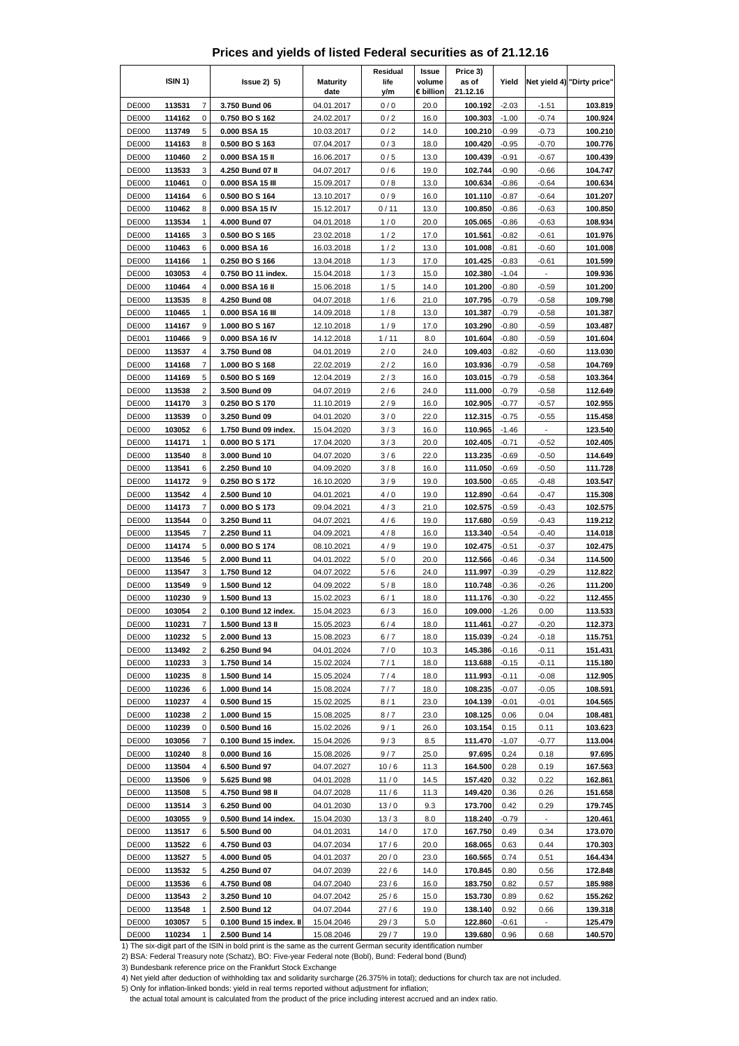# Prices and yields of listed Federal securities as of 21.12.16

| ISIN 1) | | | Issue 2) 5) | Maturity date | Residual life y/m | Issue volume € billion | Price 3) as of 21.12.16 | Yield | Net yield 4) | "Dirty price" |
|---|---|---|---|---|---|---|---|---|---|---|
| DE000 | 113531 | 7 | 3.750 Bund 06 | 04.01.2017 | 0 / 0 | 20.0 | 100.192 | -2.03 | -1.51 | 103.819 |
| DE000 | 114162 | 0 | 0.750 BO S 162 | 24.02.2017 | 0 / 2 | 16.0 | 100.303 | -1.00 | -0.74 | 100.924 |
| DE000 | 113749 | 5 | 0.000 BSA 15 | 10.03.2017 | 0 / 2 | 14.0 | 100.210 | -0.99 | -0.73 | 100.210 |
| DE000 | 114163 | 8 | 0.500 BO S 163 | 07.04.2017 | 0 / 3 | 18.0 | 100.420 | -0.95 | -0.70 | 100.776 |
| DE000 | 110460 | 2 | 0.000 BSA 15 II | 16.06.2017 | 0 / 5 | 13.0 | 100.439 | -0.91 | -0.67 | 100.439 |
| DE000 | 113533 | 3 | 4.250 Bund 07 II | 04.07.2017 | 0 / 6 | 19.0 | 102.744 | -0.90 | -0.66 | 104.747 |
| DE000 | 110461 | 0 | 0.000 BSA 15 III | 15.09.2017 | 0 / 8 | 13.0 | 100.634 | -0.86 | -0.64 | 100.634 |
| DE000 | 114164 | 6 | 0.500 BO S 164 | 13.10.2017 | 0 / 9 | 16.0 | 101.110 | -0.87 | -0.64 | 101.207 |
| DE000 | 110462 | 8 | 0.000 BSA 15 IV | 15.12.2017 | 0 / 11 | 13.0 | 100.850 | -0.86 | -0.63 | 100.850 |
| DE000 | 113534 | 1 | 4.000 Bund 07 | 04.01.2018 | 1 / 0 | 20.0 | 105.065 | -0.86 | -0.63 | 108.934 |
| DE000 | 114165 | 3 | 0.500 BO S 165 | 23.02.2018 | 1 / 2 | 17.0 | 101.561 | -0.82 | -0.61 | 101.976 |
| DE000 | 110463 | 6 | 0.000 BSA 16 | 16.03.2018 | 1 / 2 | 13.0 | 101.008 | -0.81 | -0.60 | 101.008 |
| DE000 | 114166 | 1 | 0.250 BO S 166 | 13.04.2018 | 1 / 3 | 17.0 | 101.425 | -0.83 | -0.61 | 101.599 |
| DE000 | 103053 | 4 | 0.750 BO 11 index. | 15.04.2018 | 1 / 3 | 15.0 | 102.380 | -1.04 | - | 109.936 |
| DE000 | 110464 | 4 | 0.000 BSA 16 II | 15.06.2018 | 1 / 5 | 14.0 | 101.200 | -0.80 | -0.59 | 101.200 |
| DE000 | 113535 | 8 | 4.250 Bund 08 | 04.07.2018 | 1 / 6 | 21.0 | 107.795 | -0.79 | -0.58 | 109.798 |
| DE000 | 110465 | 1 | 0.000 BSA 16 III | 14.09.2018 | 1 / 8 | 13.0 | 101.387 | -0.79 | -0.58 | 101.387 |
| DE000 | 114167 | 9 | 1.000 BO S 167 | 12.10.2018 | 1 / 9 | 17.0 | 103.290 | -0.80 | -0.59 | 103.487 |
| DE001 | 110466 | 9 | 0.000 BSA 16 IV | 14.12.2018 | 1 / 11 | 8.0 | 101.604 | -0.80 | -0.59 | 101.604 |
| DE000 | 113537 | 4 | 3.750 Bund 08 | 04.01.2019 | 2 / 0 | 24.0 | 109.403 | -0.82 | -0.60 | 113.030 |
| DE000 | 114168 | 7 | 1.000 BO S 168 | 22.02.2019 | 2 / 2 | 16.0 | 103.936 | -0.79 | -0.58 | 104.769 |
| DE000 | 114169 | 5 | 0.500 BO S 169 | 12.04.2019 | 2 / 3 | 16.0 | 103.015 | -0.79 | -0.58 | 103.364 |
| DE000 | 113538 | 2 | 3.500 Bund 09 | 04.07.2019 | 2 / 6 | 24.0 | 111.000 | -0.79 | -0.58 | 112.649 |
| DE000 | 114170 | 3 | 0.250 BO S 170 | 11.10.2019 | 2 / 9 | 16.0 | 102.905 | -0.77 | -0.57 | 102.955 |
| DE000 | 113539 | 0 | 3.250 Bund 09 | 04.01.2020 | 3 / 0 | 22.0 | 112.315 | -0.75 | -0.55 | 115.458 |
| DE000 | 103052 | 6 | 1.750 Bund 09 index. | 15.04.2020 | 3 / 3 | 16.0 | 110.965 | -1.46 | - | 123.540 |
| DE000 | 114171 | 1 | 0.000 BO S 171 | 17.04.2020 | 3 / 3 | 20.0 | 102.405 | -0.71 | -0.52 | 102.405 |
| DE000 | 113540 | 8 | 3.000 Bund 10 | 04.07.2020 | 3 / 6 | 22.0 | 113.235 | -0.69 | -0.50 | 114.649 |
| DE000 | 113541 | 6 | 2.250 Bund 10 | 04.09.2020 | 3 / 8 | 16.0 | 111.050 | -0.69 | -0.50 | 111.728 |
| DE000 | 114172 | 9 | 0.250 BO S 172 | 16.10.2020 | 3 / 9 | 19.0 | 103.500 | -0.65 | -0.48 | 103.547 |
| DE000 | 113542 | 4 | 2.500 Bund 10 | 04.01.2021 | 4 / 0 | 19.0 | 112.890 | -0.64 | -0.47 | 115.308 |
| DE000 | 114173 | 7 | 0.000 BO S 173 | 09.04.2021 | 4 / 3 | 21.0 | 102.575 | -0.59 | -0.43 | 102.575 |
| DE000 | 113544 | 0 | 3.250 Bund 11 | 04.07.2021 | 4 / 6 | 19.0 | 117.680 | -0.59 | -0.43 | 119.212 |
| DE000 | 113545 | 7 | 2.250 Bund 11 | 04.09.2021 | 4 / 8 | 16.0 | 113.340 | -0.54 | -0.40 | 114.018 |
| DE000 | 114174 | 5 | 0.000 BO S 174 | 08.10.2021 | 4 / 9 | 19.0 | 102.475 | -0.51 | -0.37 | 102.475 |
| DE000 | 113546 | 5 | 2.000 Bund 11 | 04.01.2022 | 5 / 0 | 20.0 | 112.566 | -0.46 | -0.34 | 114.500 |
| DE000 | 113547 | 3 | 1.750 Bund 12 | 04.07.2022 | 5 / 6 | 24.0 | 111.997 | -0.39 | -0.29 | 112.822 |
| DE000 | 113549 | 9 | 1.500 Bund 12 | 04.09.2022 | 5 / 8 | 18.0 | 110.748 | -0.36 | -0.26 | 111.200 |
| DE000 | 110230 | 9 | 1.500 Bund 13 | 15.02.2023 | 6 / 1 | 18.0 | 111.176 | -0.30 | -0.22 | 112.455 |
| DE000 | 103054 | 2 | 0.100 Bund 12 index. | 15.04.2023 | 6 / 3 | 16.0 | 109.000 | -1.26 | 0.00 | 113.533 |
| DE000 | 110231 | 7 | 1.500 Bund 13 II | 15.05.2023 | 6 / 4 | 18.0 | 111.461 | -0.27 | -0.20 | 112.373 |
| DE000 | 110232 | 5 | 2.000 Bund 13 | 15.08.2023 | 6 / 7 | 18.0 | 115.039 | -0.24 | -0.18 | 115.751 |
| DE000 | 113492 | 2 | 6.250 Bund 94 | 04.01.2024 | 7 / 0 | 10.3 | 145.386 | -0.16 | -0.11 | 151.431 |
| DE000 | 110233 | 3 | 1.750 Bund 14 | 15.02.2024 | 7 / 1 | 18.0 | 113.688 | -0.15 | -0.11 | 115.180 |
| DE000 | 110235 | 8 | 1.500 Bund 14 | 15.05.2024 | 7 / 4 | 18.0 | 111.993 | -0.11 | -0.08 | 112.905 |
| DE000 | 110236 | 6 | 1.000 Bund 14 | 15.08.2024 | 7 / 7 | 18.0 | 108.235 | -0.07 | -0.05 | 108.591 |
| DE000 | 110237 | 4 | 0.500 Bund 15 | 15.02.2025 | 8 / 1 | 23.0 | 104.139 | -0.01 | -0.01 | 104.565 |
| DE000 | 110238 | 2 | 1.000 Bund 15 | 15.08.2025 | 8 / 7 | 23.0 | 108.125 | 0.06 | 0.04 | 108.481 |
| DE000 | 110239 | 0 | 0.500 Bund 16 | 15.02.2026 | 9 / 1 | 26.0 | 103.154 | 0.15 | 0.11 | 103.623 |
| DE000 | 103056 | 7 | 0.100 Bund 15 index. | 15.04.2026 | 9 / 3 | 8.5 | 111.470 | -1.07 | -0.77 | 113.004 |
| DE000 | 110240 | 8 | 0.000 Bund 16 | 15.08.2026 | 9 / 7 | 25.0 | 97.695 | 0.24 | 0.18 | 97.695 |
| DE000 | 113504 | 4 | 6.500 Bund 97 | 04.07.2027 | 10 / 6 | 11.3 | 164.500 | 0.28 | 0.19 | 167.563 |
| DE000 | 113506 | 9 | 5.625 Bund 98 | 04.01.2028 | 11 / 0 | 14.5 | 157.420 | 0.32 | 0.22 | 162.861 |
| DE000 | 113508 | 5 | 4.750 Bund 98 II | 04.07.2028 | 11 / 6 | 11.3 | 149.420 | 0.36 | 0.26 | 151.658 |
| DE000 | 113514 | 3 | 6.250 Bund 00 | 04.01.2030 | 13 / 0 | 9.3 | 173.700 | 0.42 | 0.29 | 179.745 |
| DE000 | 103055 | 9 | 0.500 Bund 14 index. | 15.04.2030 | 13 / 3 | 8.0 | 118.240 | -0.79 | - | 120.461 |
| DE000 | 113517 | 6 | 5.500 Bund 00 | 04.01.2031 | 14 / 0 | 17.0 | 167.750 | 0.49 | 0.34 | 173.070 |
| DE000 | 113522 | 6 | 4.750 Bund 03 | 04.07.2034 | 17 / 6 | 20.0 | 168.065 | 0.63 | 0.44 | 170.303 |
| DE000 | 113527 | 5 | 4.000 Bund 05 | 04.01.2037 | 20 / 0 | 23.0 | 160.565 | 0.74 | 0.51 | 164.434 |
| DE000 | 113532 | 5 | 4.250 Bund 07 | 04.07.2039 | 22 / 6 | 14.0 | 170.845 | 0.80 | 0.56 | 172.848 |
| DE000 | 113536 | 6 | 4.750 Bund 08 | 04.07.2040 | 23 / 6 | 16.0 | 183.750 | 0.82 | 0.57 | 185.988 |
| DE000 | 113543 | 2 | 3.250 Bund 10 | 04.07.2042 | 25 / 6 | 15.0 | 153.730 | 0.89 | 0.62 | 155.262 |
| DE000 | 113548 | 1 | 2.500 Bund 12 | 04.07.2044 | 27 / 6 | 19.0 | 138.140 | 0.92 | 0.66 | 139.318 |
| DE000 | 103057 | 5 | 0.100 Bund 15 index. II | 15.04.2046 | 29 / 3 | 5.0 | 122.860 | -0.61 | - | 125.479 |
| DE000 | 110234 | 1 | 2.500 Bund 14 | 15.08.2046 | 29 / 7 | 19.0 | 139.680 | 0.96 | 0.68 | 140.570 |

1) The six-digit part of the ISIN in bold print is the same as the current German security identification number

2) BSA: Federal Treasury note (Schatz), BO: Five-year Federal note (Bobl), Bund: Federal bond (Bund)

3) Bundesbank reference price on the Frankfurt Stock Exchange

4) Net yield after deduction of withholding tax and solidarity surcharge (26.375% in total); deductions for church tax are not included.

5) Only for inflation-linked bonds: yield in real terms reported without adjustment for inflation;
the actual total amount is calculated from the product of the price including interest accrued and an index ratio.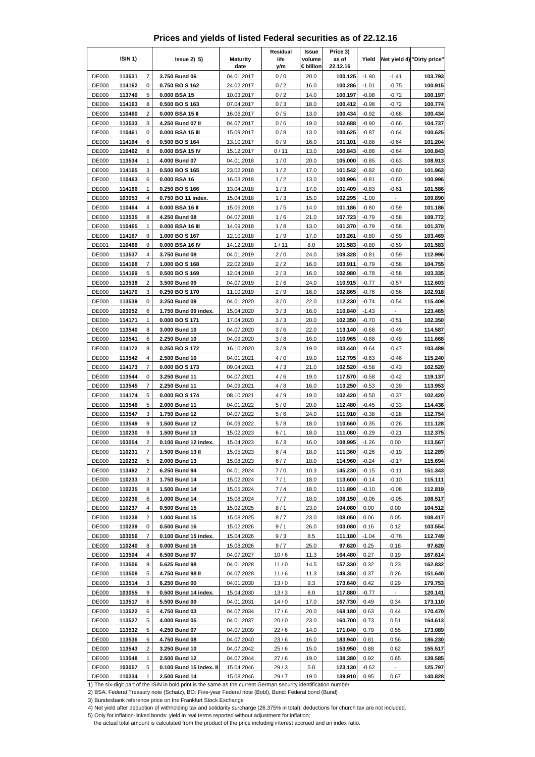# Prices and yields of listed Federal securities as of 22.12.16

| ISIN 1) | | | Issue 2) 5) | Maturity date | Residual life y/m | Issue volume € billion | Price 3) as of 22.12.16 | Yield | Net yield 4) | "Dirty price" |
|---|---|---|---|---|---|---|---|---|---|---|
| DE000 | **113531** | 7 | **3.750 Bund 06** | 04.01.2017 | 0 / 0 | 20.0 | **100.125** | -1.90 | -1.41 | **103.793** |
| DE000 | **114162** | 0 | **0.750 BO S 162** | 24.02.2017 | 0 / 2 | 16.0 | **100.286** | -1.01 | -0.75 | **100.915** |
| DE000 | **113749** | 5 | **0.000 BSA 15** | 10.03.2017 | 0 / 2 | 14.0 | **100.197** | -0.98 | -0.72 | **100.197** |
| DE000 | **114163** | 8 | **0.500 BO S 163** | 07.04.2017 | 0 / 3 | 18.0 | **100.412** | -0.98 | -0.72 | **100.774** |
| DE000 | **110460** | 2 | **0.000 BSA 15 II** | 16.06.2017 | 0 / 5 | 13.0 | **100.434** | -0.92 | -0.68 | **100.434** |
| DE000 | **113533** | 3 | **4.250 Bund 07 II** | 04.07.2017 | 0 / 6 | 19.0 | **102.688** | -0.90 | -0.66 | **104.737** |
| DE000 | **110461** | 0 | **0.000 BSA 15 III** | 15.09.2017 | 0 / 8 | 13.0 | **100.625** | -0.87 | -0.64 | **100.625** |
| DE000 | **114164** | 6 | **0.500 BO S 164** | 13.10.2017 | 0 / 9 | 16.0 | **101.101** | -0.88 | -0.64 | **101.204** |
| DE000 | **110462** | 8 | **0.000 BSA 15 IV** | 15.12.2017 | 0 / 11 | 13.0 | **100.843** | -0.86 | -0.64 | **100.843** |
| DE000 | **113534** | 1 | **4.000 Bund 07** | 04.01.2018 | 1 / 0 | 20.0 | **105.000** | -0.85 | -0.63 | **108.913** |
| DE000 | **114165** | 3 | **0.500 BO S 165** | 23.02.2018 | 1 / 2 | 17.0 | **101.542** | -0.82 | -0.60 | **101.963** |
| DE000 | **110463** | 6 | **0.000 BSA 16** | 16.03.2018 | 1 / 2 | 13.0 | **100.996** | -0.81 | -0.60 | **100.996** |
| DE000 | **114166** | 1 | **0.250 BO S 166** | 13.04.2018 | 1 / 3 | 17.0 | **101.409** | -0.83 | -0.61 | **101.586** |
| DE000 | **103053** | 4 | **0.750 BO 11 index.** | 15.04.2018 | 1 / 3 | 15.0 | **102.295** | -1.00 | - | **109.890** |
| DE000 | **110464** | 4 | **0.000 BSA 16 II** | 15.06.2018 | 1 / 5 | 14.0 | **101.186** | -0.80 | -0.59 | **101.186** |
| DE000 | **113535** | 8 | **4.250 Bund 08** | 04.07.2018 | 1 / 6 | 21.0 | **107.723** | -0.79 | -0.58 | **109.772** |
| DE000 | **110465** | 1 | **0.000 BSA 16 III** | 14.09.2018 | 1 / 8 | 13.0 | **101.370** | -0.79 | -0.58 | **101.370** |
| DE000 | **114167** | 9 | **1.000 BO S 167** | 12.10.2018 | 1 / 9 | 17.0 | **103.261** | -0.80 | -0.59 | **103.469** |
| DE001 | **110466** | 9 | **0.000 BSA 16 IV** | 14.12.2018 | 1 / 11 | 8.0 | **101.583** | -0.80 | -0.59 | **101.583** |
| DE000 | **113537** | 4 | **3.750 Bund 08** | 04.01.2019 | 2 / 0 | 24.0 | **109.328** | -0.81 | -0.59 | **112.996** |
| DE000 | **114168** | 7 | **1.000 BO S 168** | 22.02.2019 | 2 / 2 | 16.0 | **103.911** | -0.79 | -0.58 | **104.755** |
| DE000 | **114169** | 5 | **0.500 BO S 169** | 12.04.2019 | 2 / 3 | 16.0 | **102.980** | -0.78 | -0.58 | **103.335** |
| DE000 | **113538** | 2 | **3.500 Bund 09** | 04.07.2019 | 2 / 6 | 24.0 | **110.915** | -0.77 | -0.57 | **112.603** |
| DE000 | **114170** | 3 | **0.250 BO S 170** | 11.10.2019 | 2 / 9 | 16.0 | **102.865** | -0.76 | -0.56 | **102.918** |
| DE000 | **113539** | 0 | **3.250 Bund 09** | 04.01.2020 | 3 / 0 | 22.0 | **112.230** | -0.74 | -0.54 | **115.409** |
| DE000 | **103052** | 6 | **1.750 Bund 09 index.** | 15.04.2020 | 3 / 3 | 16.0 | **110.840** | -1.43 | - | **123.465** |
| DE000 | **114171** | 1 | **0.000 BO S 171** | 17.04.2020 | 3 / 3 | 20.0 | **102.350** | -0.70 | -0.51 | **102.350** |
| DE000 | **113540** | 8 | **3.000 Bund 10** | 04.07.2020 | 3 / 6 | 22.0 | **113.140** | -0.68 | -0.49 | **114.587** |
| DE000 | **113541** | 6 | **2.250 Bund 10** | 04.09.2020 | 3 / 8 | 16.0 | **110.965** | -0.68 | -0.49 | **111.668** |
| DE000 | **114172** | 9 | **0.250 BO S 172** | 16.10.2020 | 3 / 9 | 19.0 | **103.440** | -0.64 | -0.47 | **103.489** |
| DE000 | **113542** | 4 | **2.500 Bund 10** | 04.01.2021 | 4 / 0 | 19.0 | **112.795** | -0.63 | -0.46 | **115.240** |
| DE000 | **114173** | 7 | **0.000 BO S 173** | 09.04.2021 | 4 / 3 | 21.0 | **102.520** | -0.58 | -0.43 | **102.520** |
| DE000 | **113544** | 0 | **3.250 Bund 11** | 04.07.2021 | 4 / 6 | 19.0 | **117.570** | -0.58 | -0.42 | **119.137** |
| DE000 | **113545** | 7 | **2.250 Bund 11** | 04.09.2021 | 4 / 8 | 16.0 | **113.250** | -0.53 | -0.39 | **113.953** |
| DE000 | **114174** | 5 | **0.000 BO S 174** | 08.10.2021 | 4 / 9 | 19.0 | **102.420** | -0.50 | -0.37 | **102.420** |
| DE000 | **113546** | 5 | **2.000 Bund 11** | 04.01.2022 | 5 / 0 | 20.0 | **112.480** | -0.45 | -0.33 | **114.436** |
| DE000 | **113547** | 3 | **1.750 Bund 12** | 04.07.2022 | 5 / 6 | 24.0 | **111.910** | -0.38 | -0.28 | **112.754** |
| DE000 | **113549** | 9 | **1.500 Bund 12** | 04.09.2022 | 5 / 8 | 18.0 | **110.660** | -0.35 | -0.26 | **111.128** |
| DE000 | **110230** | 9 | **1.500 Bund 13** | 15.02.2023 | 6 / 1 | 18.0 | **111.080** | -0.29 | -0.21 | **112.375** |
| DE000 | **103054** | 2 | **0.100 Bund 12 index.** | 15.04.2023 | 6 / 3 | 16.0 | **108.995** | -1.26 | 0.00 | **113.567** |
| DE000 | **110231** | 7 | **1.500 Bund 13 II** | 15.05.2023 | 6 / 4 | 18.0 | **111.360** | -0.26 | -0.19 | **112.289** |
| DE000 | **110232** | 5 | **2.000 Bund 13** | 15.08.2023 | 6 / 7 | 18.0 | **114.960** | -0.24 | -0.17 | **115.694** |
| DE000 | **113492** | 2 | **6.250 Bund 94** | 04.01.2024 | 7 / 0 | 10.3 | **145.230** | -0.15 | -0.11 | **151.343** |
| DE000 | **110233** | 3 | **1.750 Bund 14** | 15.02.2024 | 7 / 1 | 18.0 | **113.600** | -0.14 | -0.10 | **115.111** |
| DE000 | **110235** | 8 | **1.500 Bund 14** | 15.05.2024 | 7 / 4 | 18.0 | **111.890** | -0.10 | -0.08 | **112.819** |
| DE000 | **110236** | 6 | **1.000 Bund 14** | 15.08.2024 | 7 / 7 | 18.0 | **108.150** | -0.06 | -0.05 | **108.517** |
| DE000 | **110237** | 4 | **0.500 Bund 15** | 15.02.2025 | 8 / 1 | 23.0 | **104.080** | 0.00 | 0.00 | **104.512** |
| DE000 | **110238** | 2 | **1.000 Bund 15** | 15.08.2025 | 8 / 7 | 23.0 | **108.050** | 0.06 | 0.05 | **108.417** |
| DE000 | **110239** | 0 | **0.500 Bund 16** | 15.02.2026 | 9 / 1 | 26.0 | **103.080** | 0.16 | 0.12 | **103.554** |
| DE000 | **103056** | 7 | **0.100 Bund 15 index.** | 15.04.2026 | 9 / 3 | 8.5 | **111.180** | -1.04 | -0.76 | **112.749** |
| DE000 | **110240** | 8 | **0.000 Bund 16** | 15.08.2026 | 9 / 7 | 25.0 | **97.620** | 0.25 | 0.18 | **97.620** |
| DE000 | **113504** | 4 | **6.500 Bund 97** | 04.07.2027 | 10 / 6 | 11.3 | **164.480** | 0.27 | 0.19 | **167.614** |
| DE000 | **113506** | 9 | **5.625 Bund 98** | 04.01.2028 | 11 / 0 | 14.5 | **157.330** | 0.32 | 0.23 | **162.832** |
| DE000 | **113508** | 5 | **4.750 Bund 98 II** | 04.07.2028 | 11 / 6 | 11.3 | **149.350** | 0.37 | 0.26 | **151.640** |
| DE000 | **113514** | 3 | **6.250 Bund 00** | 04.01.2030 | 13 / 0 | 9.3 | **173.640** | 0.42 | 0.29 | **179.753** |
| DE000 | **103055** | 9 | **0.500 Bund 14 index.** | 15.04.2030 | 13 / 3 | 8.0 | **117.880** | -0.77 | - | **120.141** |
| DE000 | **113517** | 6 | **5.500 Bund 00** | 04.01.2031 | 14 / 0 | 17.0 | **167.730** | 0.49 | 0.34 | **173.110** |
| DE000 | **113522** | 6 | **4.750 Bund 03** | 04.07.2034 | 17 / 6 | 20.0 | **168.180** | 0.63 | 0.44 | **170.470** |
| DE000 | **113527** | 5 | **4.000 Bund 05** | 04.01.2037 | 20 / 0 | 23.0 | **160.700** | 0.73 | 0.51 | **164.613** |
| DE000 | **113532** | 5 | **4.250 Bund 07** | 04.07.2039 | 22 / 6 | 14.0 | **171.040** | 0.79 | 0.55 | **173.089** |
| DE000 | **113536** | 6 | **4.750 Bund 08** | 04.07.2040 | 23 / 6 | 16.0 | **183.940** | 0.81 | 0.56 | **186.230** |
| DE000 | **113543** | 2 | **3.250 Bund 10** | 04.07.2042 | 25 / 6 | 15.0 | **153.950** | 0.88 | 0.62 | **155.517** |
| DE000 | **113548** | 1 | **2.500 Bund 12** | 04.07.2044 | 27 / 6 | 19.0 | **138.380** | 0.92 | 0.65 | **139.585** |
| DE000 | **103057** | 5 | **0.100 Bund 15 index. II** | 15.04.2046 | 29 / 3 | 5.0 | **123.130** | -0.62 | - | **125.797** |
| DE000 | **110234** | 1 | **2.500 Bund 14** | 15.08.2046 | 29 / 7 | 19.0 | **139.910** | 0.95 | 0.67 | **140.828** |

1) The six-digit part of the ISIN in bold print is the same as the current German security identification number

2) BSA: Federal Treasury note (Schatz), BO: Five-year Federal note (Bobl), Bund: Federal bond (Bund)

3) Bundesbank reference price on the Frankfurt Stock Exchange

4) Net yield after deduction of withholding tax and solidarity surcharge (26.375% in total); deductions for church tax are not included.

5) Only for inflation-linked bonds: yield in real terms reported without adjustment for inflation;
the actual total amount is calculated from the product of the price including interest accrued and an index ratio.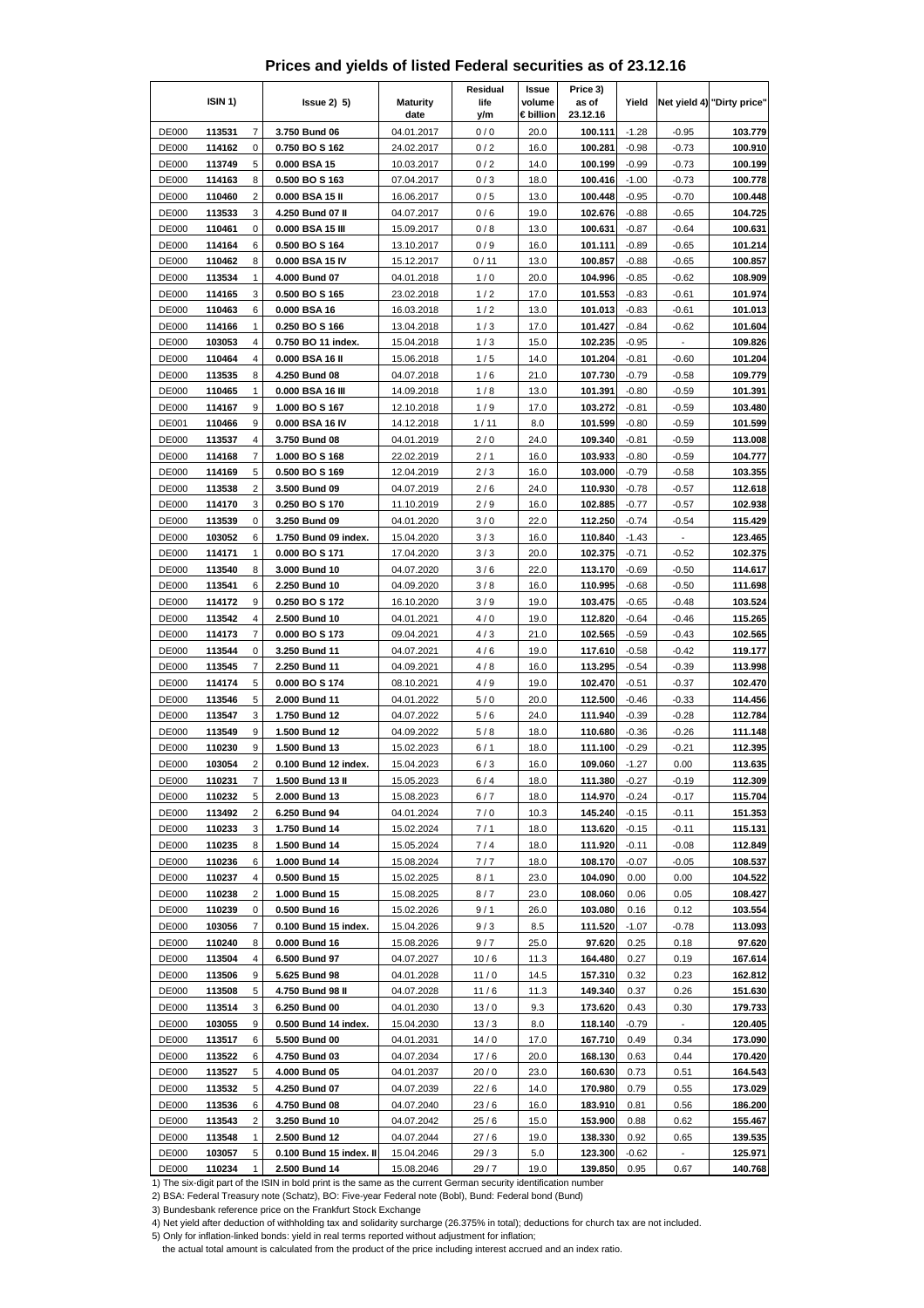# Prices and yields of listed Federal securities as of 23.12.16

| ISIN 1) | | | Issue 2) 5) | Maturity date | Residual life y/m | Issue volume € billion | Price 3) as of 23.12.16 | Yield | Net yield 4) | "Dirty price" |
|---|---|---|---|---|---|---|---|---|---|---|
| DE000 | **113531** | 7 | 3.750 Bund 06 | 04.01.2017 | 0 / 0 | 20.0 | 100.111 | -1.28 | -0.95 | 103.779 |
| DE000 | **114162** | 0 | 0.750 BO S 162 | 24.02.2017 | 0 / 2 | 16.0 | 100.281 | -0.98 | -0.73 | 100.910 |
| DE000 | **113749** | 5 | 0.000 BSA 15 | 10.03.2017 | 0 / 2 | 14.0 | 100.199 | -0.99 | -0.73 | 100.199 |
| DE000 | **114163** | 8 | 0.500 BO S 163 | 07.04.2017 | 0 / 3 | 18.0 | 100.416 | -1.00 | -0.73 | 100.778 |
| DE000 | **110460** | 2 | 0.000 BSA 15 II | 16.06.2017 | 0 / 5 | 13.0 | 100.448 | -0.95 | -0.70 | 100.448 |
| DE000 | **113533** | 3 | 4.250 Bund 07 II | 04.07.2017 | 0 / 6 | 19.0 | 102.676 | -0.88 | -0.65 | 104.725 |
| DE000 | **110461** | 0 | 0.000 BSA 15 III | 15.09.2017 | 0 / 8 | 13.0 | 100.631 | -0.87 | -0.64 | 100.631 |
| DE000 | **114164** | 6 | 0.500 BO S 164 | 13.10.2017 | 0 / 9 | 16.0 | 101.111 | -0.89 | -0.65 | 101.214 |
| DE000 | **110462** | 8 | 0.000 BSA 15 IV | 15.12.2017 | 0 / 11 | 13.0 | 100.857 | -0.88 | -0.65 | 100.857 |
| DE000 | **113534** | 1 | 4.000 Bund 07 | 04.01.2018 | 1 / 0 | 20.0 | 104.996 | -0.85 | -0.62 | 108.909 |
| DE000 | **114165** | 3 | 0.500 BO S 165 | 23.02.2018 | 1 / 2 | 17.0 | 101.553 | -0.83 | -0.61 | 101.974 |
| DE000 | **110463** | 6 | 0.000 BSA 16 | 16.03.2018 | 1 / 2 | 13.0 | 101.013 | -0.83 | -0.61 | 101.013 |
| DE000 | **114166** | 1 | 0.250 BO S 166 | 13.04.2018 | 1 / 3 | 17.0 | 101.427 | -0.84 | -0.62 | 101.604 |
| DE000 | **103053** | 4 | 0.750 BO 11 index. | 15.04.2018 | 1 / 3 | 15.0 | 102.235 | -0.95 | - | 109.826 |
| DE000 | **110464** | 4 | 0.000 BSA 16 II | 15.06.2018 | 1 / 5 | 14.0 | 101.204 | -0.81 | -0.60 | 101.204 |
| DE000 | **113535** | 8 | 4.250 Bund 08 | 04.07.2018 | 1 / 6 | 21.0 | 107.730 | -0.79 | -0.58 | 109.779 |
| DE000 | **110465** | 1 | 0.000 BSA 16 III | 14.09.2018 | 1 / 8 | 13.0 | 101.391 | -0.80 | -0.59 | 101.391 |
| DE000 | **114167** | 9 | 1.000 BO S 167 | 12.10.2018 | 1 / 9 | 17.0 | 103.272 | -0.81 | -0.59 | 103.480 |
| DE001 | **110466** | 9 | 0.000 BSA 16 IV | 14.12.2018 | 1 / 11 | 8.0 | 101.599 | -0.80 | -0.59 | 101.599 |
| DE000 | **113537** | 4 | 3.750 Bund 08 | 04.01.2019 | 2 / 0 | 24.0 | 109.340 | -0.81 | -0.59 | 113.008 |
| DE000 | **114168** | 7 | 1.000 BO S 168 | 22.02.2019 | 2 / 1 | 16.0 | 103.933 | -0.80 | -0.59 | 104.777 |
| DE000 | **114169** | 5 | 0.500 BO S 169 | 12.04.2019 | 2 / 3 | 16.0 | 103.000 | -0.79 | -0.58 | 103.355 |
| DE000 | **113538** | 2 | 3.500 Bund 09 | 04.07.2019 | 2 / 6 | 24.0 | 110.930 | -0.78 | -0.57 | 112.618 |
| DE000 | **114170** | 3 | 0.250 BO S 170 | 11.10.2019 | 2 / 9 | 16.0 | 102.885 | -0.77 | -0.57 | 102.938 |
| DE000 | **113539** | 0 | 3.250 Bund 09 | 04.01.2020 | 3 / 0 | 22.0 | 112.250 | -0.74 | -0.54 | 115.429 |
| DE000 | **103052** | 6 | 1.750 Bund 09 index. | 15.04.2020 | 3 / 3 | 16.0 | 110.840 | -1.43 | - | 123.465 |
| DE000 | **114171** | 1 | 0.000 BO S 171 | 17.04.2020 | 3 / 3 | 20.0 | 102.375 | -0.71 | -0.52 | 102.375 |
| DE000 | **113540** | 8 | 3.000 Bund 10 | 04.07.2020 | 3 / 6 | 22.0 | 113.170 | -0.69 | -0.50 | 114.617 |
| DE000 | **113541** | 6 | 2.250 Bund 10 | 04.09.2020 | 3 / 8 | 16.0 | 110.995 | -0.68 | -0.50 | 111.698 |
| DE000 | **114172** | 9 | 0.250 BO S 172 | 16.10.2020 | 3 / 9 | 19.0 | 103.475 | -0.65 | -0.48 | 103.524 |
| DE000 | **113542** | 4 | 2.500 Bund 10 | 04.01.2021 | 4 / 0 | 19.0 | 112.820 | -0.64 | -0.46 | 115.265 |
| DE000 | **114173** | 7 | 0.000 BO S 173 | 09.04.2021 | 4 / 3 | 21.0 | 102.565 | -0.59 | -0.43 | 102.565 |
| DE000 | **113544** | 0 | 3.250 Bund 11 | 04.07.2021 | 4 / 6 | 19.0 | 117.610 | -0.58 | -0.42 | 119.177 |
| DE000 | **113545** | 7 | 2.250 Bund 11 | 04.09.2021 | 4 / 8 | 16.0 | 113.295 | -0.54 | -0.39 | 113.998 |
| DE000 | **114174** | 5 | 0.000 BO S 174 | 08.10.2021 | 4 / 9 | 19.0 | 102.470 | -0.51 | -0.37 | 102.470 |
| DE000 | **113546** | 5 | 2.000 Bund 11 | 04.01.2022 | 5 / 0 | 20.0 | 112.500 | -0.46 | -0.33 | 114.456 |
| DE000 | **113547** | 3 | 1.750 Bund 12 | 04.07.2022 | 5 / 6 | 24.0 | 111.940 | -0.39 | -0.28 | 112.784 |
| DE000 | **113549** | 9 | 1.500 Bund 12 | 04.09.2022 | 5 / 8 | 18.0 | 110.680 | -0.36 | -0.26 | 111.148 |
| DE000 | **110230** | 9 | 1.500 Bund 13 | 15.02.2023 | 6 / 1 | 18.0 | 111.100 | -0.29 | -0.21 | 112.395 |
| DE000 | **103054** | 2 | 0.100 Bund 12 index. | 15.04.2023 | 6 / 3 | 16.0 | 109.060 | -1.27 | 0.00 | 113.635 |
| DE000 | **110231** | 7 | 1.500 Bund 13 II | 15.05.2023 | 6 / 4 | 18.0 | 111.380 | -0.27 | -0.19 | 112.309 |
| DE000 | **110232** | 5 | 2.000 Bund 13 | 15.08.2023 | 6 / 7 | 18.0 | 114.970 | -0.24 | -0.17 | 115.704 |
| DE000 | **113492** | 2 | 6.250 Bund 94 | 04.01.2024 | 7 / 0 | 10.3 | 145.240 | -0.15 | -0.11 | 151.353 |
| DE000 | **110233** | 3 | 1.750 Bund 14 | 15.02.2024 | 7 / 1 | 18.0 | 113.620 | -0.15 | -0.11 | 115.131 |
| DE000 | **110235** | 8 | 1.500 Bund 14 | 15.05.2024 | 7 / 4 | 18.0 | 111.920 | -0.11 | -0.08 | 112.849 |
| DE000 | **110236** | 6 | 1.000 Bund 14 | 15.08.2024 | 7 / 7 | 18.0 | 108.170 | -0.07 | -0.05 | 108.537 |
| DE000 | **110237** | 4 | 0.500 Bund 15 | 15.02.2025 | 8 / 1 | 23.0 | 104.090 | 0.00 | 0.00 | 104.522 |
| DE000 | **110238** | 2 | 1.000 Bund 15 | 15.08.2025 | 8 / 7 | 23.0 | 108.060 | 0.06 | 0.05 | 108.427 |
| DE000 | **110239** | 0 | 0.500 Bund 16 | 15.02.2026 | 9 / 1 | 26.0 | 103.080 | 0.16 | 0.12 | 103.554 |
| DE000 | **103056** | 7 | 0.100 Bund 15 index. | 15.04.2026 | 9 / 3 | 8.5 | 111.520 | -1.07 | -0.78 | 113.093 |
| DE000 | **110240** | 8 | 0.000 Bund 16 | 15.08.2026 | 9 / 7 | 25.0 | 97.620 | 0.25 | 0.18 | 97.620 |
| DE000 | **113504** | 4 | 6.500 Bund 97 | 04.07.2027 | 10 / 6 | 11.3 | 164.480 | 0.27 | 0.19 | 167.614 |
| DE000 | **113506** | 9 | 5.625 Bund 98 | 04.01.2028 | 11 / 0 | 14.5 | 157.310 | 0.32 | 0.23 | 162.812 |
| DE000 | **113508** | 5 | 4.750 Bund 98 II | 04.07.2028 | 11 / 6 | 11.3 | 149.340 | 0.37 | 0.26 | 151.630 |
| DE000 | **113514** | 3 | 6.250 Bund 00 | 04.01.2030 | 13 / 0 | 9.3 | 173.620 | 0.43 | 0.30 | 179.733 |
| DE000 | **103055** | 9 | 0.500 Bund 14 index. | 15.04.2030 | 13 / 3 | 8.0 | 118.140 | -0.79 | - | 120.405 |
| DE000 | **113517** | 6 | 5.500 Bund 00 | 04.01.2031 | 14 / 0 | 17.0 | 167.710 | 0.49 | 0.34 | 173.090 |
| DE000 | **113522** | 6 | 4.750 Bund 03 | 04.07.2034 | 17 / 6 | 20.0 | 168.130 | 0.63 | 0.44 | 170.420 |
| DE000 | **113527** | 5 | 4.000 Bund 05 | 04.01.2037 | 20 / 0 | 23.0 | 160.630 | 0.73 | 0.51 | 164.543 |
| DE000 | **113532** | 5 | 4.250 Bund 07 | 04.07.2039 | 22 / 6 | 14.0 | 170.980 | 0.79 | 0.55 | 173.029 |
| DE000 | **113536** | 6 | 4.750 Bund 08 | 04.07.2040 | 23 / 6 | 16.0 | 183.910 | 0.81 | 0.56 | 186.200 |
| DE000 | **113543** | 2 | 3.250 Bund 10 | 04.07.2042 | 25 / 6 | 15.0 | 153.900 | 0.88 | 0.62 | 155.467 |
| DE000 | **113548** | 1 | 2.500 Bund 12 | 04.07.2044 | 27 / 6 | 19.0 | 138.330 | 0.92 | 0.65 | 139.535 |
| DE000 | **103057** | 5 | 0.100 Bund 15 index. II | 15.04.2046 | 29 / 3 | 5.0 | 123.300 | -0.62 | - | 125.971 |
| DE000 | **110234** | 1 | 2.500 Bund 14 | 15.08.2046 | 29 / 7 | 19.0 | 139.850 | 0.95 | 0.67 | 140.768 |

1) The six-digit part of the ISIN in bold print is the same as the current German security identification number

2) BSA: Federal Treasury note (Schatz), BO: Five-year Federal note (Bobl), Bund: Federal bond (Bund)

3) Bundesbank reference price on the Frankfurt Stock Exchange

4) Net yield after deduction of withholding tax and solidarity surcharge (26.375% in total); deductions for church tax are not included.

5) Only for inflation-linked bonds: yield in real terms reported without adjustment for inflation;
the actual total amount is calculated from the product of the price including interest accrued and an index ratio.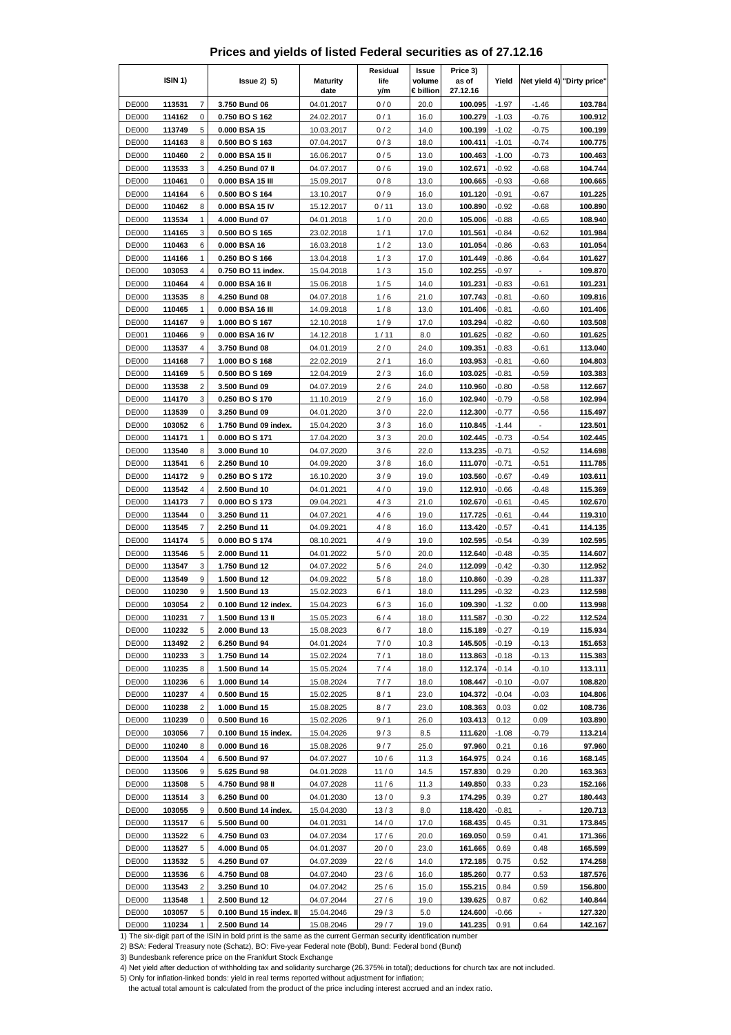# Prices and yields of listed Federal securities as of 27.12.16

| ISIN 1) | | | Issue 2) 5) | Maturity date | Residual life y/m | Issue volume € billion | Price 3) as of 27.12.16 | Yield | Net yield 4) | "Dirty price" |
|---|---|---|---|---|---|---|---|---|---|---|
| DE000 | **113531** | 7 | **3.750 Bund 06** | 04.01.2017 | 0 / 0 | 20.0 | **100.095** | -1.97 | -1.46 | **103.784** |
| DE000 | **114162** | 0 | **0.750 BO S 162** | 24.02.2017 | 0 / 1 | 16.0 | **100.279** | -1.03 | -0.76 | **100.912** |
| DE000 | **113749** | 5 | **0.000 BSA 15** | 10.03.2017 | 0 / 2 | 14.0 | **100.199** | -1.02 | -0.75 | **100.199** |
| DE000 | **114163** | 8 | **0.500 BO S 163** | 07.04.2017 | 0 / 3 | 18.0 | **100.411** | -1.01 | -0.74 | **100.775** |
| DE000 | **110460** | 2 | **0.000 BSA 15 II** | 16.06.2017 | 0 / 5 | 13.0 | **100.463** | -1.00 | -0.73 | **100.463** |
| DE000 | **113533** | 3 | **4.250 Bund 07 II** | 04.07.2017 | 0 / 6 | 19.0 | **102.671** | -0.92 | -0.68 | **104.744** |
| DE000 | **110461** | 0 | **0.000 BSA 15 III** | 15.09.2017 | 0 / 8 | 13.0 | **100.665** | -0.93 | -0.68 | **100.665** |
| DE000 | **114164** | 6 | **0.500 BO S 164** | 13.10.2017 | 0 / 9 | 16.0 | **101.120** | -0.91 | -0.67 | **101.225** |
| DE000 | **110462** | 8 | **0.000 BSA 15 IV** | 15.12.2017 | 0 / 11 | 13.0 | **100.890** | -0.92 | -0.68 | **100.890** |
| DE000 | **113534** | 1 | **4.000 Bund 07** | 04.01.2018 | 1 / 0 | 20.0 | **105.006** | -0.88 | -0.65 | **108.940** |
| DE000 | **114165** | 3 | **0.500 BO S 165** | 23.02.2018 | 1 / 1 | 17.0 | **101.561** | -0.84 | -0.62 | **101.984** |
| DE000 | **110463** | 6 | **0.000 BSA 16** | 16.03.2018 | 1 / 2 | 13.0 | **101.054** | -0.86 | -0.63 | **101.054** |
| DE000 | **114166** | 1 | **0.250 BO S 166** | 13.04.2018 | 1 / 3 | 17.0 | **101.449** | -0.86 | -0.64 | **101.627** |
| DE000 | **103053** | 4 | **0.750 BO 11 index.** | 15.04.2018 | 1 / 3 | 15.0 | **102.255** | -0.97 | - | **109.870** |
| DE000 | **110464** | 4 | **0.000 BSA 16 II** | 15.06.2018 | 1 / 5 | 14.0 | **101.231** | -0.83 | -0.61 | **101.231** |
| DE000 | **113535** | 8 | **4.250 Bund 08** | 04.07.2018 | 1 / 6 | 21.0 | **107.743** | -0.81 | -0.60 | **109.816** |
| DE000 | **110465** | 1 | **0.000 BSA 16 III** | 14.09.2018 | 1 / 8 | 13.0 | **101.406** | -0.81 | -0.60 | **101.406** |
| DE000 | **114167** | 9 | **1.000 BO S 167** | 12.10.2018 | 1 / 9 | 17.0 | **103.294** | -0.82 | -0.60 | **103.508** |
| DE001 | **110466** | 9 | **0.000 BSA 16 IV** | 14.12.2018 | 1 / 11 | 8.0 | **101.625** | -0.82 | -0.60 | **101.625** |
| DE000 | **113537** | 4 | **3.750 Bund 08** | 04.01.2019 | 2 / 0 | 24.0 | **109.351** | -0.83 | -0.61 | **113.040** |
| DE000 | **114168** | 7 | **1.000 BO S 168** | 22.02.2019 | 2 / 1 | 16.0 | **103.953** | -0.81 | -0.60 | **104.803** |
| DE000 | **114169** | 5 | **0.500 BO S 169** | 12.04.2019 | 2 / 3 | 16.0 | **103.025** | -0.81 | -0.59 | **103.383** |
| DE000 | **113538** | 2 | **3.500 Bund 09** | 04.07.2019 | 2 / 6 | 24.0 | **110.960** | -0.80 | -0.58 | **112.667** |
| DE000 | **114170** | 3 | **0.250 BO S 170** | 11.10.2019 | 2 / 9 | 16.0 | **102.940** | -0.79 | -0.58 | **102.994** |
| DE000 | **113539** | 0 | **3.250 Bund 09** | 04.01.2020 | 3 / 0 | 22.0 | **112.300** | -0.77 | -0.56 | **115.497** |
| DE000 | **103052** | 6 | **1.750 Bund 09 index.** | 15.04.2020 | 3 / 3 | 16.0 | **110.845** | -1.44 | - | **123.501** |
| DE000 | **114171** | 1 | **0.000 BO S 171** | 17.04.2020 | 3 / 3 | 20.0 | **102.445** | -0.73 | -0.54 | **102.445** |
| DE000 | **113540** | 8 | **3.000 Bund 10** | 04.07.2020 | 3 / 6 | 22.0 | **113.235** | -0.71 | -0.52 | **114.698** |
| DE000 | **113541** | 6 | **2.250 Bund 10** | 04.09.2020 | 3 / 8 | 16.0 | **111.070** | -0.71 | -0.51 | **111.785** |
| DE000 | **114172** | 9 | **0.250 BO S 172** | 16.10.2020 | 3 / 9 | 19.0 | **103.560** | -0.67 | -0.49 | **103.611** |
| DE000 | **113542** | 4 | **2.500 Bund 10** | 04.01.2021 | 4 / 0 | 19.0 | **112.910** | -0.66 | -0.48 | **115.369** |
| DE000 | **114173** | 7 | **0.000 BO S 173** | 09.04.2021 | 4 / 3 | 21.0 | **102.670** | -0.61 | -0.45 | **102.670** |
| DE000 | **113544** | 0 | **3.250 Bund 11** | 04.07.2021 | 4 / 6 | 19.0 | **117.725** | -0.61 | -0.44 | **119.310** |
| DE000 | **113545** | 7 | **2.250 Bund 11** | 04.09.2021 | 4 / 8 | 16.0 | **113.420** | -0.57 | -0.41 | **114.135** |
| DE000 | **114174** | 5 | **0.000 BO S 174** | 08.10.2021 | 4 / 9 | 19.0 | **102.595** | -0.54 | -0.39 | **102.595** |
| DE000 | **113546** | 5 | **2.000 Bund 11** | 04.01.2022 | 5 / 0 | 20.0 | **112.640** | -0.48 | -0.35 | **114.607** |
| DE000 | **113547** | 3 | **1.750 Bund 12** | 04.07.2022 | 5 / 6 | 24.0 | **112.099** | -0.42 | -0.30 | **112.952** |
| DE000 | **113549** | 9 | **1.500 Bund 12** | 04.09.2022 | 5 / 8 | 18.0 | **110.860** | -0.39 | -0.28 | **111.337** |
| DE000 | **110230** | 9 | **1.500 Bund 13** | 15.02.2023 | 6 / 1 | 18.0 | **111.295** | -0.32 | -0.23 | **112.598** |
| DE000 | **103054** | 2 | **0.100 Bund 12 index.** | 15.04.2023 | 6 / 3 | 16.0 | **109.390** | -1.32 | 0.00 | **113.998** |
| DE000 | **110231** | 7 | **1.500 Bund 13 II** | 15.05.2023 | 6 / 4 | 18.0 | **111.587** | -0.30 | -0.22 | **112.524** |
| DE000 | **110232** | 5 | **2.000 Bund 13** | 15.08.2023 | 6 / 7 | 18.0 | **115.189** | -0.27 | -0.19 | **115.934** |
| DE000 | **113492** | 2 | **6.250 Bund 94** | 04.01.2024 | 7 / 0 | 10.3 | **145.505** | -0.19 | -0.13 | **151.653** |
| DE000 | **110233** | 3 | **1.750 Bund 14** | 15.02.2024 | 7 / 1 | 18.0 | **113.863** | -0.18 | -0.13 | **115.383** |
| DE000 | **110235** | 8 | **1.500 Bund 14** | 15.05.2024 | 7 / 4 | 18.0 | **112.174** | -0.14 | -0.10 | **113.111** |
| DE000 | **110236** | 6 | **1.000 Bund 14** | 15.08.2024 | 7 / 7 | 18.0 | **108.447** | -0.10 | -0.07 | **108.820** |
| DE000 | **110237** | 4 | **0.500 Bund 15** | 15.02.2025 | 8 / 1 | 23.0 | **104.372** | -0.04 | -0.03 | **104.806** |
| DE000 | **110238** | 2 | **1.000 Bund 15** | 15.08.2025 | 8 / 7 | 23.0 | **108.363** | 0.03 | 0.02 | **108.736** |
| DE000 | **110239** | 0 | **0.500 Bund 16** | 15.02.2026 | 9 / 1 | 26.0 | **103.413** | 0.12 | 0.09 | **103.890** |
| DE000 | **103056** | 7 | **0.100 Bund 15 index.** | 15.04.2026 | 9 / 3 | 8.5 | **111.620** | -1.08 | -0.79 | **113.214** |
| DE000 | **110240** | 8 | **0.000 Bund 16** | 15.08.2026 | 9 / 7 | 25.0 | **97.960** | 0.21 | 0.16 | **97.960** |
| DE000 | **113504** | 4 | **6.500 Bund 97** | 04.07.2027 | 10 / 6 | 11.3 | **164.975** | 0.24 | 0.16 | **168.145** |
| DE000 | **113506** | 9 | **5.625 Bund 98** | 04.01.2028 | 11 / 0 | 14.5 | **157.830** | 0.29 | 0.20 | **163.363** |
| DE000 | **113508** | 5 | **4.750 Bund 98 II** | 04.07.2028 | 11 / 6 | 11.3 | **149.850** | 0.33 | 0.23 | **152.166** |
| DE000 | **113514** | 3 | **6.250 Bund 00** | 04.01.2030 | 13 / 0 | 9.3 | **174.295** | 0.39 | 0.27 | **180.443** |
| DE000 | **103055** | 9 | **0.500 Bund 14 index.** | 15.04.2030 | 13 / 3 | 8.0 | **118.420** | -0.81 | - | **120.713** |
| DE000 | **113517** | 6 | **5.500 Bund 00** | 04.01.2031 | 14 / 0 | 17.0 | **168.435** | 0.45 | 0.31 | **173.845** |
| DE000 | **113522** | 6 | **4.750 Bund 03** | 04.07.2034 | 17 / 6 | 20.0 | **169.050** | 0.59 | 0.41 | **171.366** |
| DE000 | **113527** | 5 | **4.000 Bund 05** | 04.01.2037 | 20 / 0 | 23.0 | **161.665** | 0.69 | 0.48 | **165.599** |
| DE000 | **113532** | 5 | **4.250 Bund 07** | 04.07.2039 | 22 / 6 | 14.0 | **172.185** | 0.75 | 0.52 | **174.258** |
| DE000 | **113536** | 6 | **4.750 Bund 08** | 04.07.2040 | 23 / 6 | 16.0 | **185.260** | 0.77 | 0.53 | **187.576** |
| DE000 | **113543** | 2 | **3.250 Bund 10** | 04.07.2042 | 25 / 6 | 15.0 | **155.215** | 0.84 | 0.59 | **156.800** |
| DE000 | **113548** | 1 | **2.500 Bund 12** | 04.07.2044 | 27 / 6 | 19.0 | **139.625** | 0.87 | 0.62 | **140.844** |
| DE000 | **103057** | 5 | **0.100 Bund 15 index. II** | 15.04.2046 | 29 / 3 | 5.0 | **124.600** | -0.66 | - | **127.320** |
| DE000 | **110234** | 1 | **2.500 Bund 14** | 15.08.2046 | 29 / 7 | 19.0 | **141.235** | 0.91 | 0.64 | **142.167** |

1) The six-digit part of the ISIN in bold print is the same as the current German security identification number

2) BSA: Federal Treasury note (Schatz), BO: Five-year Federal note (Bobl), Bund: Federal bond (Bund)

3) Bundesbank reference price on the Frankfurt Stock Exchange

4) Net yield after deduction of withholding tax and solidarity surcharge (26.375% in total); deductions for church tax are not included.

5) Only for inflation-linked bonds: yield in real terms reported without adjustment for inflation;
the actual total amount is calculated from the product of the price including interest accrued and an index ratio.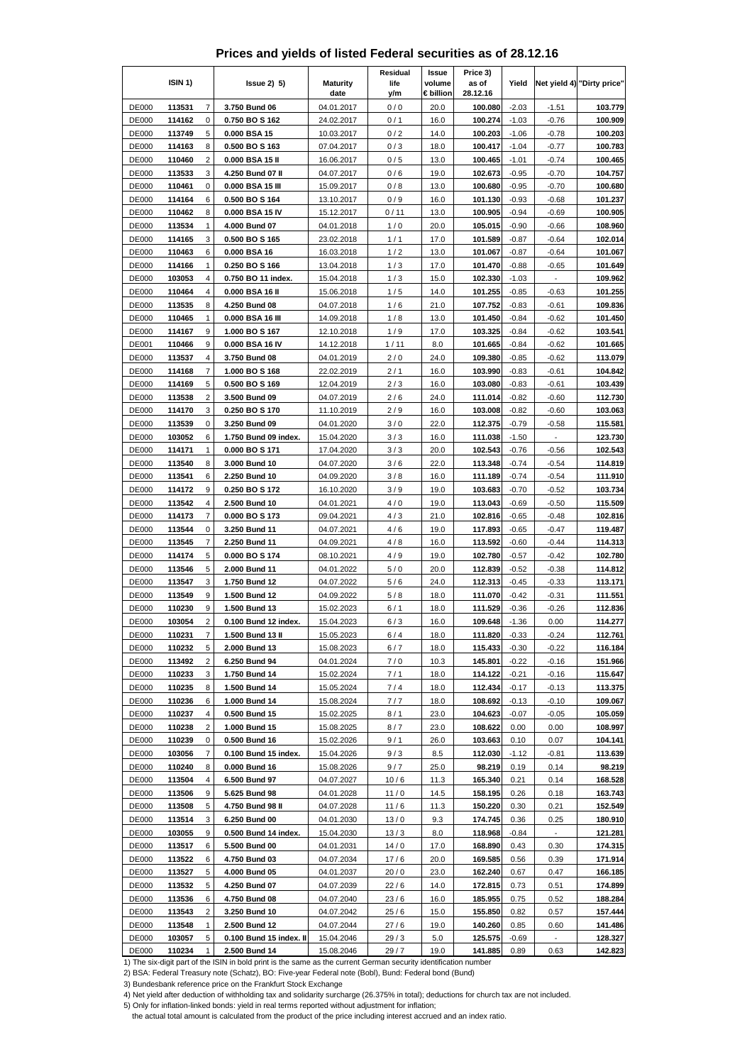# Prices and yields of listed Federal securities as of 28.12.16

| ISIN 1) | | | Issue 2) 5) | Maturity date | Residual life y/m | Issue volume € billion | Price 3) as of 28.12.16 | Yield | Net yield 4) | "Dirty price" |
|---|---|---|---|---|---|---|---|---|---|---|
| DE000 | 113531 | 7 | 3.750 Bund 06 | 04.01.2017 | 0 / 0 | 20.0 | **100.080** | -2.03 | -1.51 | **103.779** |
| DE000 | 114162 | 0 | 0.750 BO S 162 | 24.02.2017 | 0 / 1 | 16.0 | **100.274** | -1.03 | -0.76 | **100.909** |
| DE000 | 113749 | 5 | 0.000 BSA 15 | 10.03.2017 | 0 / 2 | 14.0 | **100.203** | -1.06 | -0.78 | **100.203** |
| DE000 | 114163 | 8 | 0.500 BO S 163 | 07.04.2017 | 0 / 3 | 18.0 | **100.417** | -1.04 | -0.77 | **100.783** |
| DE000 | 110460 | 2 | 0.000 BSA 15 II | 16.06.2017 | 0 / 5 | 13.0 | **100.465** | -1.01 | -0.74 | **100.465** |
| DE000 | 113533 | 3 | 4.250 Bund 07 II | 04.07.2017 | 0 / 6 | 19.0 | **102.673** | -0.95 | -0.70 | **104.757** |
| DE000 | 110461 | 0 | 0.000 BSA 15 III | 15.09.2017 | 0 / 8 | 13.0 | **100.680** | -0.95 | -0.70 | **100.680** |
| DE000 | 114164 | 6 | 0.500 BO S 164 | 13.10.2017 | 0 / 9 | 16.0 | **101.130** | -0.93 | -0.68 | **101.237** |
| DE000 | 110462 | 8 | 0.000 BSA 15 IV | 15.12.2017 | 0 / 11 | 13.0 | **100.905** | -0.94 | -0.69 | **100.905** |
| DE000 | 113534 | 1 | 4.000 Bund 07 | 04.01.2018 | 1 / 0 | 20.0 | **105.015** | -0.90 | -0.66 | **108.960** |
| DE000 | 114165 | 3 | 0.500 BO S 165 | 23.02.2018 | 1 / 1 | 17.0 | **101.589** | -0.87 | -0.64 | **102.014** |
| DE000 | 110463 | 6 | 0.000 BSA 16 | 16.03.2018 | 1 / 2 | 13.0 | **101.067** | -0.87 | -0.64 | **101.067** |
| DE000 | 114166 | 1 | 0.250 BO S 166 | 13.04.2018 | 1 / 3 | 17.0 | **101.470** | -0.88 | -0.65 | **101.649** |
| DE000 | 103053 | 4 | 0.750 BO 11 index. | 15.04.2018 | 1 / 3 | 15.0 | **102.330** | -1.03 | - | **109.962** |
| DE000 | 110464 | 4 | 0.000 BSA 16 II | 15.06.2018 | 1 / 5 | 14.0 | **101.255** | -0.85 | -0.63 | **101.255** |
| DE000 | 113535 | 8 | 4.250 Bund 08 | 04.07.2018 | 1 / 6 | 21.0 | **107.752** | -0.83 | -0.61 | **109.836** |
| DE000 | 110465 | 1 | 0.000 BSA 16 III | 14.09.2018 | 1 / 8 | 13.0 | **101.450** | -0.84 | -0.62 | **101.450** |
| DE000 | 114167 | 9 | 1.000 BO S 167 | 12.10.2018 | 1 / 9 | 17.0 | **103.325** | -0.84 | -0.62 | **103.541** |
| DE001 | 110466 | 9 | 0.000 BSA 16 IV | 14.12.2018 | 1 / 11 | 8.0 | **101.665** | -0.84 | -0.62 | **101.665** |
| DE000 | 113537 | 4 | 3.750 Bund 08 | 04.01.2019 | 2 / 0 | 24.0 | **109.380** | -0.85 | -0.62 | **113.079** |
| DE000 | 114168 | 7 | 1.000 BO S 168 | 22.02.2019 | 2 / 1 | 16.0 | **103.990** | -0.83 | -0.61 | **104.842** |
| DE000 | 114169 | 5 | 0.500 BO S 169 | 12.04.2019 | 2 / 3 | 16.0 | **103.080** | -0.83 | -0.61 | **103.439** |
| DE000 | 113538 | 2 | 3.500 Bund 09 | 04.07.2019 | 2 / 6 | 24.0 | **111.014** | -0.82 | -0.60 | **112.730** |
| DE000 | 114170 | 3 | 0.250 BO S 170 | 11.10.2019 | 2 / 9 | 16.0 | **103.008** | -0.82 | -0.60 | **103.063** |
| DE000 | 113539 | 0 | 3.250 Bund 09 | 04.01.2020 | 3 / 0 | 22.0 | **112.375** | -0.79 | -0.58 | **115.581** |
| DE000 | 103052 | 6 | 1.750 Bund 09 index. | 15.04.2020 | 3 / 3 | 16.0 | **111.038** | -1.50 | - | **123.730** |
| DE000 | 114171 | 1 | 0.000 BO S 171 | 17.04.2020 | 3 / 3 | 20.0 | **102.543** | -0.76 | -0.56 | **102.543** |
| DE000 | 113540 | 8 | 3.000 Bund 10 | 04.07.2020 | 3 / 6 | 22.0 | **113.348** | -0.74 | -0.54 | **114.819** |
| DE000 | 113541 | 6 | 2.250 Bund 10 | 04.09.2020 | 3 / 8 | 16.0 | **111.189** | -0.74 | -0.54 | **111.910** |
| DE000 | 114172 | 9 | 0.250 BO S 172 | 16.10.2020 | 3 / 9 | 19.0 | **103.683** | -0.70 | -0.52 | **103.734** |
| DE000 | 113542 | 4 | 2.500 Bund 10 | 04.01.2021 | 4 / 0 | 19.0 | **113.043** | -0.69 | -0.50 | **115.509** |
| DE000 | 114173 | 7 | 0.000 BO S 173 | 09.04.2021 | 4 / 3 | 21.0 | **102.816** | -0.65 | -0.48 | **102.816** |
| DE000 | 113544 | 0 | 3.250 Bund 11 | 04.07.2021 | 4 / 6 | 19.0 | **117.893** | -0.65 | -0.47 | **119.487** |
| DE000 | 113545 | 7 | 2.250 Bund 11 | 04.09.2021 | 4 / 8 | 16.0 | **113.592** | -0.60 | -0.44 | **114.313** |
| DE000 | 114174 | 5 | 0.000 BO S 174 | 08.10.2021 | 4 / 9 | 19.0 | **102.780** | -0.57 | -0.42 | **102.780** |
| DE000 | 113546 | 5 | 2.000 Bund 11 | 04.01.2022 | 5 / 0 | 20.0 | **112.839** | -0.52 | -0.38 | **114.812** |
| DE000 | 113547 | 3 | 1.750 Bund 12 | 04.07.2022 | 5 / 6 | 24.0 | **112.313** | -0.45 | -0.33 | **113.171** |
| DE000 | 113549 | 9 | 1.500 Bund 12 | 04.09.2022 | 5 / 8 | 18.0 | **111.070** | -0.42 | -0.31 | **111.551** |
| DE000 | 110230 | 9 | 1.500 Bund 13 | 15.02.2023 | 6 / 1 | 18.0 | **111.529** | -0.36 | -0.26 | **112.836** |
| DE000 | 103054 | 2 | 0.100 Bund 12 index. | 15.04.2023 | 6 / 3 | 16.0 | **109.648** | -1.36 | 0.00 | **114.277** |
| DE000 | 110231 | 7 | 1.500 Bund 13 II | 15.05.2023 | 6 / 4 | 18.0 | **111.820** | -0.33 | -0.24 | **112.761** |
| DE000 | 110232 | 5 | 2.000 Bund 13 | 15.08.2023 | 6 / 7 | 18.0 | **115.433** | -0.30 | -0.22 | **116.184** |
| DE000 | 113492 | 2 | 6.250 Bund 94 | 04.01.2024 | 7 / 0 | 10.3 | **145.801** | -0.22 | -0.16 | **151.966** |
| DE000 | 110233 | 3 | 1.750 Bund 14 | 15.02.2024 | 7 / 1 | 18.0 | **114.122** | -0.21 | -0.16 | **115.647** |
| DE000 | 110235 | 8 | 1.500 Bund 14 | 15.05.2024 | 7 / 4 | 18.0 | **112.434** | -0.17 | -0.13 | **113.375** |
| DE000 | 110236 | 6 | 1.000 Bund 14 | 15.08.2024 | 7 / 7 | 18.0 | **108.692** | -0.13 | -0.10 | **109.067** |
| DE000 | 110237 | 4 | 0.500 Bund 15 | 15.02.2025 | 8 / 1 | 23.0 | **104.623** | -0.07 | -0.05 | **105.059** |
| DE000 | 110238 | 2 | 1.000 Bund 15 | 15.08.2025 | 8 / 7 | 23.0 | **108.622** | 0.00 | 0.00 | **108.997** |
| DE000 | 110239 | 0 | 0.500 Bund 16 | 15.02.2026 | 9 / 1 | 26.0 | **103.663** | 0.10 | 0.07 | **104.141** |
| DE000 | 103056 | 7 | 0.100 Bund 15 index. | 15.04.2026 | 9 / 3 | 8.5 | **112.030** | -1.12 | -0.81 | **113.639** |
| DE000 | 110240 | 8 | 0.000 Bund 16 | 15.08.2026 | 9 / 7 | 25.0 | **98.219** | 0.19 | 0.14 | **98.219** |
| DE000 | 113504 | 4 | 6.500 Bund 97 | 04.07.2027 | 10 / 6 | 11.3 | **165.340** | 0.21 | 0.14 | **168.528** |
| DE000 | 113506 | 9 | 5.625 Bund 98 | 04.01.2028 | 11 / 0 | 14.5 | **158.195** | 0.26 | 0.18 | **163.743** |
| DE000 | 113508 | 5 | 4.750 Bund 98 II | 04.07.2028 | 11 / 6 | 11.3 | **150.220** | 0.30 | 0.21 | **152.549** |
| DE000 | 113514 | 3 | 6.250 Bund 00 | 04.01.2030 | 13 / 0 | 9.3 | **174.745** | 0.36 | 0.25 | **180.910** |
| DE000 | 103055 | 9 | 0.500 Bund 14 index. | 15.04.2030 | 13 / 3 | 8.0 | **118.968** | -0.84 | - | **121.281** |
| DE000 | 113517 | 6 | 5.500 Bund 00 | 04.01.2031 | 14 / 0 | 17.0 | **168.890** | 0.43 | 0.30 | **174.315** |
| DE000 | 113522 | 6 | 4.750 Bund 03 | 04.07.2034 | 17 / 6 | 20.0 | **169.585** | 0.56 | 0.39 | **171.914** |
| DE000 | 113527 | 5 | 4.000 Bund 05 | 04.01.2037 | 20 / 0 | 23.0 | **162.240** | 0.67 | 0.47 | **166.185** |
| DE000 | 113532 | 5 | 4.250 Bund 07 | 04.07.2039 | 22 / 6 | 14.0 | **172.815** | 0.73 | 0.51 | **174.899** |
| DE000 | 113536 | 6 | 4.750 Bund 08 | 04.07.2040 | 23 / 6 | 16.0 | **185.955** | 0.75 | 0.52 | **188.284** |
| DE000 | 113543 | 2 | 3.250 Bund 10 | 04.07.2042 | 25 / 6 | 15.0 | **155.850** | 0.82 | 0.57 | **157.444** |
| DE000 | 113548 | 1 | 2.500 Bund 12 | 04.07.2044 | 27 / 6 | 19.0 | **140.260** | 0.85 | 0.60 | **141.486** |
| DE000 | 103057 | 5 | 0.100 Bund 15 index. II | 15.04.2046 | 29 / 3 | 5.0 | **125.575** | -0.69 | - | **128.327** |
| DE000 | 110234 | 1 | 2.500 Bund 14 | 15.08.2046 | 29 / 7 | 19.0 | **141.885** | 0.89 | 0.63 | **142.823** |

1) The six-digit part of the ISIN in bold print is the same as the current German security identification number

2) BSA: Federal Treasury note (Schatz), BO: Five-year Federal note (Bobl), Bund: Federal bond (Bund)

3) Bundesbank reference price on the Frankfurt Stock Exchange

4) Net yield after deduction of withholding tax and solidarity surcharge (26.375% in total); deductions for church tax are not included.

5) Only for inflation-linked bonds: yield in real terms reported without adjustment for inflation;
the actual total amount is calculated from the product of the price including interest accrued and an index ratio.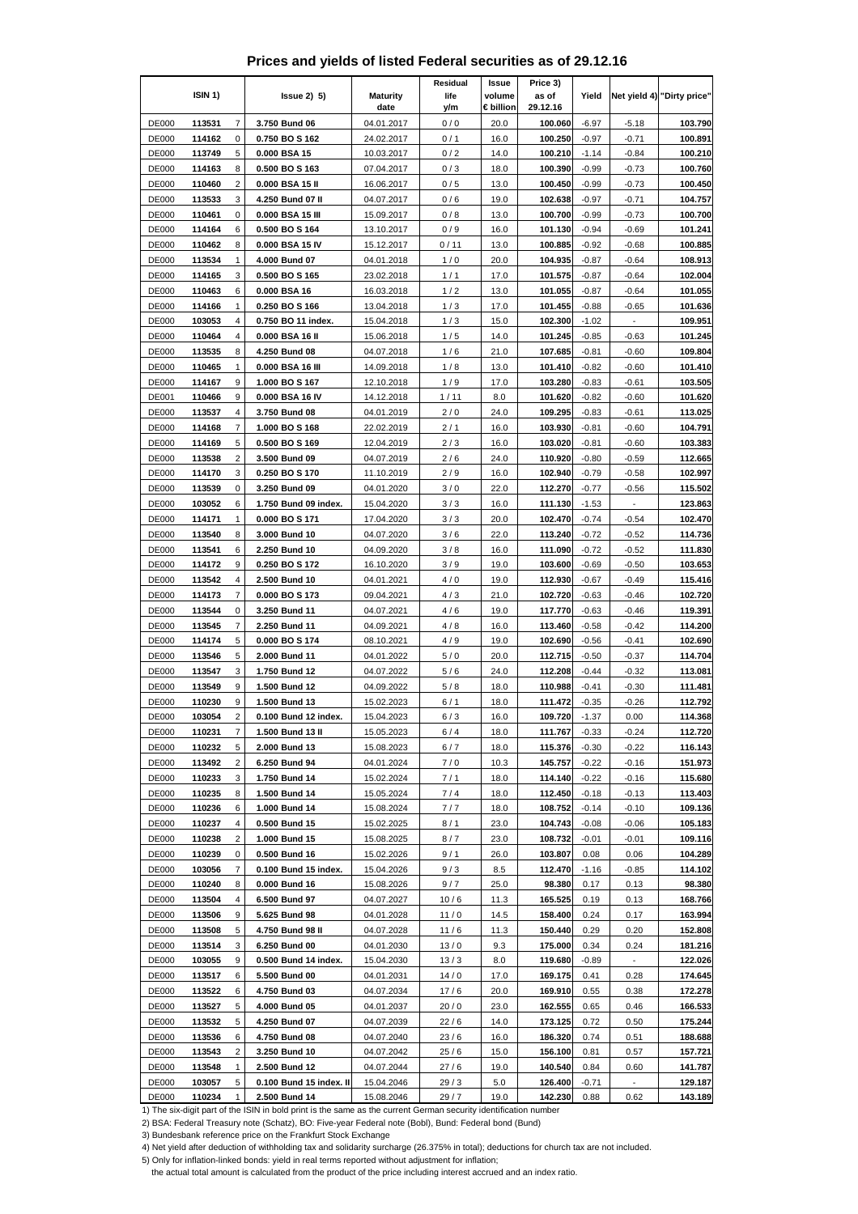# Prices and yields of listed Federal securities as of 29.12.16

| ISIN 1) | | | Issue 2) 5) | Maturity date | Residual life y/m | Issue volume € billion | Price 3) as of 29.12.16 | Yield | Net yield 4) | "Dirty price" |
|---|---|---|---|---|---|---|---|---|---|---|
| DE000 | 113531 | 7 | 3.750 Bund 06 | 04.01.2017 | 0 / 0 | 20.0 | 100.060 | -6.97 | -5.18 | 103.790 |
| DE000 | 114162 | 0 | 0.750 BO S 162 | 24.02.2017 | 0 / 1 | 16.0 | 100.250 | -0.97 | -0.71 | 100.891 |
| DE000 | 113749 | 5 | 0.000 BSA 15 | 10.03.2017 | 0 / 2 | 14.0 | 100.210 | -1.14 | -0.84 | 100.210 |
| DE000 | 114163 | 8 | 0.500 BO S 163 | 07.04.2017 | 0 / 3 | 18.0 | 100.390 | -0.99 | -0.73 | 100.760 |
| DE000 | 110460 | 2 | 0.000 BSA 15 II | 16.06.2017 | 0 / 5 | 13.0 | 100.450 | -0.99 | -0.73 | 100.450 |
| DE000 | 113533 | 3 | 4.250 Bund 07 II | 04.07.2017 | 0 / 6 | 19.0 | 102.638 | -0.97 | -0.71 | 104.757 |
| DE000 | 110461 | 0 | 0.000 BSA 15 III | 15.09.2017 | 0 / 8 | 13.0 | 100.700 | -0.99 | -0.73 | 100.700 |
| DE000 | 114164 | 6 | 0.500 BO S 164 | 13.10.2017 | 0 / 9 | 16.0 | 101.130 | -0.94 | -0.69 | 101.241 |
| DE000 | 110462 | 8 | 0.000 BSA 15 IV | 15.12.2017 | 0 / 11 | 13.0 | 100.885 | -0.92 | -0.68 | 100.885 |
| DE000 | 113534 | 1 | 4.000 Bund 07 | 04.01.2018 | 1 / 0 | 20.0 | 104.935 | -0.87 | -0.64 | 108.913 |
| DE000 | 114165 | 3 | 0.500 BO S 165 | 23.02.2018 | 1 / 1 | 17.0 | 101.575 | -0.87 | -0.64 | 102.004 |
| DE000 | 110463 | 6 | 0.000 BSA 16 | 16.03.2018 | 1 / 2 | 13.0 | 101.055 | -0.87 | -0.64 | 101.055 |
| DE000 | 114166 | 1 | 0.250 BO S 166 | 13.04.2018 | 1 / 3 | 17.0 | 101.455 | -0.88 | -0.65 | 101.636 |
| DE000 | 103053 | 4 | 0.750 BO 11 index. | 15.04.2018 | 1 / 3 | 15.0 | 102.300 | -1.02 | - | 109.951 |
| DE000 | 110464 | 4 | 0.000 BSA 16 II | 15.06.2018 | 1 / 5 | 14.0 | 101.245 | -0.85 | -0.63 | 101.245 |
| DE000 | 113535 | 8 | 4.250 Bund 08 | 04.07.2018 | 1 / 6 | 21.0 | 107.685 | -0.81 | -0.60 | 109.804 |
| DE000 | 110465 | 1 | 0.000 BSA 16 III | 14.09.2018 | 1 / 8 | 13.0 | 101.410 | -0.82 | -0.60 | 101.410 |
| DE000 | 114167 | 9 | 1.000 BO S 167 | 12.10.2018 | 1 / 9 | 17.0 | 103.280 | -0.83 | -0.61 | 103.505 |
| DE001 | 110466 | 9 | 0.000 BSA 16 IV | 14.12.2018 | 1 / 11 | 8.0 | 101.620 | -0.82 | -0.60 | 101.620 |
| DE000 | 113537 | 4 | 3.750 Bund 08 | 04.01.2019 | 2 / 0 | 24.0 | 109.295 | -0.83 | -0.61 | 113.025 |
| DE000 | 114168 | 7 | 1.000 BO S 168 | 22.02.2019 | 2 / 1 | 16.0 | 103.930 | -0.81 | -0.60 | 104.791 |
| DE000 | 114169 | 5 | 0.500 BO S 169 | 12.04.2019 | 2 / 3 | 16.0 | 103.020 | -0.81 | -0.60 | 103.383 |
| DE000 | 113538 | 2 | 3.500 Bund 09 | 04.07.2019 | 2 / 6 | 24.0 | 110.920 | -0.80 | -0.59 | 112.665 |
| DE000 | 114170 | 3 | 0.250 BO S 170 | 11.10.2019 | 2 / 9 | 16.0 | 102.940 | -0.79 | -0.58 | 102.997 |
| DE000 | 113539 | 0 | 3.250 Bund 09 | 04.01.2020 | 3 / 0 | 22.0 | 112.270 | -0.77 | -0.56 | 115.502 |
| DE000 | 103052 | 6 | 1.750 Bund 09 index. | 15.04.2020 | 3 / 3 | 16.0 | 111.130 | -1.53 | - | 123.863 |
| DE000 | 114171 | 1 | 0.000 BO S 171 | 17.04.2020 | 3 / 3 | 20.0 | 102.470 | -0.74 | -0.54 | 102.470 |
| DE000 | 113540 | 8 | 3.000 Bund 10 | 04.07.2020 | 3 / 6 | 22.0 | 113.240 | -0.72 | -0.52 | 114.736 |
| DE000 | 113541 | 6 | 2.250 Bund 10 | 04.09.2020 | 3 / 8 | 16.0 | 111.090 | -0.72 | -0.52 | 111.830 |
| DE000 | 114172 | 9 | 0.250 BO S 172 | 16.10.2020 | 3 / 9 | 19.0 | 103.600 | -0.69 | -0.50 | 103.653 |
| DE000 | 113542 | 4 | 2.500 Bund 10 | 04.01.2021 | 4 / 0 | 19.0 | 112.930 | -0.67 | -0.49 | 115.416 |
| DE000 | 114173 | 7 | 0.000 BO S 173 | 09.04.2021 | 4 / 3 | 21.0 | 102.720 | -0.63 | -0.46 | 102.720 |
| DE000 | 113544 | 0 | 3.250 Bund 11 | 04.07.2021 | 4 / 6 | 19.0 | 117.770 | -0.63 | -0.46 | 119.391 |
| DE000 | 113545 | 7 | 2.250 Bund 11 | 04.09.2021 | 4 / 8 | 16.0 | 113.460 | -0.58 | -0.42 | 114.200 |
| DE000 | 114174 | 5 | 0.000 BO S 174 | 08.10.2021 | 4 / 9 | 19.0 | 102.690 | -0.56 | -0.41 | 102.690 |
| DE000 | 113546 | 5 | 2.000 Bund 11 | 04.01.2022 | 5 / 0 | 20.0 | 112.715 | -0.50 | -0.37 | 114.704 |
| DE000 | 113547 | 3 | 1.750 Bund 12 | 04.07.2022 | 5 / 6 | 24.0 | 112.208 | -0.44 | -0.32 | 113.081 |
| DE000 | 113549 | 9 | 1.500 Bund 12 | 04.09.2022 | 5 / 8 | 18.0 | 110.988 | -0.41 | -0.30 | 111.481 |
| DE000 | 110230 | 9 | 1.500 Bund 13 | 15.02.2023 | 6 / 1 | 18.0 | 111.472 | -0.35 | -0.26 | 112.792 |
| DE000 | 103054 | 2 | 0.100 Bund 12 index. | 15.04.2023 | 6 / 3 | 16.0 | 109.720 | -1.37 | 0.00 | 114.368 |
| DE000 | 110231 | 7 | 1.500 Bund 13 II | 15.05.2023 | 6 / 4 | 18.0 | 111.767 | -0.33 | -0.24 | 112.720 |
| DE000 | 110232 | 5 | 2.000 Bund 13 | 15.08.2023 | 6 / 7 | 18.0 | 115.376 | -0.30 | -0.22 | 116.143 |
| DE000 | 113492 | 2 | 6.250 Bund 94 | 04.01.2024 | 7 / 0 | 10.3 | 145.757 | -0.22 | -0.16 | 151.973 |
| DE000 | 110233 | 3 | 1.750 Bund 14 | 15.02.2024 | 7 / 1 | 18.0 | 114.140 | -0.22 | -0.16 | 115.680 |
| DE000 | 110235 | 8 | 1.500 Bund 14 | 15.05.2024 | 7 / 4 | 18.0 | 112.450 | -0.18 | -0.13 | 113.403 |
| DE000 | 110236 | 6 | 1.000 Bund 14 | 15.08.2024 | 7 / 7 | 18.0 | 108.752 | -0.14 | -0.10 | 109.136 |
| DE000 | 110237 | 4 | 0.500 Bund 15 | 15.02.2025 | 8 / 1 | 23.0 | 104.743 | -0.08 | -0.06 | 105.183 |
| DE000 | 110238 | 2 | 1.000 Bund 15 | 15.08.2025 | 8 / 7 | 23.0 | 108.732 | -0.01 | -0.01 | 109.116 |
| DE000 | 110239 | 0 | 0.500 Bund 16 | 15.02.2026 | 9 / 1 | 26.0 | 103.807 | 0.08 | 0.06 | 104.289 |
| DE000 | 103056 | 7 | 0.100 Bund 15 index. | 15.04.2026 | 9 / 3 | 8.5 | 112.470 | -1.16 | -0.85 | 114.102 |
| DE000 | 110240 | 8 | 0.000 Bund 16 | 15.08.2026 | 9 / 7 | 25.0 | 98.380 | 0.17 | 0.13 | 98.380 |
| DE000 | 113504 | 4 | 6.500 Bund 97 | 04.07.2027 | 10 / 6 | 11.3 | 165.525 | 0.19 | 0.13 | 168.766 |
| DE000 | 113506 | 9 | 5.625 Bund 98 | 04.01.2028 | 11 / 0 | 14.5 | 158.400 | 0.24 | 0.17 | 163.994 |
| DE000 | 113508 | 5 | 4.750 Bund 98 II | 04.07.2028 | 11 / 6 | 11.3 | 150.440 | 0.29 | 0.20 | 152.808 |
| DE000 | 113514 | 3 | 6.250 Bund 00 | 04.01.2030 | 13 / 0 | 9.3 | 175.000 | 0.34 | 0.24 | 181.216 |
| DE000 | 103055 | 9 | 0.500 Bund 14 index. | 15.04.2030 | 13 / 3 | 8.0 | 119.680 | -0.89 | - | 122.026 |
| DE000 | 113517 | 6 | 5.500 Bund 00 | 04.01.2031 | 14 / 0 | 17.0 | 169.175 | 0.41 | 0.28 | 174.645 |
| DE000 | 113522 | 6 | 4.750 Bund 03 | 04.07.2034 | 17 / 6 | 20.0 | 169.910 | 0.55 | 0.38 | 172.278 |
| DE000 | 113527 | 5 | 4.000 Bund 05 | 04.01.2037 | 20 / 0 | 23.0 | 162.555 | 0.65 | 0.46 | 166.533 |
| DE000 | 113532 | 5 | 4.250 Bund 07 | 04.07.2039 | 22 / 6 | 14.0 | 173.125 | 0.72 | 0.50 | 175.244 |
| DE000 | 113536 | 6 | 4.750 Bund 08 | 04.07.2040 | 23 / 6 | 16.0 | 186.320 | 0.74 | 0.51 | 188.688 |
| DE000 | 113543 | 2 | 3.250 Bund 10 | 04.07.2042 | 25 / 6 | 15.0 | 156.100 | 0.81 | 0.57 | 157.721 |
| DE000 | 113548 | 1 | 2.500 Bund 12 | 04.07.2044 | 27 / 6 | 19.0 | 140.540 | 0.84 | 0.60 | 141.787 |
| DE000 | 103057 | 5 | 0.100 Bund 15 index. II | 15.04.2046 | 29 / 3 | 5.0 | 126.400 | -0.71 | - | 129.187 |
| DE000 | 110234 | 1 | 2.500 Bund 14 | 15.08.2046 | 29 / 7 | 19.0 | 142.230 | 0.88 | 0.62 | 143.189 |

1) The six-digit part of the ISIN in bold print is the same as the current German security identification number

2) BSA: Federal Treasury note (Schatz), BO: Five-year Federal note (Bobl), Bund: Federal bond (Bund)

3) Bundesbank reference price on the Frankfurt Stock Exchange

4) Net yield after deduction of withholding tax and solidarity surcharge (26.375% in total); deductions for church tax are not included.

5) Only for inflation-linked bonds: yield in real terms reported without adjustment for inflation;
the actual total amount is calculated from the product of the price including interest accrued and an index ratio.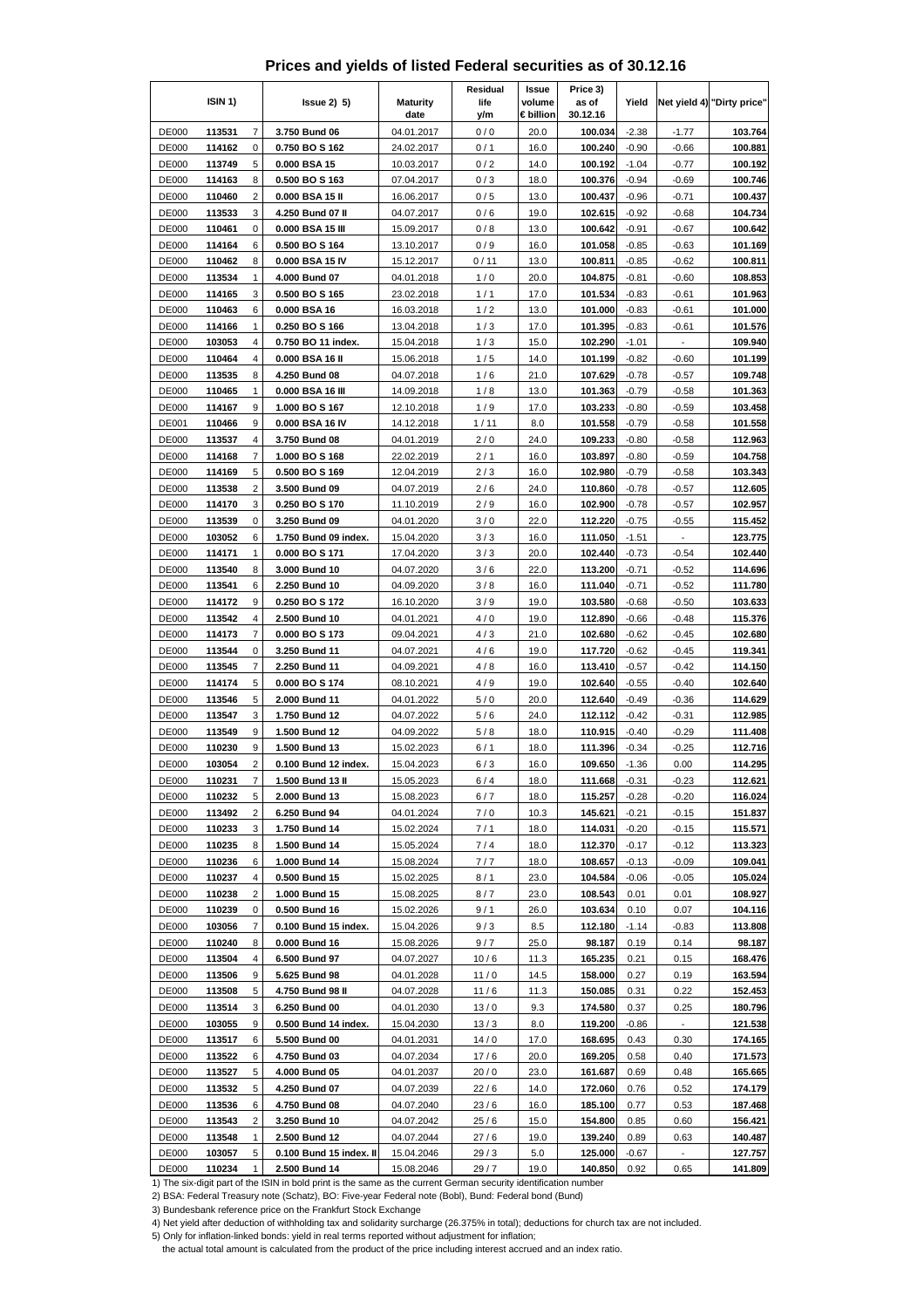# Prices and yields of listed Federal securities as of 30.12.16

| ISIN 1) | | | Issue 2) 5) | Maturity date | Residual life y/m | Issue volume € billion | Price 3) as of 30.12.16 | Yield | Net yield 4) | "Dirty price" |
|---|---|---|---|---|---|---|---|---|---|---|
| DE000 | 113531 | 7 | 3.750 Bund 06 | 04.01.2017 | 0 / 0 | 20.0 | 100.034 | -2.38 | -1.77 | 103.764 |
| DE000 | 114162 | 0 | 0.750 BO S 162 | 24.02.2017 | 0 / 1 | 16.0 | 100.240 | -0.90 | -0.66 | 100.881 |
| DE000 | 113749 | 5 | 0.000 BSA 15 | 10.03.2017 | 0 / 2 | 14.0 | 100.192 | -1.04 | -0.77 | 100.192 |
| DE000 | 114163 | 8 | 0.500 BO S 163 | 07.04.2017 | 0 / 3 | 18.0 | 100.376 | -0.94 | -0.69 | 100.746 |
| DE000 | 110460 | 2 | 0.000 BSA 15 II | 16.06.2017 | 0 / 5 | 13.0 | 100.437 | -0.96 | -0.71 | 100.437 |
| DE000 | 113533 | 3 | 4.250 Bund 07 II | 04.07.2017 | 0 / 6 | 19.0 | 102.615 | -0.92 | -0.68 | 104.734 |
| DE000 | 110461 | 0 | 0.000 BSA 15 III | 15.09.2017 | 0 / 8 | 13.0 | 100.642 | -0.91 | -0.67 | 100.642 |
| DE000 | 114164 | 6 | 0.500 BO S 164 | 13.10.2017 | 0 / 9 | 16.0 | 101.058 | -0.85 | -0.63 | 101.169 |
| DE000 | 110462 | 8 | 0.000 BSA 15 IV | 15.12.2017 | 0 / 11 | 13.0 | 100.811 | -0.85 | -0.62 | 100.811 |
| DE000 | 113534 | 1 | 4.000 Bund 07 | 04.01.2018 | 1 / 0 | 20.0 | 104.875 | -0.81 | -0.60 | 108.853 |
| DE000 | 114165 | 3 | 0.500 BO S 165 | 23.02.2018 | 1 / 1 | 17.0 | 101.534 | -0.83 | -0.61 | 101.963 |
| DE000 | 110463 | 6 | 0.000 BSA 16 | 16.03.2018 | 1 / 2 | 13.0 | 101.000 | -0.83 | -0.61 | 101.000 |
| DE000 | 114166 | 1 | 0.250 BO S 166 | 13.04.2018 | 1 / 3 | 17.0 | 101.395 | -0.83 | -0.61 | 101.576 |
| DE000 | 103053 | 4 | 0.750 BO 11 index. | 15.04.2018 | 1 / 3 | 15.0 | 102.290 | -1.01 | - | 109.940 |
| DE000 | 110464 | 4 | 0.000 BSA 16 II | 15.06.2018 | 1 / 5 | 14.0 | 101.199 | -0.82 | -0.60 | 101.199 |
| DE000 | 113535 | 8 | 4.250 Bund 08 | 04.07.2018 | 1 / 6 | 21.0 | 107.629 | -0.78 | -0.57 | 109.748 |
| DE000 | 110465 | 1 | 0.000 BSA 16 III | 14.09.2018 | 1 / 8 | 13.0 | 101.363 | -0.79 | -0.58 | 101.363 |
| DE000 | 114167 | 9 | 1.000 BO S 167 | 12.10.2018 | 1 / 9 | 17.0 | 103.233 | -0.80 | -0.59 | 103.458 |
| DE001 | 110466 | 9 | 0.000 BSA 16 IV | 14.12.2018 | 1 / 11 | 8.0 | 101.558 | -0.79 | -0.58 | 101.558 |
| DE000 | 113537 | 4 | 3.750 Bund 08 | 04.01.2019 | 2 / 0 | 24.0 | 109.233 | -0.80 | -0.58 | 112.963 |
| DE000 | 114168 | 7 | 1.000 BO S 168 | 22.02.2019 | 2 / 1 | 16.0 | 103.897 | -0.80 | -0.59 | 104.758 |
| DE000 | 114169 | 5 | 0.500 BO S 169 | 12.04.2019 | 2 / 3 | 16.0 | 102.980 | -0.79 | -0.58 | 103.343 |
| DE000 | 113538 | 2 | 3.500 Bund 09 | 04.07.2019 | 2 / 6 | 24.0 | 110.860 | -0.78 | -0.57 | 112.605 |
| DE000 | 114170 | 3 | 0.250 BO S 170 | 11.10.2019 | 2 / 9 | 16.0 | 102.900 | -0.78 | -0.57 | 102.957 |
| DE000 | 113539 | 0 | 3.250 Bund 09 | 04.01.2020 | 3 / 0 | 22.0 | 112.220 | -0.75 | -0.55 | 115.452 |
| DE000 | 103052 | 6 | 1.750 Bund 09 index. | 15.04.2020 | 3 / 3 | 16.0 | 111.050 | -1.51 | - | 123.775 |
| DE000 | 114171 | 1 | 0.000 BO S 171 | 17.04.2020 | 3 / 3 | 20.0 | 102.440 | -0.73 | -0.54 | 102.440 |
| DE000 | 113540 | 8 | 3.000 Bund 10 | 04.07.2020 | 3 / 6 | 22.0 | 113.200 | -0.71 | -0.52 | 114.696 |
| DE000 | 113541 | 6 | 2.250 Bund 10 | 04.09.2020 | 3 / 8 | 16.0 | 111.040 | -0.71 | -0.52 | 111.780 |
| DE000 | 114172 | 9 | 0.250 BO S 172 | 16.10.2020 | 3 / 9 | 19.0 | 103.580 | -0.68 | -0.50 | 103.633 |
| DE000 | 113542 | 4 | 2.500 Bund 10 | 04.01.2021 | 4 / 0 | 19.0 | 112.890 | -0.66 | -0.48 | 115.376 |
| DE000 | 114173 | 7 | 0.000 BO S 173 | 09.04.2021 | 4 / 3 | 21.0 | 102.680 | -0.62 | -0.45 | 102.680 |
| DE000 | 113544 | 0 | 3.250 Bund 11 | 04.07.2021 | 4 / 6 | 19.0 | 117.720 | -0.62 | -0.45 | 119.341 |
| DE000 | 113545 | 7 | 2.250 Bund 11 | 04.09.2021 | 4 / 8 | 16.0 | 113.410 | -0.57 | -0.42 | 114.150 |
| DE000 | 114174 | 5 | 0.000 BO S 174 | 08.10.2021 | 4 / 9 | 19.0 | 102.640 | -0.55 | -0.40 | 102.640 |
| DE000 | 113546 | 5 | 2.000 Bund 11 | 04.01.2022 | 5 / 0 | 20.0 | 112.640 | -0.49 | -0.36 | 114.629 |
| DE000 | 113547 | 3 | 1.750 Bund 12 | 04.07.2022 | 5 / 6 | 24.0 | 112.112 | -0.42 | -0.31 | 112.985 |
| DE000 | 113549 | 9 | 1.500 Bund 12 | 04.09.2022 | 5 / 8 | 18.0 | 110.915 | -0.40 | -0.29 | 111.408 |
| DE000 | 110230 | 9 | 1.500 Bund 13 | 15.02.2023 | 6 / 1 | 18.0 | 111.396 | -0.34 | -0.25 | 112.716 |
| DE000 | 103054 | 2 | 0.100 Bund 12 index. | 15.04.2023 | 6 / 3 | 16.0 | 109.650 | -1.36 | 0.00 | 114.295 |
| DE000 | 110231 | 7 | 1.500 Bund 13 II | 15.05.2023 | 6 / 4 | 18.0 | 111.668 | -0.31 | -0.23 | 112.621 |
| DE000 | 110232 | 5 | 2.000 Bund 13 | 15.08.2023 | 6 / 7 | 18.0 | 115.257 | -0.28 | -0.20 | 116.024 |
| DE000 | 113492 | 2 | 6.250 Bund 94 | 04.01.2024 | 7 / 0 | 10.3 | 145.621 | -0.21 | -0.15 | 151.837 |
| DE000 | 110233 | 3 | 1.750 Bund 14 | 15.02.2024 | 7 / 1 | 18.0 | 114.031 | -0.20 | -0.15 | 115.571 |
| DE000 | 110235 | 8 | 1.500 Bund 14 | 15.05.2024 | 7 / 4 | 18.0 | 112.370 | -0.17 | -0.12 | 113.323 |
| DE000 | 110236 | 6 | 1.000 Bund 14 | 15.08.2024 | 7 / 7 | 18.0 | 108.657 | -0.13 | -0.09 | 109.041 |
| DE000 | 110237 | 4 | 0.500 Bund 15 | 15.02.2025 | 8 / 1 | 23.0 | 104.584 | -0.06 | -0.05 | 105.024 |
| DE000 | 110238 | 2 | 1.000 Bund 15 | 15.08.2025 | 8 / 7 | 23.0 | 108.543 | 0.01 | 0.01 | 108.927 |
| DE000 | 110239 | 0 | 0.500 Bund 16 | 15.02.2026 | 9 / 1 | 26.0 | 103.634 | 0.10 | 0.07 | 104.116 |
| DE000 | 103056 | 7 | 0.100 Bund 15 index. | 15.04.2026 | 9 / 3 | 8.5 | 112.180 | -1.14 | -0.83 | 113.808 |
| DE000 | 110240 | 8 | 0.000 Bund 16 | 15.08.2026 | 9 / 7 | 25.0 | 98.187 | 0.19 | 0.14 | 98.187 |
| DE000 | 113504 | 4 | 6.500 Bund 97 | 04.07.2027 | 10 / 6 | 11.3 | 165.235 | 0.21 | 0.15 | 168.476 |
| DE000 | 113506 | 9 | 5.625 Bund 98 | 04.01.2028 | 11 / 0 | 14.5 | 158.000 | 0.27 | 0.19 | 163.594 |
| DE000 | 113508 | 5 | 4.750 Bund 98 II | 04.07.2028 | 11 / 6 | 11.3 | 150.085 | 0.31 | 0.22 | 152.453 |
| DE000 | 113514 | 3 | 6.250 Bund 00 | 04.01.2030 | 13 / 0 | 9.3 | 174.580 | 0.37 | 0.25 | 180.796 |
| DE000 | 103055 | 9 | 0.500 Bund 14 index. | 15.04.2030 | 13 / 3 | 8.0 | 119.200 | -0.86 | - | 121.538 |
| DE000 | 113517 | 6 | 5.500 Bund 00 | 04.01.2031 | 14 / 0 | 17.0 | 168.695 | 0.43 | 0.30 | 174.165 |
| DE000 | 113522 | 6 | 4.750 Bund 03 | 04.07.2034 | 17 / 6 | 20.0 | 169.205 | 0.58 | 0.40 | 171.573 |
| DE000 | 113527 | 5 | 4.000 Bund 05 | 04.01.2037 | 20 / 0 | 23.0 | 161.687 | 0.69 | 0.48 | 165.665 |
| DE000 | 113532 | 5 | 4.250 Bund 07 | 04.07.2039 | 22 / 6 | 14.0 | 172.060 | 0.76 | 0.52 | 174.179 |
| DE000 | 113536 | 6 | 4.750 Bund 08 | 04.07.2040 | 23 / 6 | 16.0 | 185.100 | 0.77 | 0.53 | 187.468 |
| DE000 | 113543 | 2 | 3.250 Bund 10 | 04.07.2042 | 25 / 6 | 15.0 | 154.800 | 0.85 | 0.60 | 156.421 |
| DE000 | 113548 | 1 | 2.500 Bund 12 | 04.07.2044 | 27 / 6 | 19.0 | 139.240 | 0.89 | 0.63 | 140.487 |
| DE000 | 103057 | 5 | 0.100 Bund 15 index. II | 15.04.2046 | 29 / 3 | 5.0 | 125.000 | -0.67 | - | 127.757 |
| DE000 | 110234 | 1 | 2.500 Bund 14 | 15.08.2046 | 29 / 7 | 19.0 | 140.850 | 0.92 | 0.65 | 141.809 |

1) The six-digit part of the ISIN in bold print is the same as the current German security identification number

2) BSA: Federal Treasury note (Schatz), BO: Five-year Federal note (Bobl), Bund: Federal bond (Bund)

3) Bundesbank reference price on the Frankfurt Stock Exchange

4) Net yield after deduction of withholding tax and solidarity surcharge (26.375% in total); deductions for church tax are not included.

5) Only for inflation-linked bonds: yield in real terms reported without adjustment for inflation;
the actual total amount is calculated from the product of the price including interest accrued and an index ratio.